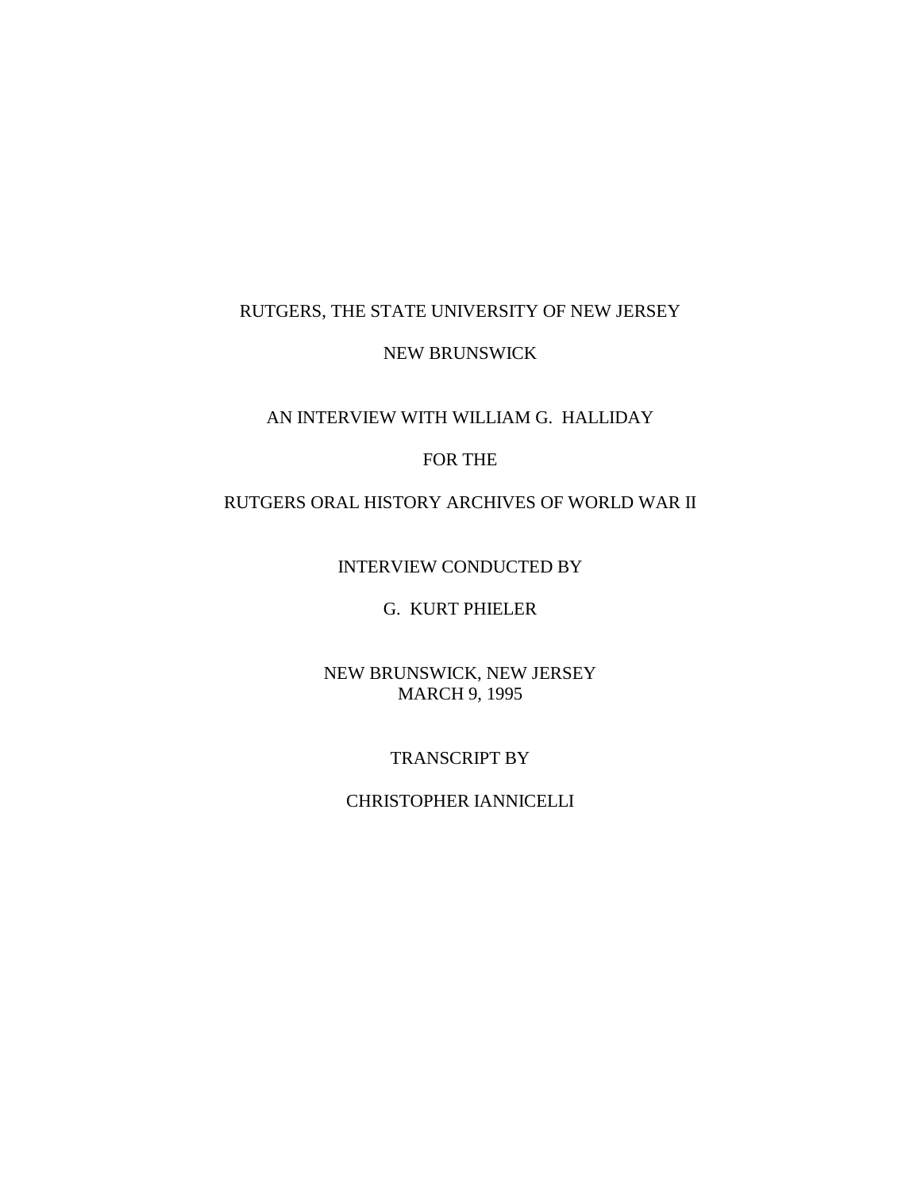RUTGERS, THE STATE UNIVERSITY OF NEW JERSEY

NEW BRUNSWICK

AN INTERVIEW WITH WILLIAM G. HALLIDAY

FOR THE

RUTGERS ORAL HISTORY ARCHIVES OF WORLD WAR II

INTERVIEW CONDUCTED BY

G. KURT PHIELER

NEW BRUNSWICK, NEW JERSEY
MARCH 9, 1995

TRANSCRIPT BY

CHRISTOPHER IANNICELLI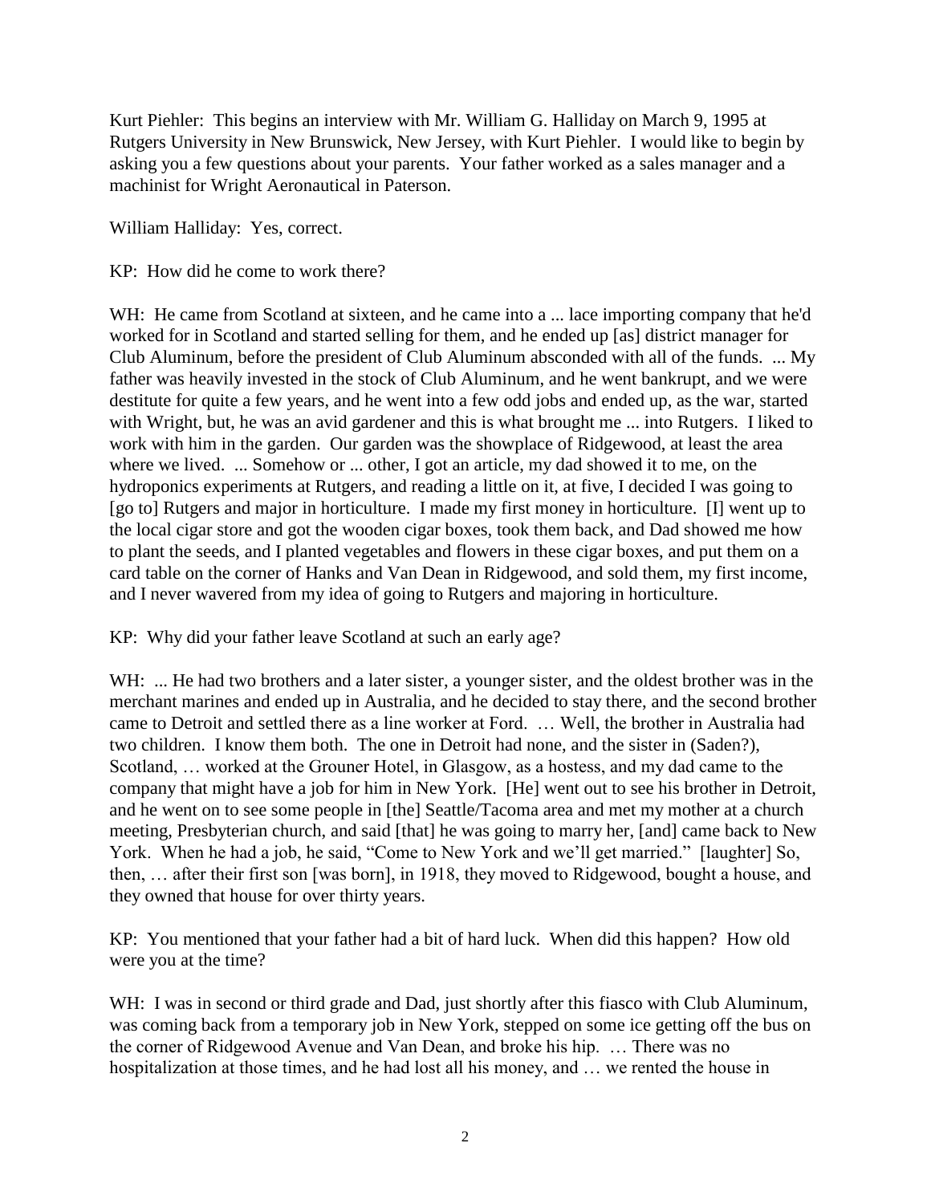Kurt Piehler: This begins an interview with Mr. William G. Halliday on March 9, 1995 at Rutgers University in New Brunswick, New Jersey, with Kurt Piehler. I would like to begin by asking you a few questions about your parents. Your father worked as a sales manager and a machinist for Wright Aeronautical in Paterson.

William Halliday: Yes, correct.

KP: How did he come to work there?

WH: He came from Scotland at sixteen, and he came into a ... lace importing company that he'd worked for in Scotland and started selling for them, and he ended up [as] district manager for Club Aluminum, before the president of Club Aluminum absconded with all of the funds. ... My father was heavily invested in the stock of Club Aluminum, and he went bankrupt, and we were destitute for quite a few years, and he went into a few odd jobs and ended up, as the war, started with Wright, but, he was an avid gardener and this is what brought me ... into Rutgers. I liked to work with him in the garden. Our garden was the showplace of Ridgewood, at least the area where we lived. ... Somehow or ... other, I got an article, my dad showed it to me, on the hydroponics experiments at Rutgers, and reading a little on it, at five, I decided I was going to [go to] Rutgers and major in horticulture. I made my first money in horticulture. [I] went up to the local cigar store and got the wooden cigar boxes, took them back, and Dad showed me how to plant the seeds, and I planted vegetables and flowers in these cigar boxes, and put them on a card table on the corner of Hanks and Van Dean in Ridgewood, and sold them, my first income, and I never wavered from my idea of going to Rutgers and majoring in horticulture.

KP: Why did your father leave Scotland at such an early age?

WH: ... He had two brothers and a later sister, a younger sister, and the oldest brother was in the merchant marines and ended up in Australia, and he decided to stay there, and the second brother came to Detroit and settled there as a line worker at Ford. … Well, the brother in Australia had two children. I know them both. The one in Detroit had none, and the sister in (Saden?), Scotland, … worked at the Grouner Hotel, in Glasgow, as a hostess, and my dad came to the company that might have a job for him in New York. [He] went out to see his brother in Detroit, and he went on to see some people in [the] Seattle/Tacoma area and met my mother at a church meeting, Presbyterian church, and said [that] he was going to marry her, [and] came back to New York. When he had a job, he said, "Come to New York and we'll get married." [laughter] So, then, … after their first son [was born], in 1918, they moved to Ridgewood, bought a house, and they owned that house for over thirty years.

KP: You mentioned that your father had a bit of hard luck. When did this happen? How old were you at the time?

WH: I was in second or third grade and Dad, just shortly after this fiasco with Club Aluminum, was coming back from a temporary job in New York, stepped on some ice getting off the bus on the corner of Ridgewood Avenue and Van Dean, and broke his hip. … There was no hospitalization at those times, and he had lost all his money, and … we rented the house in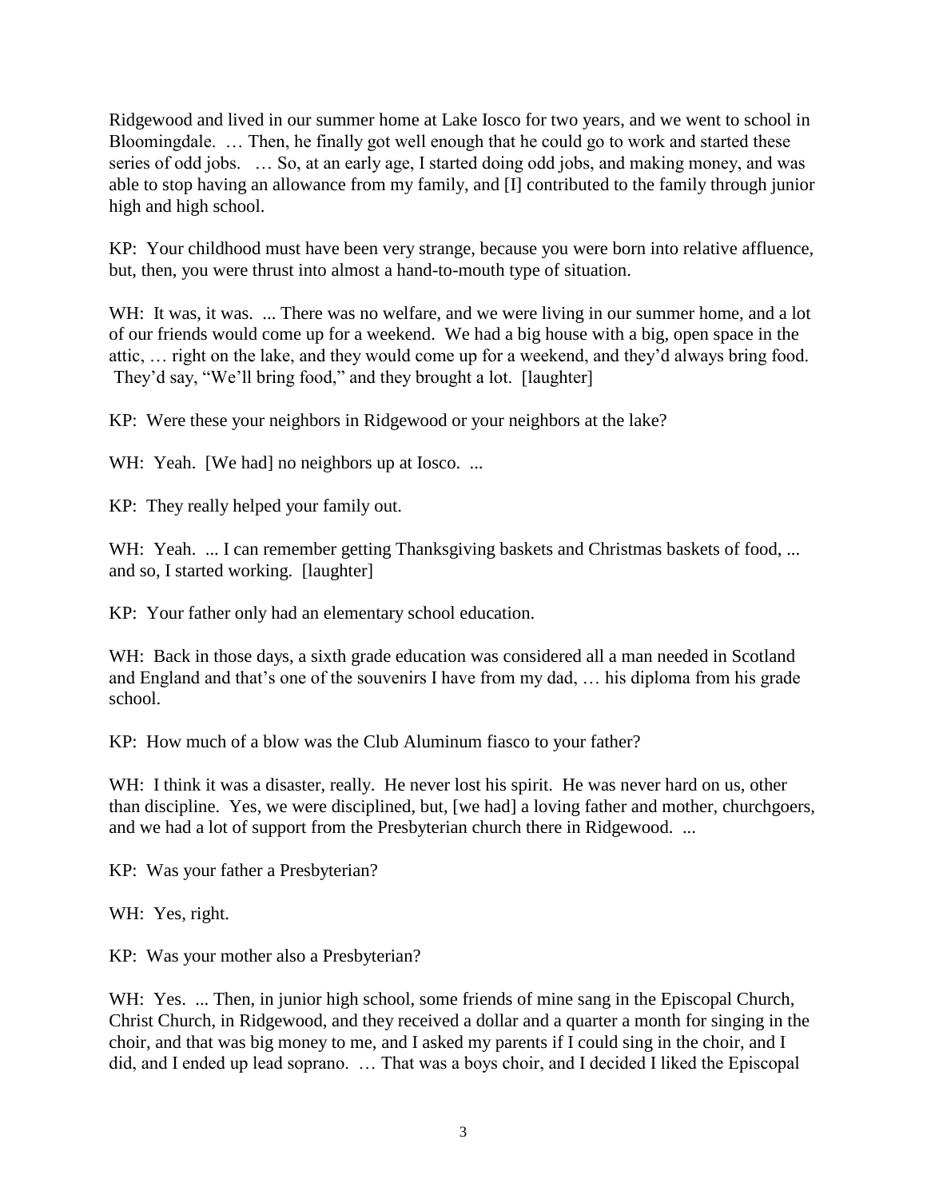Ridgewood and lived in our summer home at Lake Iosco for two years, and we went to school in Bloomingdale. … Then, he finally got well enough that he could go to work and started these series of odd jobs. … So, at an early age, I started doing odd jobs, and making money, and was able to stop having an allowance from my family, and [I] contributed to the family through junior high and high school.

KP: Your childhood must have been very strange, because you were born into relative affluence, but, then, you were thrust into almost a hand-to-mouth type of situation.

WH: It was, it was. ... There was no welfare, and we were living in our summer home, and a lot of our friends would come up for a weekend. We had a big house with a big, open space in the attic, … right on the lake, and they would come up for a weekend, and they'd always bring food. They'd say, "We'll bring food," and they brought a lot. [laughter]

KP: Were these your neighbors in Ridgewood or your neighbors at the lake?

WH: Yeah. [We had] no neighbors up at Iosco. ...

KP: They really helped your family out.

WH: Yeah. ... I can remember getting Thanksgiving baskets and Christmas baskets of food, ... and so, I started working. [laughter]

KP: Your father only had an elementary school education.

WH: Back in those days, a sixth grade education was considered all a man needed in Scotland and England and that's one of the souvenirs I have from my dad, … his diploma from his grade school.

KP: How much of a blow was the Club Aluminum fiasco to your father?

WH: I think it was a disaster, really. He never lost his spirit. He was never hard on us, other than discipline. Yes, we were disciplined, but, [we had] a loving father and mother, churchgoers, and we had a lot of support from the Presbyterian church there in Ridgewood. ...

KP: Was your father a Presbyterian?

WH: Yes, right.

KP: Was your mother also a Presbyterian?

WH: Yes. ... Then, in junior high school, some friends of mine sang in the Episcopal Church, Christ Church, in Ridgewood, and they received a dollar and a quarter a month for singing in the choir, and that was big money to me, and I asked my parents if I could sing in the choir, and I did, and I ended up lead soprano. … That was a boys choir, and I decided I liked the Episcopal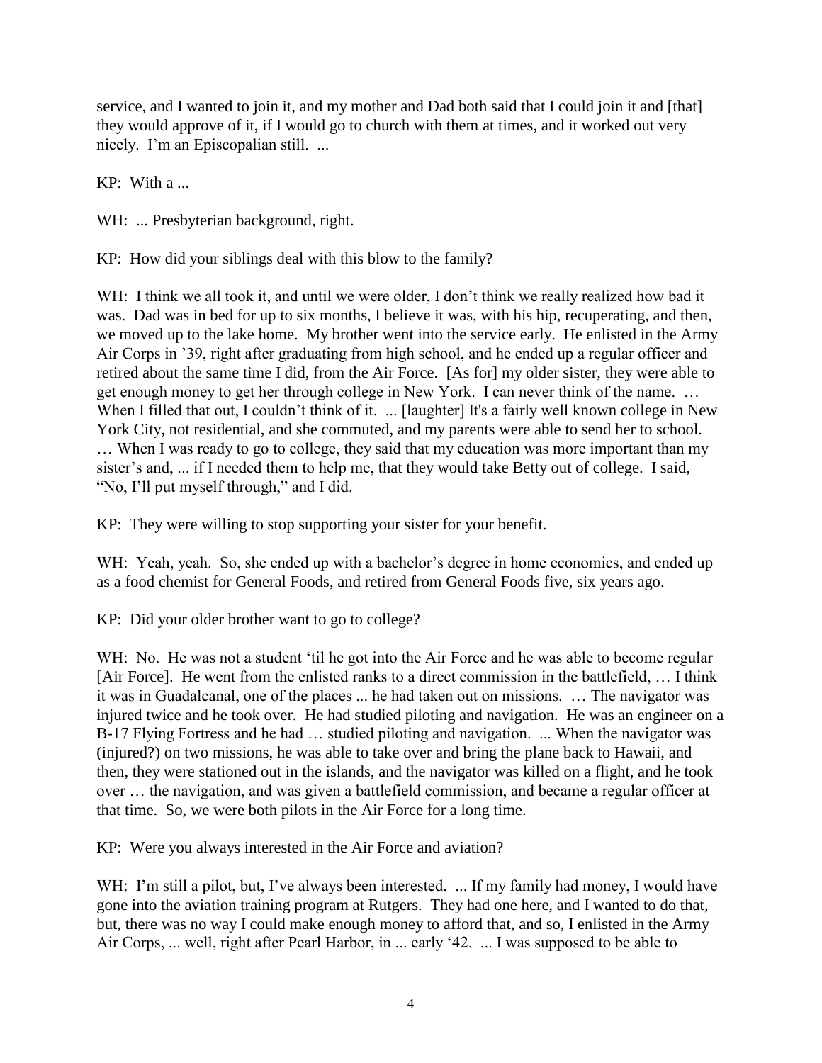service, and I wanted to join it, and my mother and Dad both said that I could join it and [that] they would approve of it, if I would go to church with them at times, and it worked out very nicely. I'm an Episcopalian still. ...

KP: With a ...

WH: ... Presbyterian background, right.

KP: How did your siblings deal with this blow to the family?

WH: I think we all took it, and until we were older, I don't think we really realized how bad it was. Dad was in bed for up to six months, I believe it was, with his hip, recuperating, and then, we moved up to the lake home. My brother went into the service early. He enlisted in the Army Air Corps in '39, right after graduating from high school, and he ended up a regular officer and retired about the same time I did, from the Air Force. [As for] my older sister, they were able to get enough money to get her through college in New York. I can never think of the name. … When I filled that out, I couldn't think of it. ... [laughter] It's a fairly well known college in New York City, not residential, and she commuted, and my parents were able to send her to school. … When I was ready to go to college, they said that my education was more important than my sister's and, ... if I needed them to help me, that they would take Betty out of college. I said, "No, I'll put myself through," and I did.

KP: They were willing to stop supporting your sister for your benefit.

WH: Yeah, yeah. So, she ended up with a bachelor's degree in home economics, and ended up as a food chemist for General Foods, and retired from General Foods five, six years ago.

KP: Did your older brother want to go to college?

WH: No. He was not a student 'til he got into the Air Force and he was able to become regular [Air Force]. He went from the enlisted ranks to a direct commission in the battlefield, … I think it was in Guadalcanal, one of the places ... he had taken out on missions. … The navigator was injured twice and he took over. He had studied piloting and navigation. He was an engineer on a B-17 Flying Fortress and he had … studied piloting and navigation. ... When the navigator was (injured?) on two missions, he was able to take over and bring the plane back to Hawaii, and then, they were stationed out in the islands, and the navigator was killed on a flight, and he took over … the navigation, and was given a battlefield commission, and became a regular officer at that time. So, we were both pilots in the Air Force for a long time.

KP: Were you always interested in the Air Force and aviation?

WH: I'm still a pilot, but, I've always been interested. ... If my family had money, I would have gone into the aviation training program at Rutgers. They had one here, and I wanted to do that, but, there was no way I could make enough money to afford that, and so, I enlisted in the Army Air Corps, ... well, right after Pearl Harbor, in ... early '42. ... I was supposed to be able to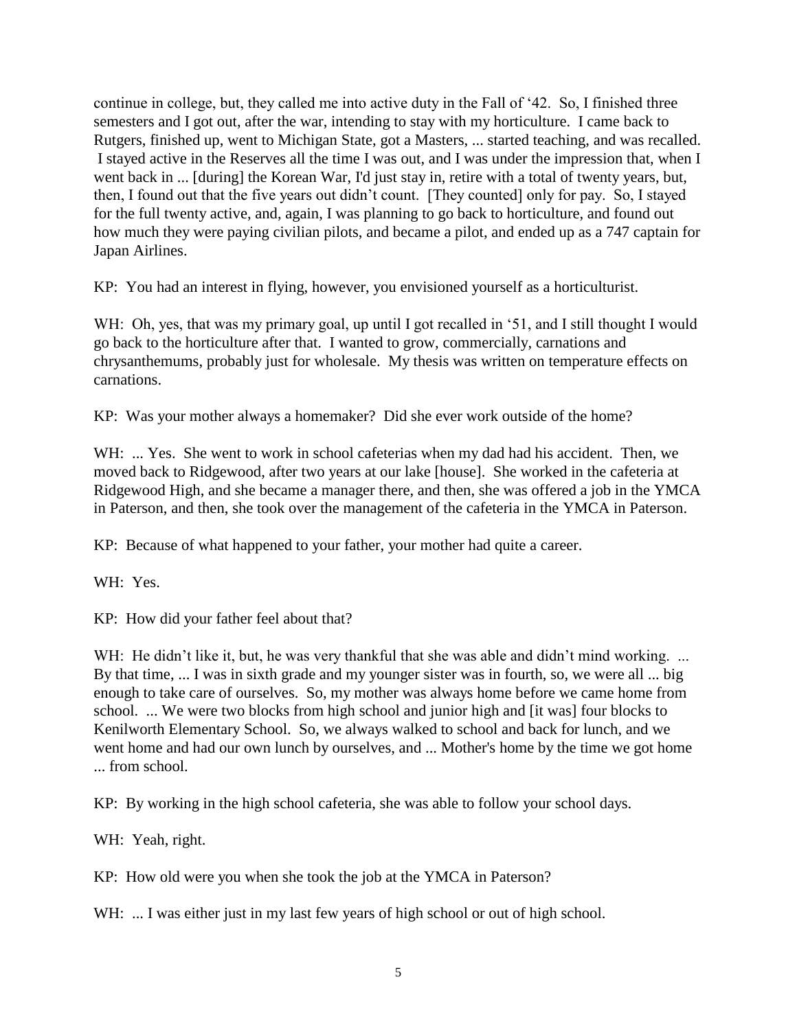continue in college, but, they called me into active duty in the Fall of '42. So, I finished three semesters and I got out, after the war, intending to stay with my horticulture. I came back to Rutgers, finished up, went to Michigan State, got a Masters, ... started teaching, and was recalled. I stayed active in the Reserves all the time I was out, and I was under the impression that, when I went back in ... [during] the Korean War, I'd just stay in, retire with a total of twenty years, but, then, I found out that the five years out didn't count. [They counted] only for pay. So, I stayed for the full twenty active, and, again, I was planning to go back to horticulture, and found out how much they were paying civilian pilots, and became a pilot, and ended up as a 747 captain for Japan Airlines.

KP: You had an interest in flying, however, you envisioned yourself as a horticulturist.

WH: Oh, yes, that was my primary goal, up until I got recalled in '51, and I still thought I would go back to the horticulture after that. I wanted to grow, commercially, carnations and chrysanthemums, probably just for wholesale. My thesis was written on temperature effects on carnations.

KP: Was your mother always a homemaker? Did she ever work outside of the home?

WH: ... Yes. She went to work in school cafeterias when my dad had his accident. Then, we moved back to Ridgewood, after two years at our lake [house]. She worked in the cafeteria at Ridgewood High, and she became a manager there, and then, she was offered a job in the YMCA in Paterson, and then, she took over the management of the cafeteria in the YMCA in Paterson.

KP: Because of what happened to your father, your mother had quite a career.

WH: Yes.

KP: How did your father feel about that?

WH: He didn't like it, but, he was very thankful that she was able and didn't mind working. ... By that time, ... I was in sixth grade and my younger sister was in fourth, so, we were all ... big enough to take care of ourselves. So, my mother was always home before we came home from school. ... We were two blocks from high school and junior high and [it was] four blocks to Kenilworth Elementary School. So, we always walked to school and back for lunch, and we went home and had our own lunch by ourselves, and ... Mother's home by the time we got home ... from school.

KP: By working in the high school cafeteria, she was able to follow your school days.

WH: Yeah, right.

KP: How old were you when she took the job at the YMCA in Paterson?

WH: ... I was either just in my last few years of high school or out of high school.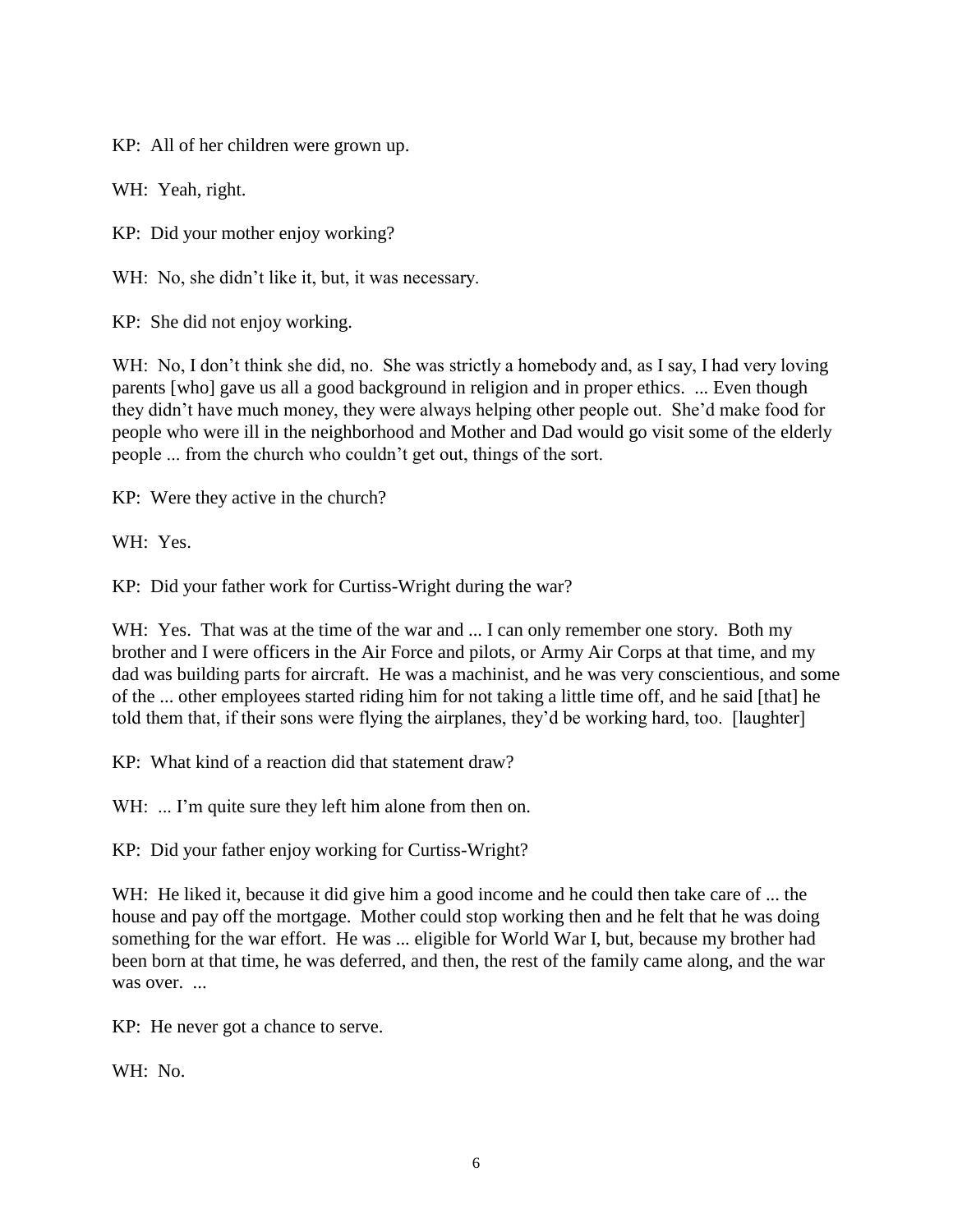KP: All of her children were grown up.

WH: Yeah, right.

KP: Did your mother enjoy working?

WH: No, she didn't like it, but, it was necessary.

KP: She did not enjoy working.

WH: No, I don't think she did, no. She was strictly a homebody and, as I say, I had very loving parents [who] gave us all a good background in religion and in proper ethics. ... Even though they didn't have much money, they were always helping other people out. She'd make food for people who were ill in the neighborhood and Mother and Dad would go visit some of the elderly people ... from the church who couldn't get out, things of the sort.

KP: Were they active in the church?

WH: Yes.

KP: Did your father work for Curtiss-Wright during the war?

WH: Yes. That was at the time of the war and ... I can only remember one story. Both my brother and I were officers in the Air Force and pilots, or Army Air Corps at that time, and my dad was building parts for aircraft. He was a machinist, and he was very conscientious, and some of the ... other employees started riding him for not taking a little time off, and he said [that] he told them that, if their sons were flying the airplanes, they'd be working hard, too. [laughter]

KP: What kind of a reaction did that statement draw?

WH: ... I'm quite sure they left him alone from then on.

KP: Did your father enjoy working for Curtiss-Wright?

WH: He liked it, because it did give him a good income and he could then take care of ... the house and pay off the mortgage. Mother could stop working then and he felt that he was doing something for the war effort. He was ... eligible for World War I, but, because my brother had been born at that time, he was deferred, and then, the rest of the family came along, and the war was over. ...

KP: He never got a chance to serve.

WH: No.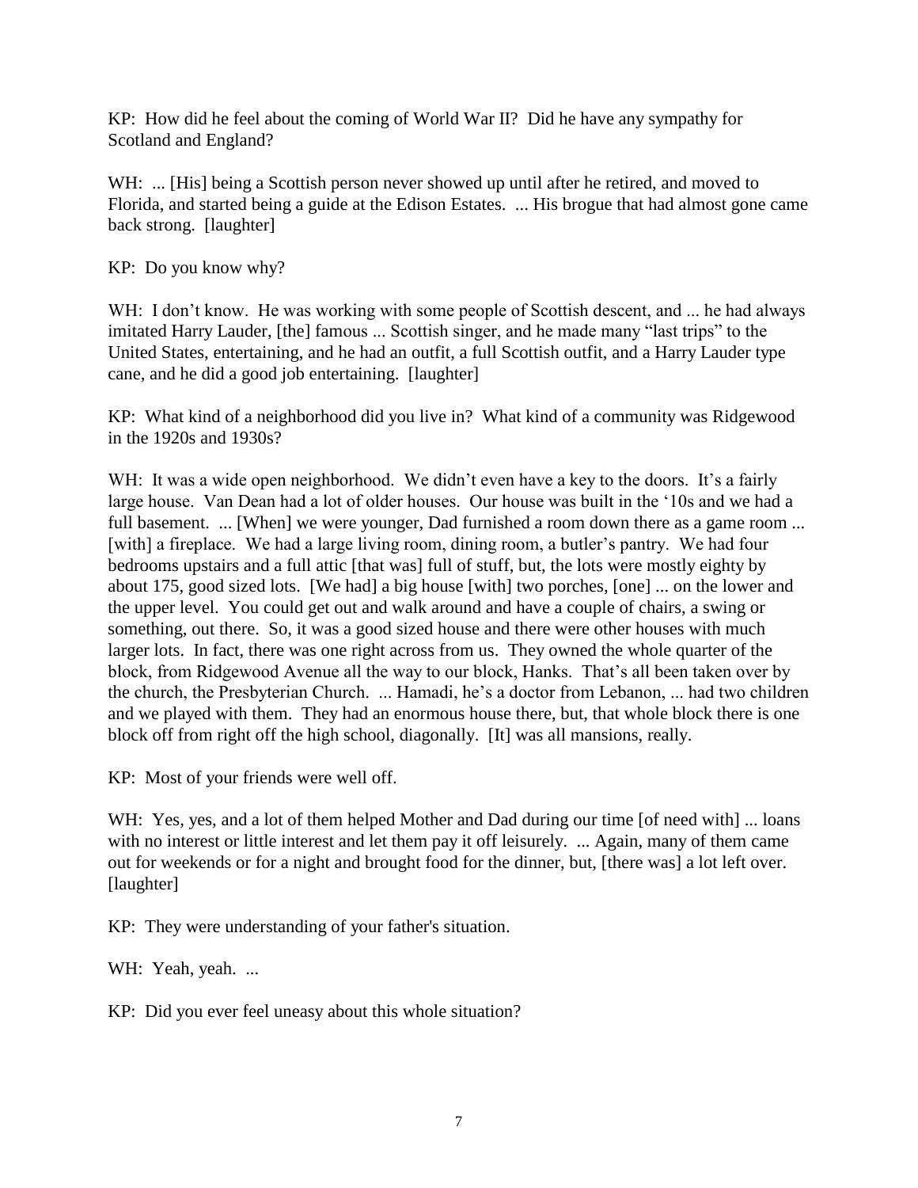KP: How did he feel about the coming of World War II? Did he have any sympathy for Scotland and England?

WH: ... [His] being a Scottish person never showed up until after he retired, and moved to Florida, and started being a guide at the Edison Estates. ... His brogue that had almost gone came back strong. [laughter]

KP: Do you know why?

WH: I don't know. He was working with some people of Scottish descent, and ... he had always imitated Harry Lauder, [the] famous ... Scottish singer, and he made many "last trips" to the United States, entertaining, and he had an outfit, a full Scottish outfit, and a Harry Lauder type cane, and he did a good job entertaining. [laughter]

KP: What kind of a neighborhood did you live in? What kind of a community was Ridgewood in the 1920s and 1930s?

WH: It was a wide open neighborhood. We didn't even have a key to the doors. It's a fairly large house. Van Dean had a lot of older houses. Our house was built in the '10s and we had a full basement. ... [When] we were younger, Dad furnished a room down there as a game room ... [with] a fireplace. We had a large living room, dining room, a butler's pantry. We had four bedrooms upstairs and a full attic [that was] full of stuff, but, the lots were mostly eighty by about 175, good sized lots. [We had] a big house [with] two porches, [one] ... on the lower and the upper level. You could get out and walk around and have a couple of chairs, a swing or something, out there. So, it was a good sized house and there were other houses with much larger lots. In fact, there was one right across from us. They owned the whole quarter of the block, from Ridgewood Avenue all the way to our block, Hanks. That's all been taken over by the church, the Presbyterian Church. ... Hamadi, he's a doctor from Lebanon, ... had two children and we played with them. They had an enormous house there, but, that whole block there is one block off from right off the high school, diagonally. [It] was all mansions, really.

KP: Most of your friends were well off.

WH: Yes, yes, and a lot of them helped Mother and Dad during our time [of need with] ... loans with no interest or little interest and let them pay it off leisurely. ... Again, many of them came out for weekends or for a night and brought food for the dinner, but, [there was] a lot left over. [laughter]

KP: They were understanding of your father's situation.

WH: Yeah, yeah. ...

KP: Did you ever feel uneasy about this whole situation?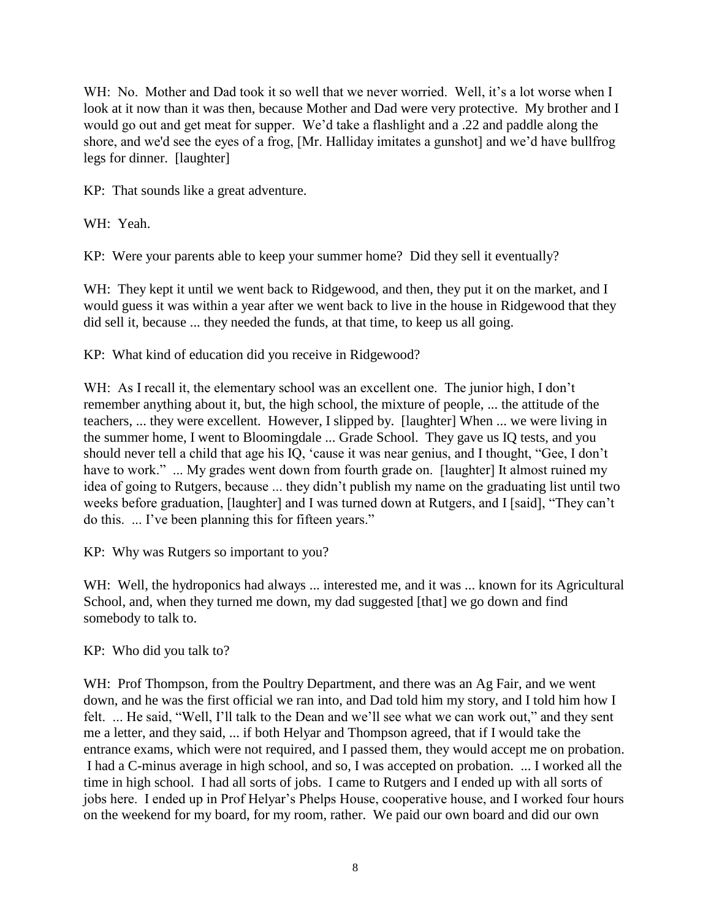WH: No. Mother and Dad took it so well that we never worried. Well, it's a lot worse when I look at it now than it was then, because Mother and Dad were very protective. My brother and I would go out and get meat for supper. We'd take a flashlight and a .22 and paddle along the shore, and we'd see the eyes of a frog, [Mr. Halliday imitates a gunshot] and we'd have bullfrog legs for dinner. [laughter]

KP: That sounds like a great adventure.

WH: Yeah.

KP: Were your parents able to keep your summer home? Did they sell it eventually?

WH: They kept it until we went back to Ridgewood, and then, they put it on the market, and I would guess it was within a year after we went back to live in the house in Ridgewood that they did sell it, because ... they needed the funds, at that time, to keep us all going.

KP: What kind of education did you receive in Ridgewood?

WH: As I recall it, the elementary school was an excellent one. The junior high, I don't remember anything about it, but, the high school, the mixture of people, ... the attitude of the teachers, ... they were excellent. However, I slipped by. [laughter] When ... we were living in the summer home, I went to Bloomingdale ... Grade School. They gave us IQ tests, and you should never tell a child that age his IQ, 'cause it was near genius, and I thought, "Gee, I don't have to work." ... My grades went down from fourth grade on. [laughter] It almost ruined my idea of going to Rutgers, because ... they didn't publish my name on the graduating list until two weeks before graduation, [laughter] and I was turned down at Rutgers, and I [said], "They can't do this. ... I've been planning this for fifteen years."

KP: Why was Rutgers so important to you?

WH: Well, the hydroponics had always ... interested me, and it was ... known for its Agricultural School, and, when they turned me down, my dad suggested [that] we go down and find somebody to talk to.

KP: Who did you talk to?

WH: Prof Thompson, from the Poultry Department, and there was an Ag Fair, and we went down, and he was the first official we ran into, and Dad told him my story, and I told him how I felt. ... He said, "Well, I'll talk to the Dean and we'll see what we can work out," and they sent me a letter, and they said, ... if both Helyar and Thompson agreed, that if I would take the entrance exams, which were not required, and I passed them, they would accept me on probation. I had a C-minus average in high school, and so, I was accepted on probation. ... I worked all the time in high school. I had all sorts of jobs. I came to Rutgers and I ended up with all sorts of jobs here. I ended up in Prof Helyar's Phelps House, cooperative house, and I worked four hours on the weekend for my board, for my room, rather. We paid our own board and did our own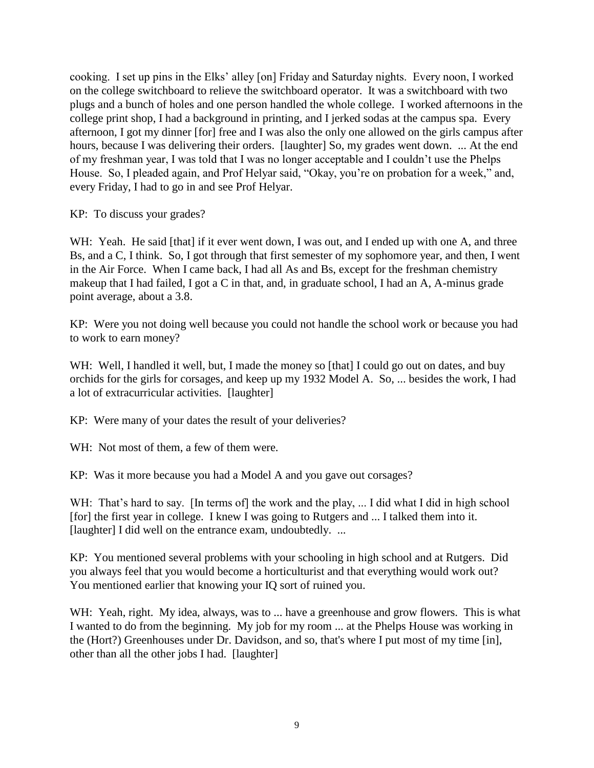cooking. I set up pins in the Elks' alley [on] Friday and Saturday nights. Every noon, I worked on the college switchboard to relieve the switchboard operator. It was a switchboard with two plugs and a bunch of holes and one person handled the whole college. I worked afternoons in the college print shop, I had a background in printing, and I jerked sodas at the campus spa. Every afternoon, I got my dinner [for] free and I was also the only one allowed on the girls campus after hours, because I was delivering their orders. [laughter] So, my grades went down. ... At the end of my freshman year, I was told that I was no longer acceptable and I couldn't use the Phelps House. So, I pleaded again, and Prof Helyar said, "Okay, you're on probation for a week," and, every Friday, I had to go in and see Prof Helyar.

KP: To discuss your grades?

WH: Yeah. He said [that] if it ever went down, I was out, and I ended up with one A, and three Bs, and a C, I think. So, I got through that first semester of my sophomore year, and then, I went in the Air Force. When I came back, I had all As and Bs, except for the freshman chemistry makeup that I had failed, I got a C in that, and, in graduate school, I had an A, A-minus grade point average, about a 3.8.

KP: Were you not doing well because you could not handle the school work or because you had to work to earn money?

WH: Well, I handled it well, but, I made the money so [that] I could go out on dates, and buy orchids for the girls for corsages, and keep up my 1932 Model A. So, ... besides the work, I had a lot of extracurricular activities. [laughter]

KP: Were many of your dates the result of your deliveries?

WH: Not most of them, a few of them were.

KP: Was it more because you had a Model A and you gave out corsages?

WH: That's hard to say. [In terms of] the work and the play, ... I did what I did in high school [for] the first year in college. I knew I was going to Rutgers and ... I talked them into it. [laughter] I did well on the entrance exam, undoubtedly. ...

KP: You mentioned several problems with your schooling in high school and at Rutgers. Did you always feel that you would become a horticulturist and that everything would work out? You mentioned earlier that knowing your IQ sort of ruined you.

WH: Yeah, right. My idea, always, was to ... have a greenhouse and grow flowers. This is what I wanted to do from the beginning. My job for my room ... at the Phelps House was working in the (Hort?) Greenhouses under Dr. Davidson, and so, that's where I put most of my time [in], other than all the other jobs I had. [laughter]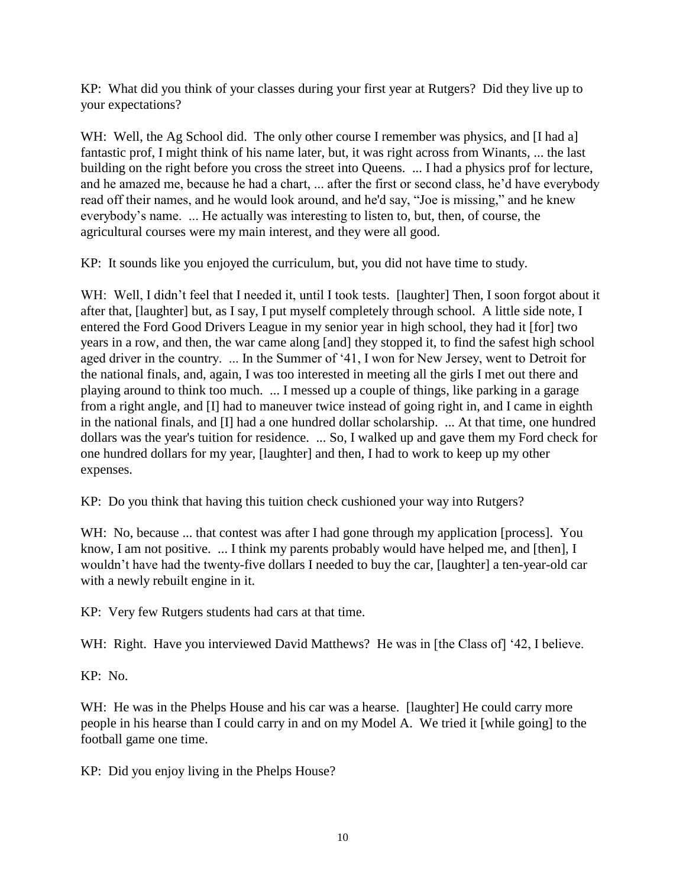KP: What did you think of your classes during your first year at Rutgers? Did they live up to your expectations?

WH: Well, the Ag School did. The only other course I remember was physics, and [I had a] fantastic prof, I might think of his name later, but, it was right across from Winants, ... the last building on the right before you cross the street into Queens. ... I had a physics prof for lecture, and he amazed me, because he had a chart, ... after the first or second class, he'd have everybody read off their names, and he would look around, and he'd say, "Joe is missing," and he knew everybody's name. ... He actually was interesting to listen to, but, then, of course, the agricultural courses were my main interest, and they were all good.

KP: It sounds like you enjoyed the curriculum, but, you did not have time to study.

WH: Well, I didn't feel that I needed it, until I took tests. [laughter] Then, I soon forgot about it after that, [laughter] but, as I say, I put myself completely through school. A little side note, I entered the Ford Good Drivers League in my senior year in high school, they had it [for] two years in a row, and then, the war came along [and] they stopped it, to find the safest high school aged driver in the country. ... In the Summer of '41, I won for New Jersey, went to Detroit for the national finals, and, again, I was too interested in meeting all the girls I met out there and playing around to think too much. ... I messed up a couple of things, like parking in a garage from a right angle, and [I] had to maneuver twice instead of going right in, and I came in eighth in the national finals, and [I] had a one hundred dollar scholarship. ... At that time, one hundred dollars was the year's tuition for residence. ... So, I walked up and gave them my Ford check for one hundred dollars for my year, [laughter] and then, I had to work to keep up my other expenses.

KP: Do you think that having this tuition check cushioned your way into Rutgers?

WH: No, because ... that contest was after I had gone through my application [process]. You know, I am not positive. ... I think my parents probably would have helped me, and [then], I wouldn't have had the twenty-five dollars I needed to buy the car, [laughter] a ten-year-old car with a newly rebuilt engine in it.

KP: Very few Rutgers students had cars at that time.

WH: Right. Have you interviewed David Matthews? He was in [the Class of] '42, I believe.

KP: No.

WH: He was in the Phelps House and his car was a hearse. [laughter] He could carry more people in his hearse than I could carry in and on my Model A. We tried it [while going] to the football game one time.

KP: Did you enjoy living in the Phelps House?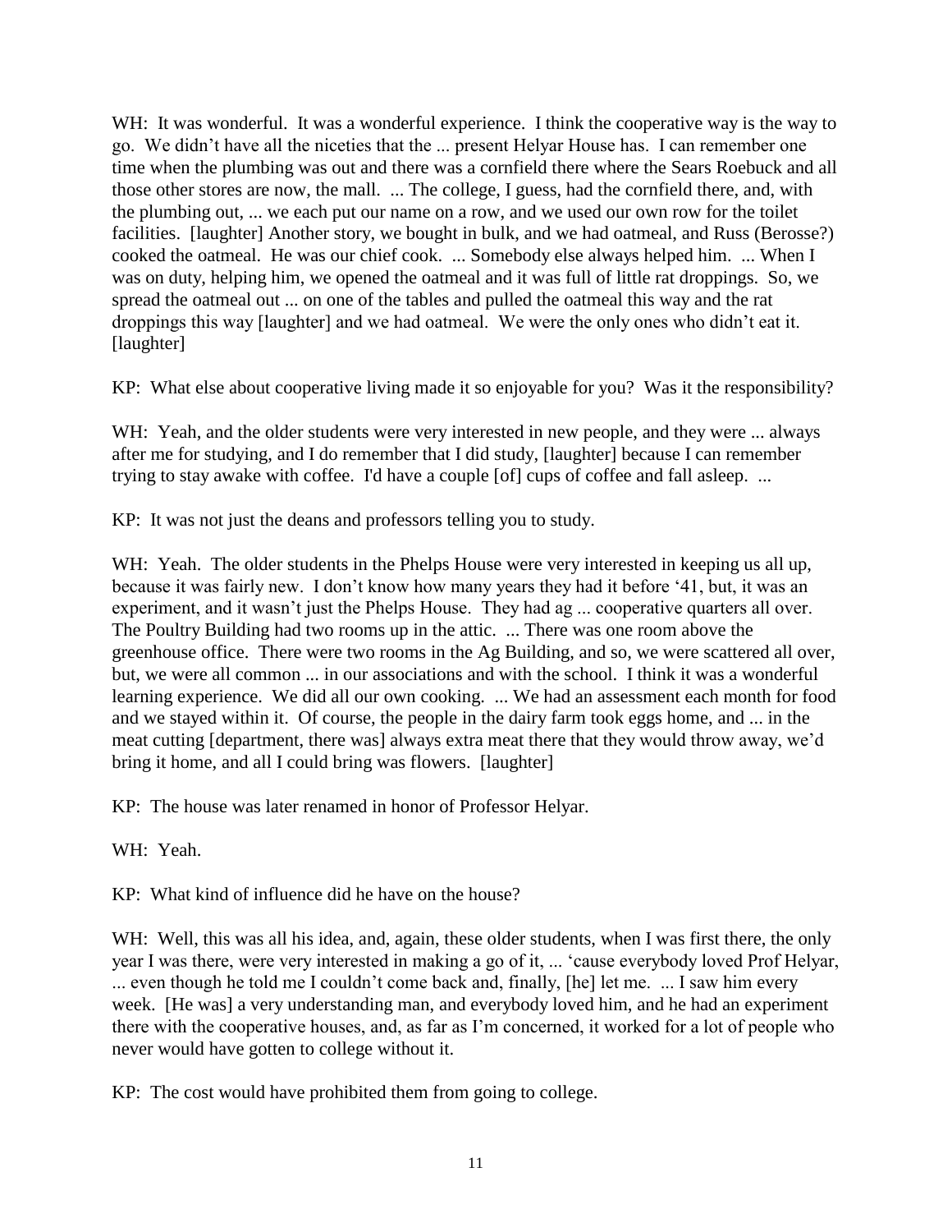WH: It was wonderful. It was a wonderful experience. I think the cooperative way is the way to go. We didn't have all the niceties that the ... present Helyar House has. I can remember one time when the plumbing was out and there was a cornfield there where the Sears Roebuck and all those other stores are now, the mall. ... The college, I guess, had the cornfield there, and, with the plumbing out, ... we each put our name on a row, and we used our own row for the toilet facilities. [laughter] Another story, we bought in bulk, and we had oatmeal, and Russ (Berosse?) cooked the oatmeal. He was our chief cook. ... Somebody else always helped him. ... When I was on duty, helping him, we opened the oatmeal and it was full of little rat droppings. So, we spread the oatmeal out ... on one of the tables and pulled the oatmeal this way and the rat droppings this way [laughter] and we had oatmeal. We were the only ones who didn't eat it. [laughter]

KP: What else about cooperative living made it so enjoyable for you? Was it the responsibility?

WH: Yeah, and the older students were very interested in new people, and they were ... always after me for studying, and I do remember that I did study, [laughter] because I can remember trying to stay awake with coffee. I'd have a couple [of] cups of coffee and fall asleep. ...

KP: It was not just the deans and professors telling you to study.

WH: Yeah. The older students in the Phelps House were very interested in keeping us all up, because it was fairly new. I don't know how many years they had it before '41, but, it was an experiment, and it wasn't just the Phelps House. They had ag ... cooperative quarters all over. The Poultry Building had two rooms up in the attic. ... There was one room above the greenhouse office. There were two rooms in the Ag Building, and so, we were scattered all over, but, we were all common ... in our associations and with the school. I think it was a wonderful learning experience. We did all our own cooking. ... We had an assessment each month for food and we stayed within it. Of course, the people in the dairy farm took eggs home, and ... in the meat cutting [department, there was] always extra meat there that they would throw away, we'd bring it home, and all I could bring was flowers. [laughter]

KP: The house was later renamed in honor of Professor Helyar.

WH: Yeah.

KP: What kind of influence did he have on the house?

WH: Well, this was all his idea, and, again, these older students, when I was first there, the only year I was there, were very interested in making a go of it, ... 'cause everybody loved Prof Helyar, ... even though he told me I couldn't come back and, finally, [he] let me. ... I saw him every week. [He was] a very understanding man, and everybody loved him, and he had an experiment there with the cooperative houses, and, as far as I'm concerned, it worked for a lot of people who never would have gotten to college without it.

KP: The cost would have prohibited them from going to college.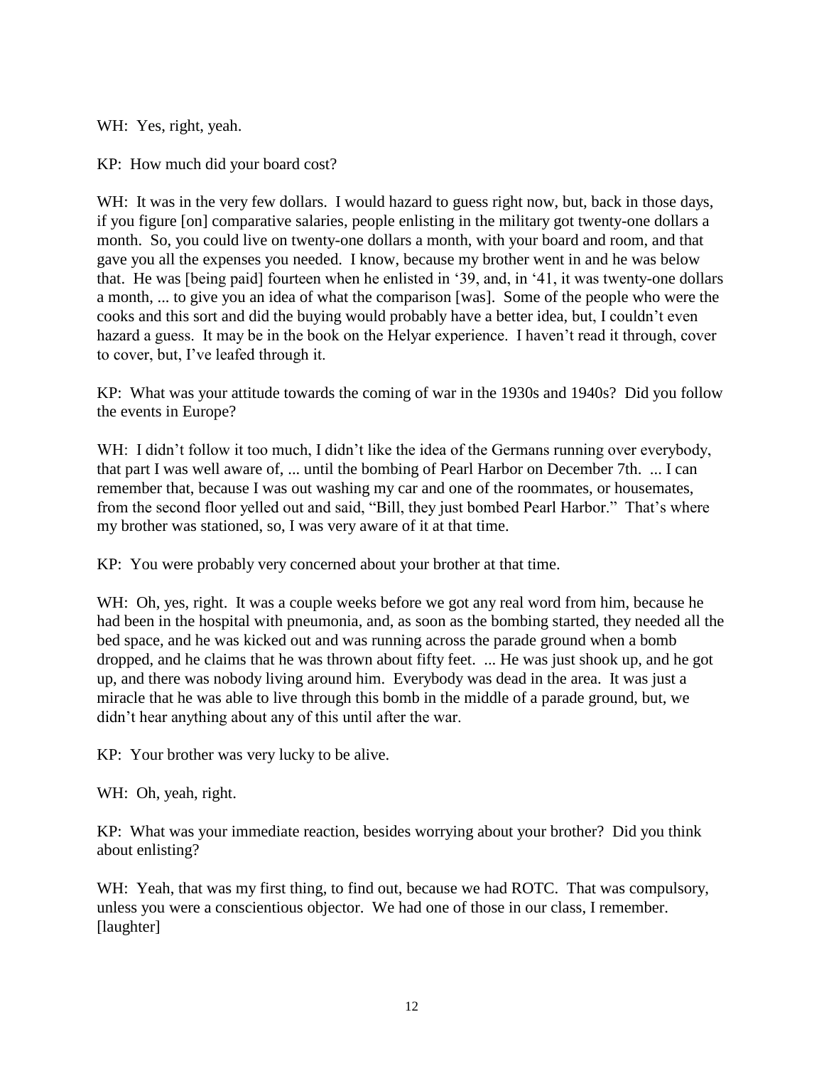WH: Yes, right, yeah.

KP: How much did your board cost?

WH: It was in the very few dollars. I would hazard to guess right now, but, back in those days, if you figure [on] comparative salaries, people enlisting in the military got twenty-one dollars a month. So, you could live on twenty-one dollars a month, with your board and room, and that gave you all the expenses you needed. I know, because my brother went in and he was below that. He was [being paid] fourteen when he enlisted in '39, and, in '41, it was twenty-one dollars a month, ... to give you an idea of what the comparison [was]. Some of the people who were the cooks and this sort and did the buying would probably have a better idea, but, I couldn't even hazard a guess. It may be in the book on the Helyar experience. I haven't read it through, cover to cover, but, I've leafed through it.

KP: What was your attitude towards the coming of war in the 1930s and 1940s? Did you follow the events in Europe?

WH: I didn't follow it too much, I didn't like the idea of the Germans running over everybody, that part I was well aware of, ... until the bombing of Pearl Harbor on December 7th. ... I can remember that, because I was out washing my car and one of the roommates, or housemates, from the second floor yelled out and said, "Bill, they just bombed Pearl Harbor." That's where my brother was stationed, so, I was very aware of it at that time.

KP: You were probably very concerned about your brother at that time.

WH: Oh, yes, right. It was a couple weeks before we got any real word from him, because he had been in the hospital with pneumonia, and, as soon as the bombing started, they needed all the bed space, and he was kicked out and was running across the parade ground when a bomb dropped, and he claims that he was thrown about fifty feet. ... He was just shook up, and he got up, and there was nobody living around him. Everybody was dead in the area. It was just a miracle that he was able to live through this bomb in the middle of a parade ground, but, we didn't hear anything about any of this until after the war.

KP: Your brother was very lucky to be alive.

WH: Oh, yeah, right.

KP: What was your immediate reaction, besides worrying about your brother? Did you think about enlisting?

WH: Yeah, that was my first thing, to find out, because we had ROTC. That was compulsory, unless you were a conscientious objector. We had one of those in our class, I remember. [laughter]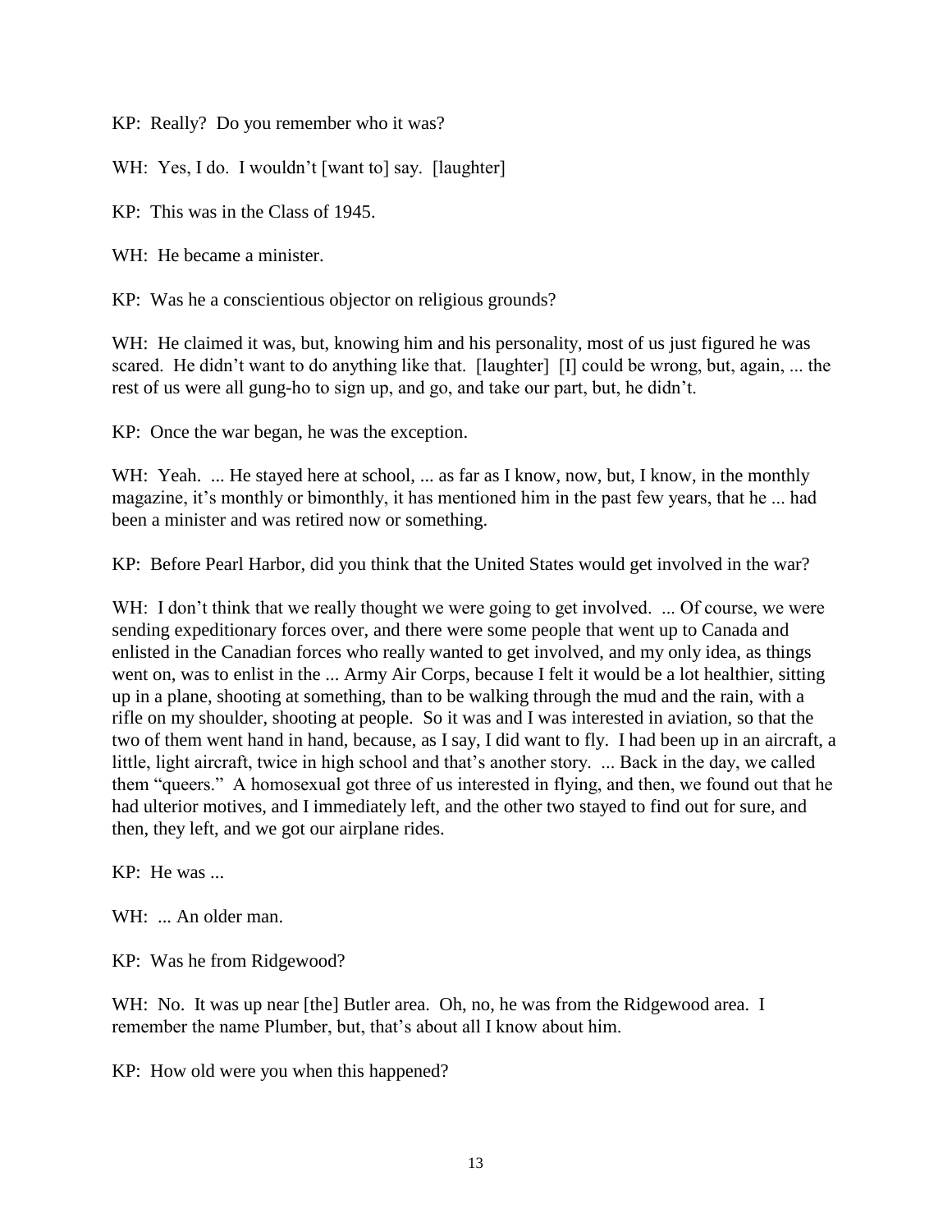KP: Really? Do you remember who it was?

WH: Yes, I do. I wouldn't [want to] say. [laughter]

KP: This was in the Class of 1945.

WH: He became a minister.

KP: Was he a conscientious objector on religious grounds?

WH: He claimed it was, but, knowing him and his personality, most of us just figured he was scared. He didn't want to do anything like that. [laughter] [I] could be wrong, but, again, ... the rest of us were all gung-ho to sign up, and go, and take our part, but, he didn't.

KP: Once the war began, he was the exception.

WH: Yeah. ... He stayed here at school, ... as far as I know, now, but, I know, in the monthly magazine, it's monthly or bimonthly, it has mentioned him in the past few years, that he ... had been a minister and was retired now or something.

KP: Before Pearl Harbor, did you think that the United States would get involved in the war?

WH: I don't think that we really thought we were going to get involved. ... Of course, we were sending expeditionary forces over, and there were some people that went up to Canada and enlisted in the Canadian forces who really wanted to get involved, and my only idea, as things went on, was to enlist in the ... Army Air Corps, because I felt it would be a lot healthier, sitting up in a plane, shooting at something, than to be walking through the mud and the rain, with a rifle on my shoulder, shooting at people. So it was and I was interested in aviation, so that the two of them went hand in hand, because, as I say, I did want to fly. I had been up in an aircraft, a little, light aircraft, twice in high school and that's another story. ... Back in the day, we called them "queers." A homosexual got three of us interested in flying, and then, we found out that he had ulterior motives, and I immediately left, and the other two stayed to find out for sure, and then, they left, and we got our airplane rides.

KP: He was ...

WH: ... An older man.

KP: Was he from Ridgewood?

WH: No. It was up near [the] Butler area. Oh, no, he was from the Ridgewood area. I remember the name Plumber, but, that's about all I know about him.

KP: How old were you when this happened?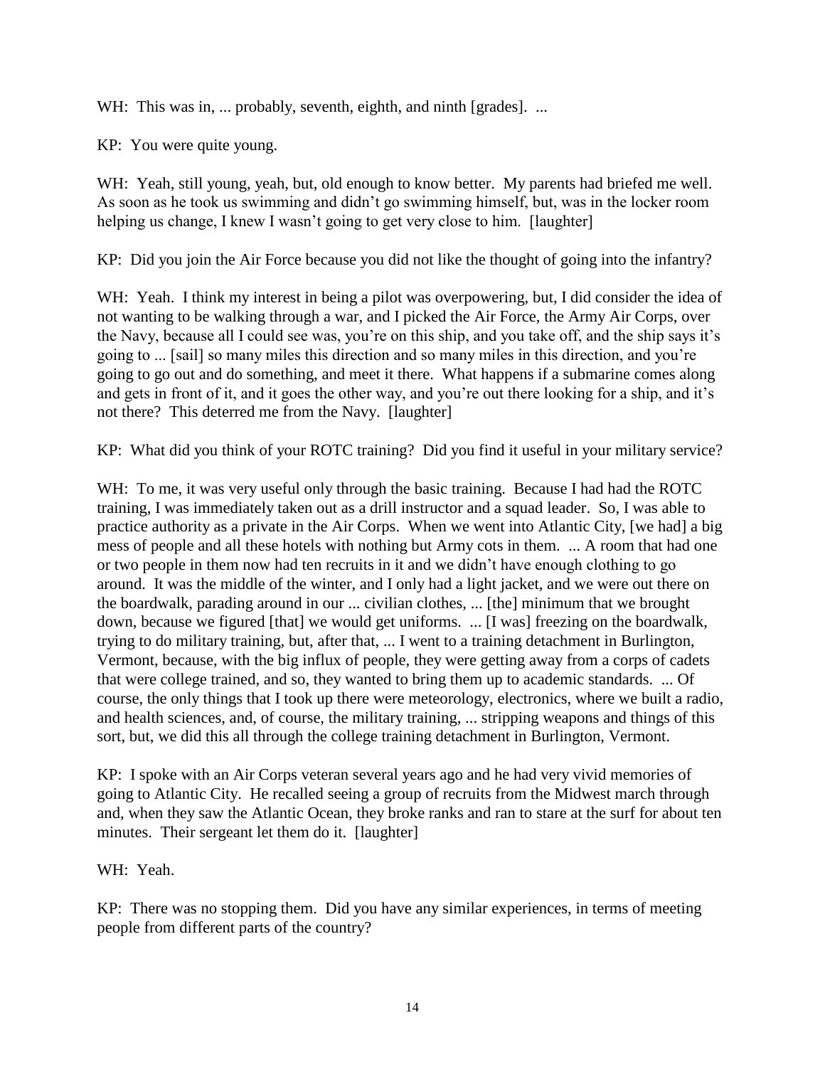WH: This was in, ... probably, seventh, eighth, and ninth [grades]. ...

KP: You were quite young.

WH: Yeah, still young, yeah, but, old enough to know better. My parents had briefed me well. As soon as he took us swimming and didn't go swimming himself, but, was in the locker room helping us change, I knew I wasn't going to get very close to him. [laughter]

KP: Did you join the Air Force because you did not like the thought of going into the infantry?

WH: Yeah. I think my interest in being a pilot was overpowering, but, I did consider the idea of not wanting to be walking through a war, and I picked the Air Force, the Army Air Corps, over the Navy, because all I could see was, you're on this ship, and you take off, and the ship says it's going to ... [sail] so many miles this direction and so many miles in this direction, and you're going to go out and do something, and meet it there. What happens if a submarine comes along and gets in front of it, and it goes the other way, and you're out there looking for a ship, and it's not there? This deterred me from the Navy. [laughter]

KP: What did you think of your ROTC training? Did you find it useful in your military service?

WH: To me, it was very useful only through the basic training. Because I had had the ROTC training, I was immediately taken out as a drill instructor and a squad leader. So, I was able to practice authority as a private in the Air Corps. When we went into Atlantic City, [we had] a big mess of people and all these hotels with nothing but Army cots in them. ... A room that had one or two people in them now had ten recruits in it and we didn't have enough clothing to go around. It was the middle of the winter, and I only had a light jacket, and we were out there on the boardwalk, parading around in our ... civilian clothes, ... [the] minimum that we brought down, because we figured [that] we would get uniforms. ... [I was] freezing on the boardwalk, trying to do military training, but, after that, ... I went to a training detachment in Burlington, Vermont, because, with the big influx of people, they were getting away from a corps of cadets that were college trained, and so, they wanted to bring them up to academic standards. ... Of course, the only things that I took up there were meteorology, electronics, where we built a radio, and health sciences, and, of course, the military training, ... stripping weapons and things of this sort, but, we did this all through the college training detachment in Burlington, Vermont.

KP: I spoke with an Air Corps veteran several years ago and he had very vivid memories of going to Atlantic City. He recalled seeing a group of recruits from the Midwest march through and, when they saw the Atlantic Ocean, they broke ranks and ran to stare at the surf for about ten minutes. Their sergeant let them do it. [laughter]

WH: Yeah.

KP: There was no stopping them. Did you have any similar experiences, in terms of meeting people from different parts of the country?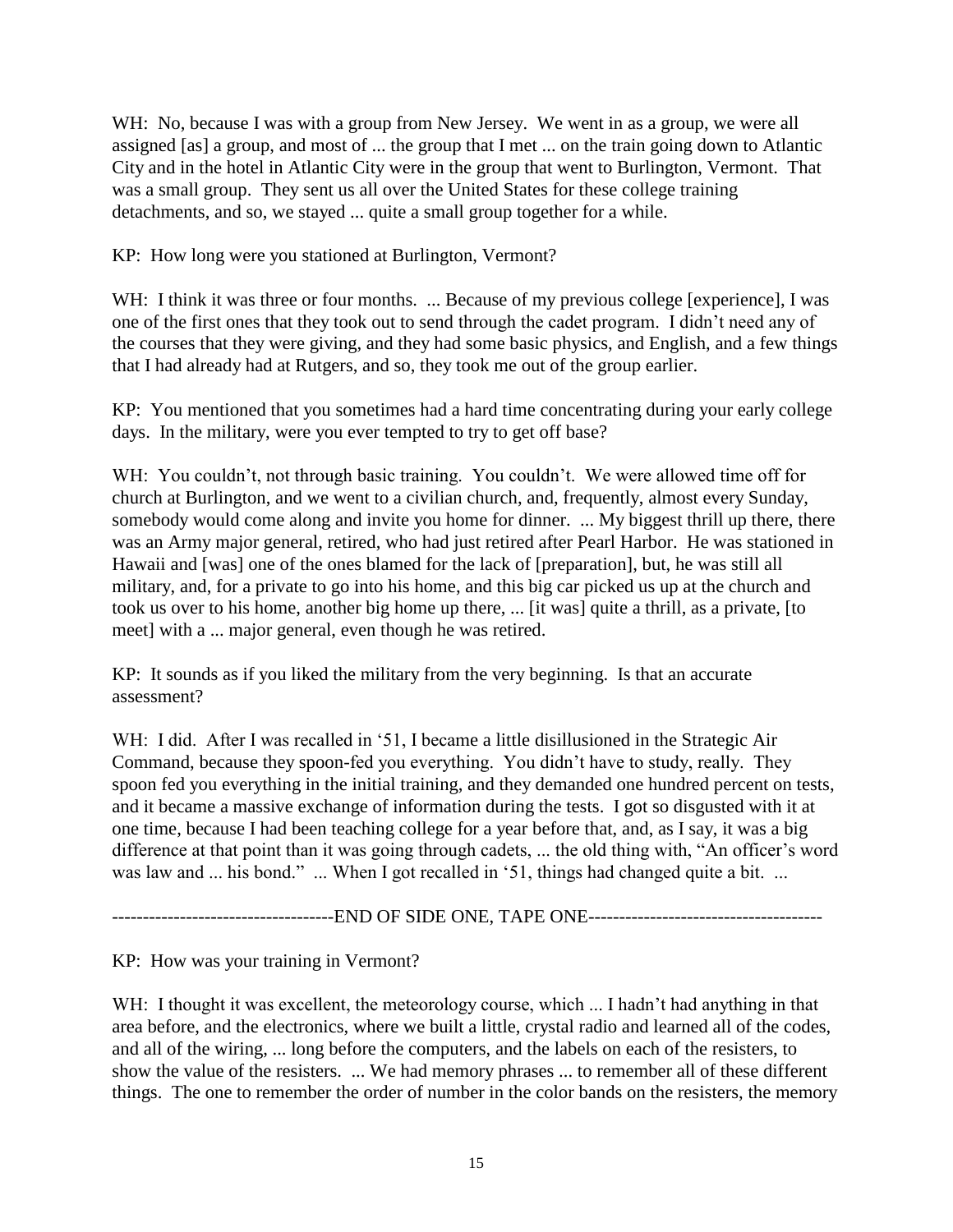WH: No, because I was with a group from New Jersey. We went in as a group, we were all assigned [as] a group, and most of ... the group that I met ... on the train going down to Atlantic City and in the hotel in Atlantic City were in the group that went to Burlington, Vermont. That was a small group. They sent us all over the United States for these college training detachments, and so, we stayed ... quite a small group together for a while.

KP: How long were you stationed at Burlington, Vermont?

WH: I think it was three or four months. ... Because of my previous college [experience], I was one of the first ones that they took out to send through the cadet program. I didn't need any of the courses that they were giving, and they had some basic physics, and English, and a few things that I had already had at Rutgers, and so, they took me out of the group earlier.

KP: You mentioned that you sometimes had a hard time concentrating during your early college days. In the military, were you ever tempted to try to get off base?

WH: You couldn't, not through basic training. You couldn't. We were allowed time off for church at Burlington, and we went to a civilian church, and, frequently, almost every Sunday, somebody would come along and invite you home for dinner. ... My biggest thrill up there, there was an Army major general, retired, who had just retired after Pearl Harbor. He was stationed in Hawaii and [was] one of the ones blamed for the lack of [preparation], but, he was still all military, and, for a private to go into his home, and this big car picked us up at the church and took us over to his home, another big home up there, ... [it was] quite a thrill, as a private, [to meet] with a ... major general, even though he was retired.

KP: It sounds as if you liked the military from the very beginning. Is that an accurate assessment?

WH: I did. After I was recalled in '51, I became a little disillusioned in the Strategic Air Command, because they spoon-fed you everything. You didn't have to study, really. They spoon fed you everything in the initial training, and they demanded one hundred percent on tests, and it became a massive exchange of information during the tests. I got so disgusted with it at one time, because I had been teaching college for a year before that, and, as I say, it was a big difference at that point than it was going through cadets, ... the old thing with, "An officer's word was law and ... his bond." ... When I got recalled in '51, things had changed quite a bit. ...

-----------------------------------END OF SIDE ONE, TAPE ONE-------------------------------------

KP: How was your training in Vermont?

WH: I thought it was excellent, the meteorology course, which ... I hadn't had anything in that area before, and the electronics, where we built a little, crystal radio and learned all of the codes, and all of the wiring, ... long before the computers, and the labels on each of the resisters, to show the value of the resisters. ... We had memory phrases ... to remember all of these different things. The one to remember the order of number in the color bands on the resisters, the memory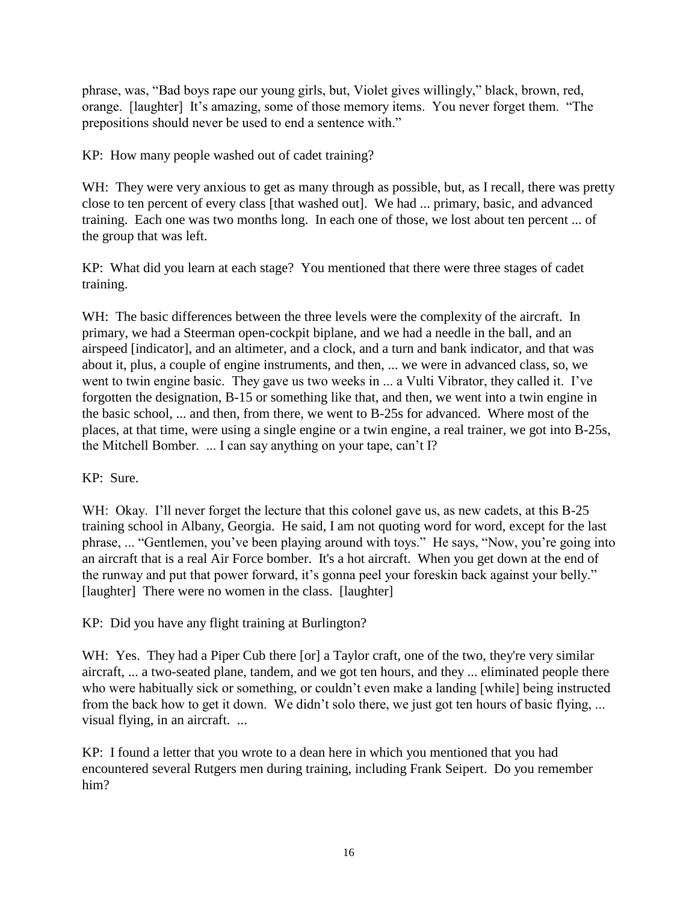phrase, was, "Bad boys rape our young girls, but, Violet gives willingly," black, brown, red, orange. [laughter] It's amazing, some of those memory items. You never forget them. "The prepositions should never be used to end a sentence with."

KP: How many people washed out of cadet training?

WH: They were very anxious to get as many through as possible, but, as I recall, there was pretty close to ten percent of every class [that washed out]. We had ... primary, basic, and advanced training. Each one was two months long. In each one of those, we lost about ten percent ... of the group that was left.

KP: What did you learn at each stage? You mentioned that there were three stages of cadet training.

WH: The basic differences between the three levels were the complexity of the aircraft. In primary, we had a Steerman open-cockpit biplane, and we had a needle in the ball, and an airspeed [indicator], and an altimeter, and a clock, and a turn and bank indicator, and that was about it, plus, a couple of engine instruments, and then, ... we were in advanced class, so, we went to twin engine basic. They gave us two weeks in ... a Vulti Vibrator, they called it. I've forgotten the designation, B-15 or something like that, and then, we went into a twin engine in the basic school, ... and then, from there, we went to B-25s for advanced. Where most of the places, at that time, were using a single engine or a twin engine, a real trainer, we got into B-25s, the Mitchell Bomber. ... I can say anything on your tape, can't I?

KP: Sure.

WH: Okay. I'll never forget the lecture that this colonel gave us, as new cadets, at this B-25 training school in Albany, Georgia. He said, I am not quoting word for word, except for the last phrase, ... "Gentlemen, you've been playing around with toys." He says, "Now, you're going into an aircraft that is a real Air Force bomber. It's a hot aircraft. When you get down at the end of the runway and put that power forward, it's gonna peel your foreskin back against your belly." [laughter] There were no women in the class. [laughter]

KP: Did you have any flight training at Burlington?

WH: Yes. They had a Piper Cub there [or] a Taylor craft, one of the two, they're very similar aircraft, ... a two-seated plane, tandem, and we got ten hours, and they ... eliminated people there who were habitually sick or something, or couldn't even make a landing [while] being instructed from the back how to get it down. We didn't solo there, we just got ten hours of basic flying, ... visual flying, in an aircraft. ...

KP: I found a letter that you wrote to a dean here in which you mentioned that you had encountered several Rutgers men during training, including Frank Seipert. Do you remember him?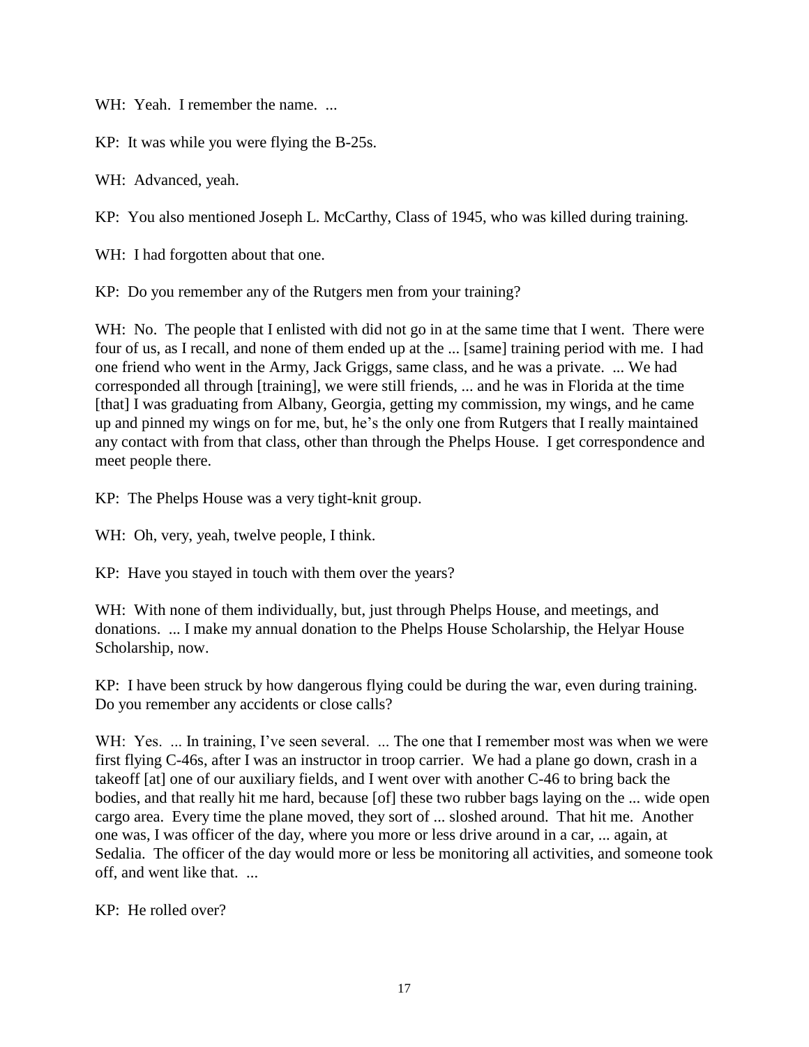WH: Yeah. I remember the name. ...

KP: It was while you were flying the B-25s.

WH: Advanced, yeah.

KP: You also mentioned Joseph L. McCarthy, Class of 1945, who was killed during training.

WH: I had forgotten about that one.

KP: Do you remember any of the Rutgers men from your training?

WH: No. The people that I enlisted with did not go in at the same time that I went. There were four of us, as I recall, and none of them ended up at the ... [same] training period with me. I had one friend who went in the Army, Jack Griggs, same class, and he was a private. ... We had corresponded all through [training], we were still friends, ... and he was in Florida at the time [that] I was graduating from Albany, Georgia, getting my commission, my wings, and he came up and pinned my wings on for me, but, he's the only one from Rutgers that I really maintained any contact with from that class, other than through the Phelps House. I get correspondence and meet people there.

KP: The Phelps House was a very tight-knit group.

WH: Oh, very, yeah, twelve people, I think.

KP: Have you stayed in touch with them over the years?

WH: With none of them individually, but, just through Phelps House, and meetings, and donations. ... I make my annual donation to the Phelps House Scholarship, the Helyar House Scholarship, now.

KP: I have been struck by how dangerous flying could be during the war, even during training. Do you remember any accidents or close calls?

WH: Yes. ... In training, I've seen several. ... The one that I remember most was when we were first flying C-46s, after I was an instructor in troop carrier. We had a plane go down, crash in a takeoff [at] one of our auxiliary fields, and I went over with another C-46 to bring back the bodies, and that really hit me hard, because [of] these two rubber bags laying on the ... wide open cargo area. Every time the plane moved, they sort of ... sloshed around. That hit me. Another one was, I was officer of the day, where you more or less drive around in a car, ... again, at Sedalia. The officer of the day would more or less be monitoring all activities, and someone took off, and went like that. ...

KP: He rolled over?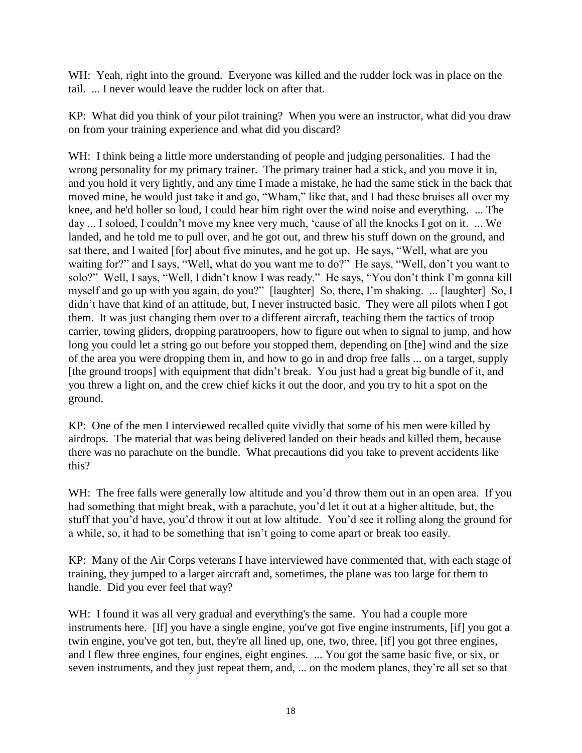WH: Yeah, right into the ground. Everyone was killed and the rudder lock was in place on the tail. ... I never would leave the rudder lock on after that.

KP: What did you think of your pilot training? When you were an instructor, what did you draw on from your training experience and what did you discard?

WH: I think being a little more understanding of people and judging personalities. I had the wrong personality for my primary trainer. The primary trainer had a stick, and you move it in, and you hold it very lightly, and any time I made a mistake, he had the same stick in the back that moved mine, he would just take it and go, "Wham," like that, and I had these bruises all over my knee, and he'd holler so loud, I could hear him right over the wind noise and everything. ... The day ... I soloed, I couldn't move my knee very much, 'cause of all the knocks I got on it. ... We landed, and he told me to pull over, and he got out, and threw his stuff down on the ground, and sat there, and I waited [for] about five minutes, and he got up. He says, "Well, what are you waiting for?" and I says, "Well, what do you want me to do?" He says, "Well, don't you want to solo?" Well, I says, "Well, I didn't know I was ready." He says, "You don't think I'm gonna kill myself and go up with you again, do you?" [laughter] So, there, I'm shaking. ... [laughter] So, I didn't have that kind of an attitude, but, I never instructed basic. They were all pilots when I got them. It was just changing them over to a different aircraft, teaching them the tactics of troop carrier, towing gliders, dropping paratroopers, how to figure out when to signal to jump, and how long you could let a string go out before you stopped them, depending on [the] wind and the size of the area you were dropping them in, and how to go in and drop free falls ... on a target, supply [the ground troops] with equipment that didn't break. You just had a great big bundle of it, and you threw a light on, and the crew chief kicks it out the door, and you try to hit a spot on the ground.

KP: One of the men I interviewed recalled quite vividly that some of his men were killed by airdrops. The material that was being delivered landed on their heads and killed them, because there was no parachute on the bundle. What precautions did you take to prevent accidents like this?

WH: The free falls were generally low altitude and you'd throw them out in an open area. If you had something that might break, with a parachute, you'd let it out at a higher altitude, but, the stuff that you'd have, you'd throw it out at low altitude. You'd see it rolling along the ground for a while, so, it had to be something that isn't going to come apart or break too easily.

KP: Many of the Air Corps veterans I have interviewed have commented that, with each stage of training, they jumped to a larger aircraft and, sometimes, the plane was too large for them to handle. Did you ever feel that way?

WH: I found it was all very gradual and everything's the same. You had a couple more instruments here. [If] you have a single engine, you've got five engine instruments, [if] you got a twin engine, you've got ten, but, they're all lined up, one, two, three, [if] you got three engines, and I flew three engines, four engines, eight engines. ... You got the same basic five, or six, or seven instruments, and they just repeat them, and, ... on the modern planes, they're all set so that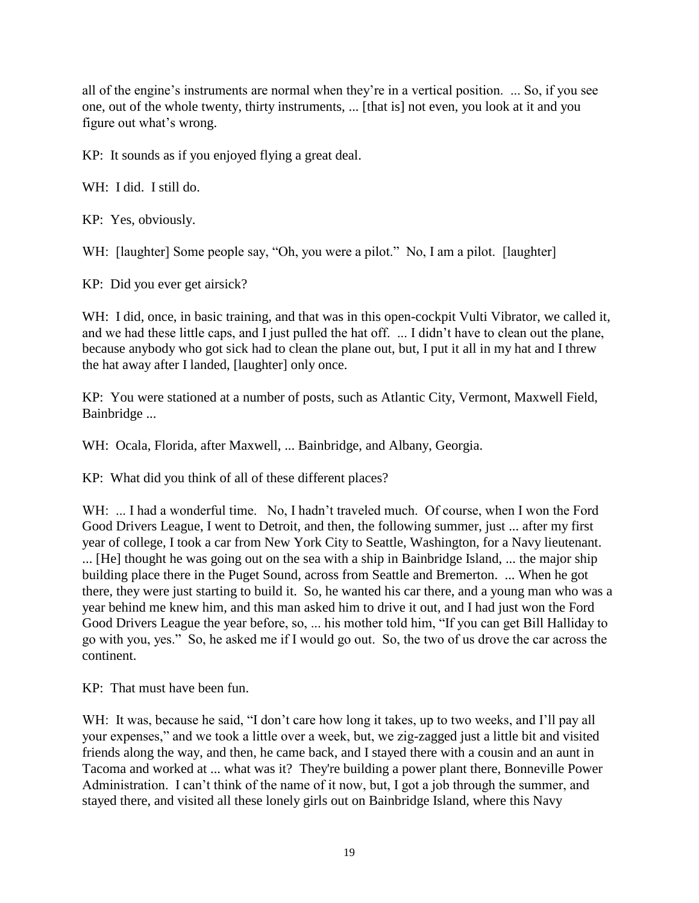all of the engine's instruments are normal when they're in a vertical position. ... So, if you see one, out of the whole twenty, thirty instruments, ... [that is] not even, you look at it and you figure out what's wrong.

KP: It sounds as if you enjoyed flying a great deal.

WH: I did. I still do.

KP: Yes, obviously.

WH: [laughter] Some people say, "Oh, you were a pilot." No, I am a pilot. [laughter]

KP: Did you ever get airsick?

WH: I did, once, in basic training, and that was in this open-cockpit Vulti Vibrator, we called it, and we had these little caps, and I just pulled the hat off. ... I didn't have to clean out the plane, because anybody who got sick had to clean the plane out, but, I put it all in my hat and I threw the hat away after I landed, [laughter] only once.

KP: You were stationed at a number of posts, such as Atlantic City, Vermont, Maxwell Field, Bainbridge ...

WH: Ocala, Florida, after Maxwell, ... Bainbridge, and Albany, Georgia.

KP: What did you think of all of these different places?

WH: ... I had a wonderful time. No, I hadn't traveled much. Of course, when I won the Ford Good Drivers League, I went to Detroit, and then, the following summer, just ... after my first year of college, I took a car from New York City to Seattle, Washington, for a Navy lieutenant. ... [He] thought he was going out on the sea with a ship in Bainbridge Island, ... the major ship building place there in the Puget Sound, across from Seattle and Bremerton. ... When he got there, they were just starting to build it. So, he wanted his car there, and a young man who was a year behind me knew him, and this man asked him to drive it out, and I had just won the Ford Good Drivers League the year before, so, ... his mother told him, "If you can get Bill Halliday to go with you, yes." So, he asked me if I would go out. So, the two of us drove the car across the continent.

KP: That must have been fun.

WH: It was, because he said, "I don't care how long it takes, up to two weeks, and I'll pay all your expenses," and we took a little over a week, but, we zig-zagged just a little bit and visited friends along the way, and then, he came back, and I stayed there with a cousin and an aunt in Tacoma and worked at ... what was it? They're building a power plant there, Bonneville Power Administration. I can't think of the name of it now, but, I got a job through the summer, and stayed there, and visited all these lonely girls out on Bainbridge Island, where this Navy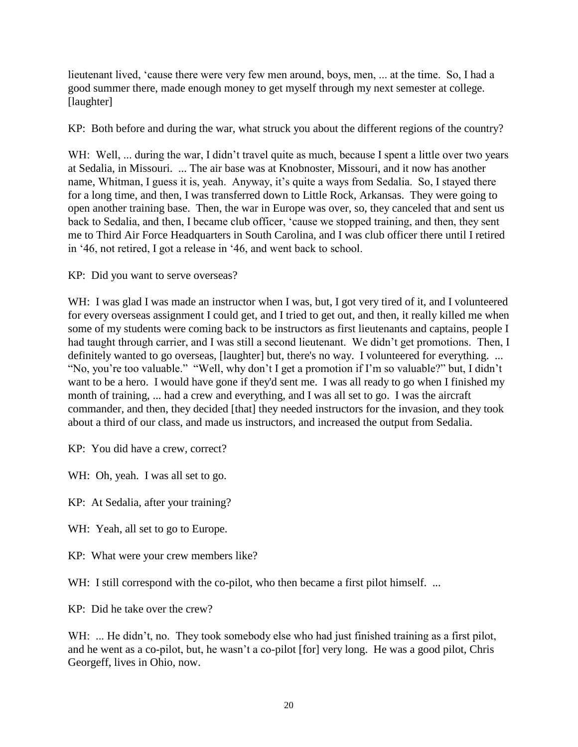lieutenant lived, 'cause there were very few men around, boys, men, ... at the time. So, I had a good summer there, made enough money to get myself through my next semester at college. [laughter]

KP: Both before and during the war, what struck you about the different regions of the country?

WH: Well, ... during the war, I didn't travel quite as much, because I spent a little over two years at Sedalia, in Missouri. ... The air base was at Knobnoster, Missouri, and it now has another name, Whitman, I guess it is, yeah. Anyway, it's quite a ways from Sedalia. So, I stayed there for a long time, and then, I was transferred down to Little Rock, Arkansas. They were going to open another training base. Then, the war in Europe was over, so, they canceled that and sent us back to Sedalia, and then, I became club officer, 'cause we stopped training, and then, they sent me to Third Air Force Headquarters in South Carolina, and I was club officer there until I retired in '46, not retired, I got a release in '46, and went back to school.

KP: Did you want to serve overseas?

WH: I was glad I was made an instructor when I was, but, I got very tired of it, and I volunteered for every overseas assignment I could get, and I tried to get out, and then, it really killed me when some of my students were coming back to be instructors as first lieutenants and captains, people I had taught through carrier, and I was still a second lieutenant. We didn't get promotions. Then, I definitely wanted to go overseas, [laughter] but, there's no way. I volunteered for everything. ... "No, you're too valuable." "Well, why don't I get a promotion if I'm so valuable?" but, I didn't want to be a hero. I would have gone if they'd sent me. I was all ready to go when I finished my month of training, ... had a crew and everything, and I was all set to go. I was the aircraft commander, and then, they decided [that] they needed instructors for the invasion, and they took about a third of our class, and made us instructors, and increased the output from Sedalia.

KP: You did have a crew, correct?

WH: Oh, yeah. I was all set to go.

KP: At Sedalia, after your training?

WH: Yeah, all set to go to Europe.

KP: What were your crew members like?

WH: I still correspond with the co-pilot, who then became a first pilot himself. ...

KP: Did he take over the crew?

WH: ... He didn't, no. They took somebody else who had just finished training as a first pilot, and he went as a co-pilot, but, he wasn't a co-pilot [for] very long. He was a good pilot, Chris Georgeff, lives in Ohio, now.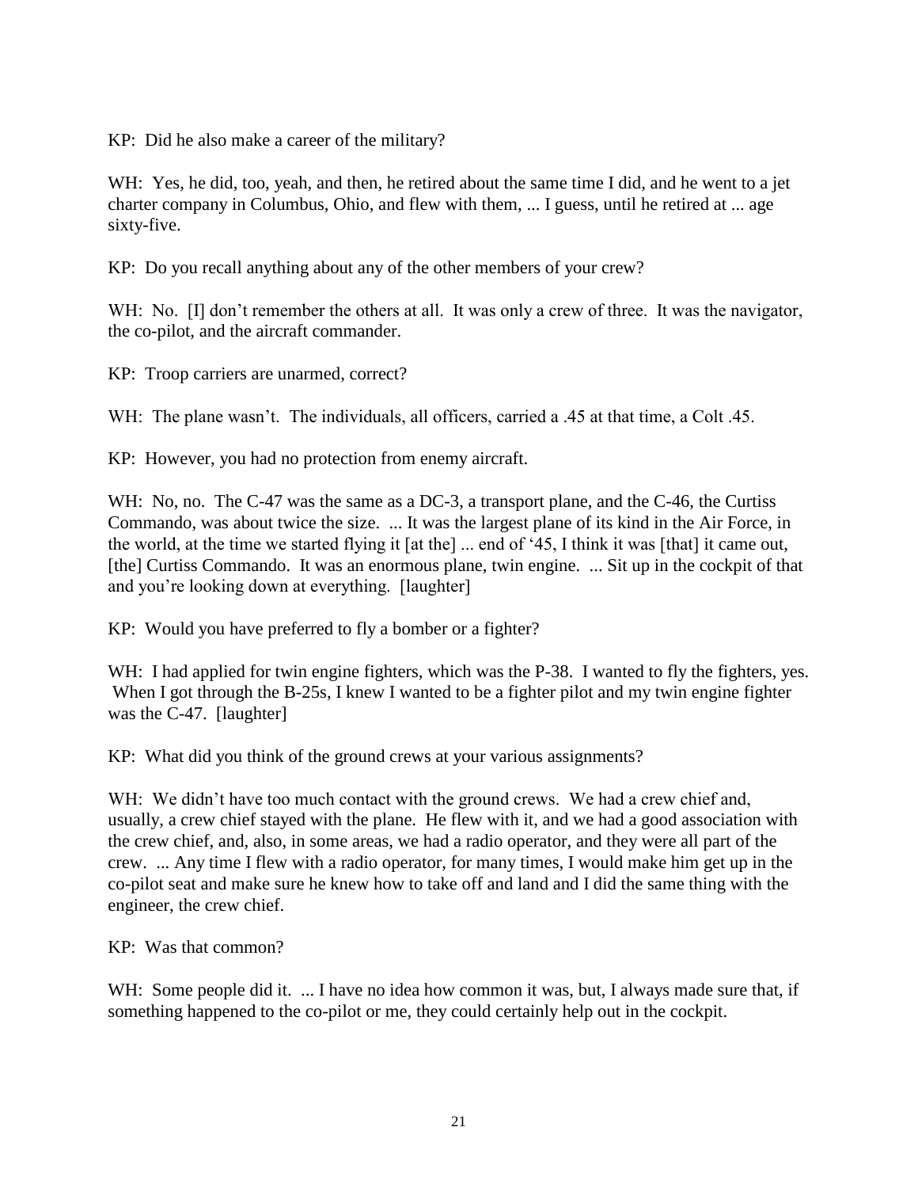KP: Did he also make a career of the military?

WH: Yes, he did, too, yeah, and then, he retired about the same time I did, and he went to a jet charter company in Columbus, Ohio, and flew with them, ... I guess, until he retired at ... age sixty-five.

KP: Do you recall anything about any of the other members of your crew?

WH: No. [I] don't remember the others at all. It was only a crew of three. It was the navigator, the co-pilot, and the aircraft commander.

KP: Troop carriers are unarmed, correct?

WH: The plane wasn't. The individuals, all officers, carried a .45 at that time, a Colt .45.

KP: However, you had no protection from enemy aircraft.

WH: No, no. The C-47 was the same as a DC-3, a transport plane, and the C-46, the Curtiss Commando, was about twice the size. ... It was the largest plane of its kind in the Air Force, in the world, at the time we started flying it [at the] ... end of '45, I think it was [that] it came out, [the] Curtiss Commando. It was an enormous plane, twin engine. ... Sit up in the cockpit of that and you're looking down at everything. [laughter]

KP: Would you have preferred to fly a bomber or a fighter?

WH: I had applied for twin engine fighters, which was the P-38. I wanted to fly the fighters, yes. When I got through the B-25s, I knew I wanted to be a fighter pilot and my twin engine fighter was the C-47. [laughter]

KP: What did you think of the ground crews at your various assignments?

WH: We didn't have too much contact with the ground crews. We had a crew chief and, usually, a crew chief stayed with the plane. He flew with it, and we had a good association with the crew chief, and, also, in some areas, we had a radio operator, and they were all part of the crew. ... Any time I flew with a radio operator, for many times, I would make him get up in the co-pilot seat and make sure he knew how to take off and land and I did the same thing with the engineer, the crew chief.

KP: Was that common?

WH: Some people did it. ... I have no idea how common it was, but, I always made sure that, if something happened to the co-pilot or me, they could certainly help out in the cockpit.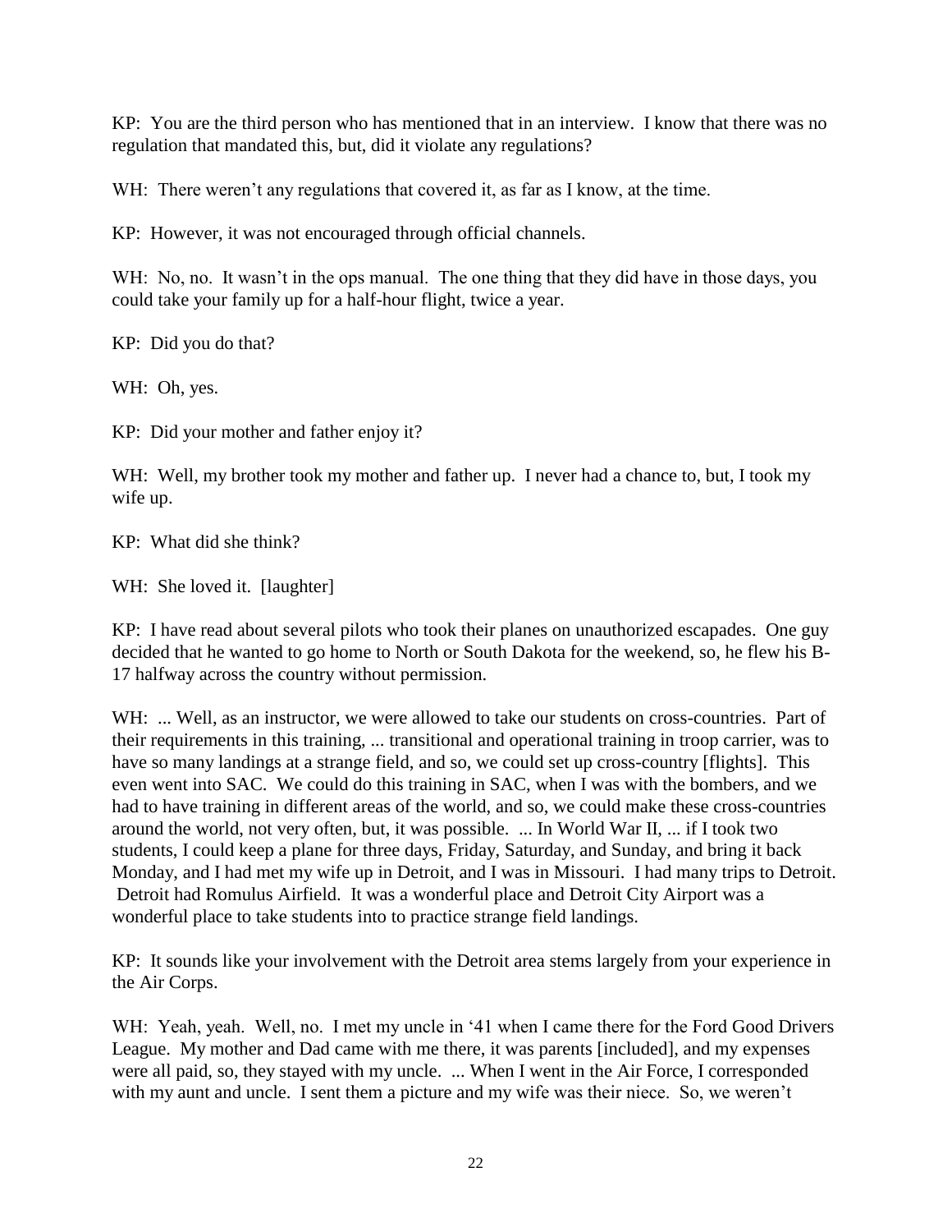KP: You are the third person who has mentioned that in an interview. I know that there was no regulation that mandated this, but, did it violate any regulations?

WH: There weren't any regulations that covered it, as far as I know, at the time.

KP: However, it was not encouraged through official channels.

WH: No, no. It wasn't in the ops manual. The one thing that they did have in those days, you could take your family up for a half-hour flight, twice a year.

KP: Did you do that?

WH: Oh, yes.

KP: Did your mother and father enjoy it?

WH: Well, my brother took my mother and father up. I never had a chance to, but, I took my wife up.

KP: What did she think?

WH: She loved it. [laughter]

KP: I have read about several pilots who took their planes on unauthorized escapades. One guy decided that he wanted to go home to North or South Dakota for the weekend, so, he flew his B-17 halfway across the country without permission.

WH: ... Well, as an instructor, we were allowed to take our students on cross-countries. Part of their requirements in this training, ... transitional and operational training in troop carrier, was to have so many landings at a strange field, and so, we could set up cross-country [flights]. This even went into SAC. We could do this training in SAC, when I was with the bombers, and we had to have training in different areas of the world, and so, we could make these cross-countries around the world, not very often, but, it was possible. ... In World War II, ... if I took two students, I could keep a plane for three days, Friday, Saturday, and Sunday, and bring it back Monday, and I had met my wife up in Detroit, and I was in Missouri. I had many trips to Detroit. Detroit had Romulus Airfield. It was a wonderful place and Detroit City Airport was a wonderful place to take students into to practice strange field landings.

KP: It sounds like your involvement with the Detroit area stems largely from your experience in the Air Corps.

WH: Yeah, yeah. Well, no. I met my uncle in '41 when I came there for the Ford Good Drivers League. My mother and Dad came with me there, it was parents [included], and my expenses were all paid, so, they stayed with my uncle. ... When I went in the Air Force, I corresponded with my aunt and uncle. I sent them a picture and my wife was their niece. So, we weren't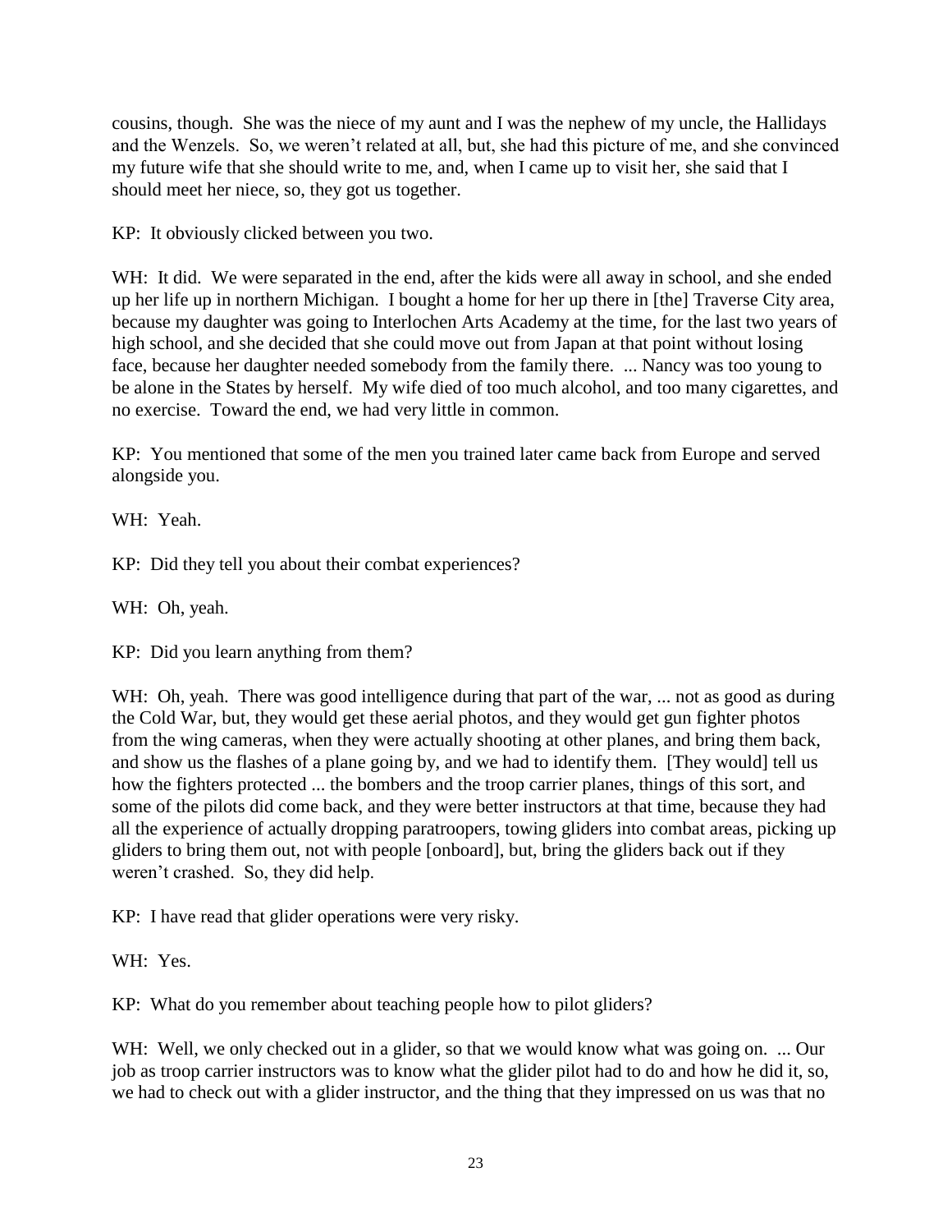cousins, though. She was the niece of my aunt and I was the nephew of my uncle, the Hallidays and the Wenzels. So, we weren't related at all, but, she had this picture of me, and she convinced my future wife that she should write to me, and, when I came up to visit her, she said that I should meet her niece, so, they got us together.

KP: It obviously clicked between you two.

WH: It did. We were separated in the end, after the kids were all away in school, and she ended up her life up in northern Michigan. I bought a home for her up there in [the] Traverse City area, because my daughter was going to Interlochen Arts Academy at the time, for the last two years of high school, and she decided that she could move out from Japan at that point without losing face, because her daughter needed somebody from the family there. ... Nancy was too young to be alone in the States by herself. My wife died of too much alcohol, and too many cigarettes, and no exercise. Toward the end, we had very little in common.

KP: You mentioned that some of the men you trained later came back from Europe and served alongside you.

WH: Yeah.

KP: Did they tell you about their combat experiences?

WH: Oh, yeah.

KP: Did you learn anything from them?

WH: Oh, yeah. There was good intelligence during that part of the war, ... not as good as during the Cold War, but, they would get these aerial photos, and they would get gun fighter photos from the wing cameras, when they were actually shooting at other planes, and bring them back, and show us the flashes of a plane going by, and we had to identify them. [They would] tell us how the fighters protected ... the bombers and the troop carrier planes, things of this sort, and some of the pilots did come back, and they were better instructors at that time, because they had all the experience of actually dropping paratroopers, towing gliders into combat areas, picking up gliders to bring them out, not with people [onboard], but, bring the gliders back out if they weren't crashed. So, they did help.

KP: I have read that glider operations were very risky.

WH: Yes.

KP: What do you remember about teaching people how to pilot gliders?

WH: Well, we only checked out in a glider, so that we would know what was going on. ... Our job as troop carrier instructors was to know what the glider pilot had to do and how he did it, so, we had to check out with a glider instructor, and the thing that they impressed on us was that no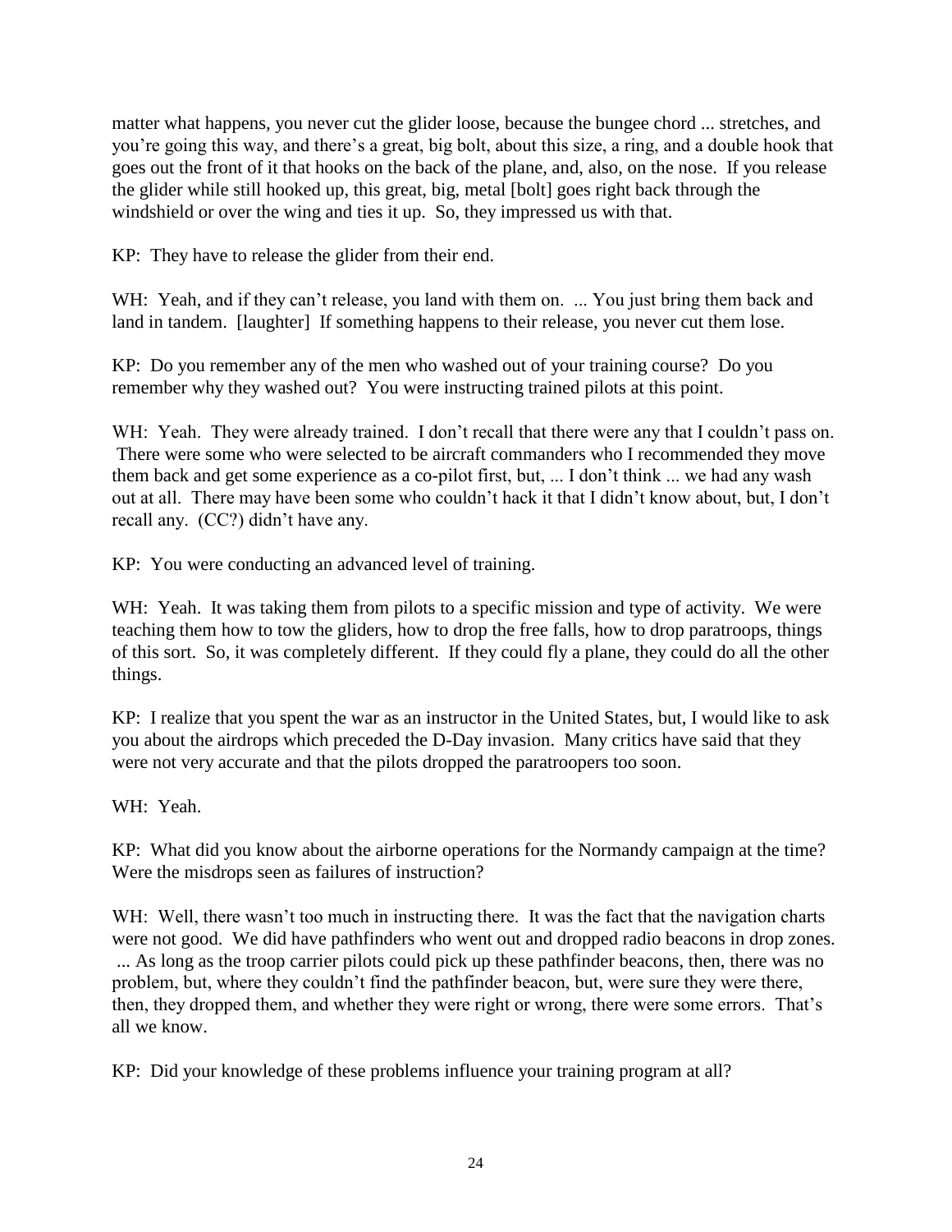matter what happens, you never cut the glider loose, because the bungee chord ... stretches, and you're going this way, and there's a great, big bolt, about this size, a ring, and a double hook that goes out the front of it that hooks on the back of the plane, and, also, on the nose. If you release the glider while still hooked up, this great, big, metal [bolt] goes right back through the windshield or over the wing and ties it up. So, they impressed us with that.

KP: They have to release the glider from their end.

WH: Yeah, and if they can't release, you land with them on. ... You just bring them back and land in tandem. [laughter] If something happens to their release, you never cut them lose.

KP: Do you remember any of the men who washed out of your training course? Do you remember why they washed out? You were instructing trained pilots at this point.

WH: Yeah. They were already trained. I don't recall that there were any that I couldn't pass on. There were some who were selected to be aircraft commanders who I recommended they move them back and get some experience as a co-pilot first, but, ... I don't think ... we had any wash out at all. There may have been some who couldn't hack it that I didn't know about, but, I don't recall any. (CC?) didn't have any.

KP: You were conducting an advanced level of training.

WH: Yeah. It was taking them from pilots to a specific mission and type of activity. We were teaching them how to tow the gliders, how to drop the free falls, how to drop paratroops, things of this sort. So, it was completely different. If they could fly a plane, they could do all the other things.

KP: I realize that you spent the war as an instructor in the United States, but, I would like to ask you about the airdrops which preceded the D-Day invasion. Many critics have said that they were not very accurate and that the pilots dropped the paratroopers too soon.

WH: Yeah.

KP: What did you know about the airborne operations for the Normandy campaign at the time? Were the misdrops seen as failures of instruction?

WH: Well, there wasn't too much in instructing there. It was the fact that the navigation charts were not good. We did have pathfinders who went out and dropped radio beacons in drop zones. ... As long as the troop carrier pilots could pick up these pathfinder beacons, then, there was no problem, but, where they couldn't find the pathfinder beacon, but, were sure they were there, then, they dropped them, and whether they were right or wrong, there were some errors. That's all we know.

KP: Did your knowledge of these problems influence your training program at all?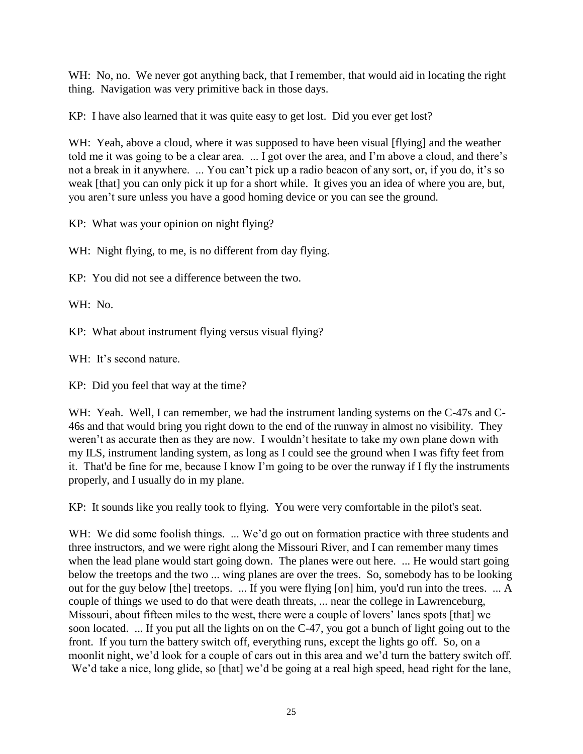WH: No, no. We never got anything back, that I remember, that would aid in locating the right thing. Navigation was very primitive back in those days.

KP: I have also learned that it was quite easy to get lost. Did you ever get lost?

WH: Yeah, above a cloud, where it was supposed to have been visual [flying] and the weather told me it was going to be a clear area. ... I got over the area, and I'm above a cloud, and there's not a break in it anywhere. ... You can't pick up a radio beacon of any sort, or, if you do, it's so weak [that] you can only pick it up for a short while. It gives you an idea of where you are, but, you aren't sure unless you have a good homing device or you can see the ground.

KP: What was your opinion on night flying?

WH: Night flying, to me, is no different from day flying.

KP: You did not see a difference between the two.

WH: No.

KP: What about instrument flying versus visual flying?

WH: It's second nature.

KP: Did you feel that way at the time?

WH: Yeah. Well, I can remember, we had the instrument landing systems on the C-47s and C-46s and that would bring you right down to the end of the runway in almost no visibility. They weren't as accurate then as they are now. I wouldn't hesitate to take my own plane down with my ILS, instrument landing system, as long as I could see the ground when I was fifty feet from it. That'd be fine for me, because I know I'm going to be over the runway if I fly the instruments properly, and I usually do in my plane.

KP: It sounds like you really took to flying. You were very comfortable in the pilot's seat.

WH: We did some foolish things. ... We'd go out on formation practice with three students and three instructors, and we were right along the Missouri River, and I can remember many times when the lead plane would start going down. The planes were out here. ... He would start going below the treetops and the two ... wing planes are over the trees. So, somebody has to be looking out for the guy below [the] treetops. ... If you were flying [on] him, you'd run into the trees. ... A couple of things we used to do that were death threats, ... near the college in Lawrenceburg, Missouri, about fifteen miles to the west, there were a couple of lovers' lanes spots [that] we soon located. ... If you put all the lights on on the C-47, you got a bunch of light going out to the front. If you turn the battery switch off, everything runs, except the lights go off. So, on a moonlit night, we'd look for a couple of cars out in this area and we'd turn the battery switch off. We'd take a nice, long glide, so [that] we'd be going at a real high speed, head right for the lane,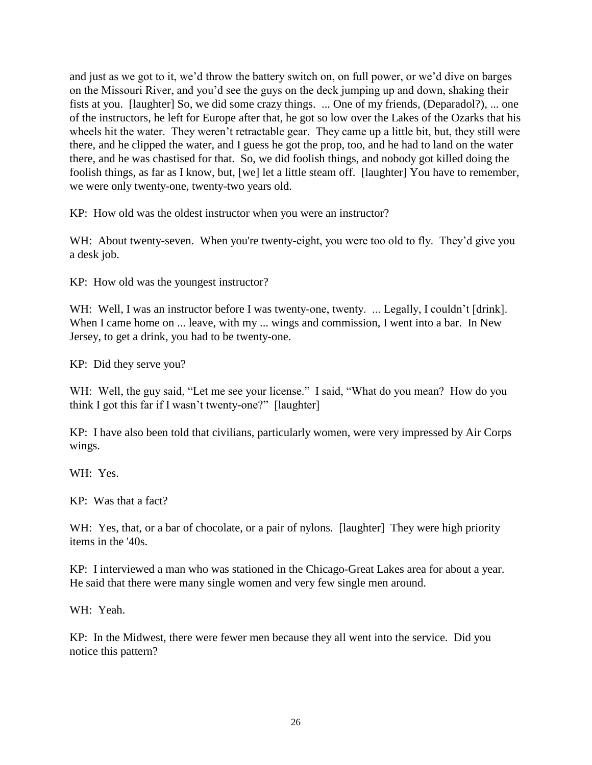and just as we got to it, we'd throw the battery switch on, on full power, or we'd dive on barges on the Missouri River, and you'd see the guys on the deck jumping up and down, shaking their fists at you. [laughter] So, we did some crazy things. ... One of my friends, (Deparadol?), ... one of the instructors, he left for Europe after that, he got so low over the Lakes of the Ozarks that his wheels hit the water. They weren't retractable gear. They came up a little bit, but, they still were there, and he clipped the water, and I guess he got the prop, too, and he had to land on the water there, and he was chastised for that. So, we did foolish things, and nobody got killed doing the foolish things, as far as I know, but, [we] let a little steam off. [laughter] You have to remember, we were only twenty-one, twenty-two years old.

KP: How old was the oldest instructor when you were an instructor?

WH: About twenty-seven. When you're twenty-eight, you were too old to fly. They'd give you a desk job.

KP: How old was the youngest instructor?

WH: Well, I was an instructor before I was twenty-one, twenty. ... Legally, I couldn't [drink]. When I came home on ... leave, with my ... wings and commission, I went into a bar. In New Jersey, to get a drink, you had to be twenty-one.

KP: Did they serve you?

WH: Well, the guy said, "Let me see your license." I said, "What do you mean? How do you think I got this far if I wasn't twenty-one?" [laughter]

KP: I have also been told that civilians, particularly women, were very impressed by Air Corps wings.

WH: Yes.

KP: Was that a fact?

WH: Yes, that, or a bar of chocolate, or a pair of nylons. [laughter] They were high priority items in the '40s.

KP: I interviewed a man who was stationed in the Chicago-Great Lakes area for about a year. He said that there were many single women and very few single men around.

WH: Yeah.

KP: In the Midwest, there were fewer men because they all went into the service. Did you notice this pattern?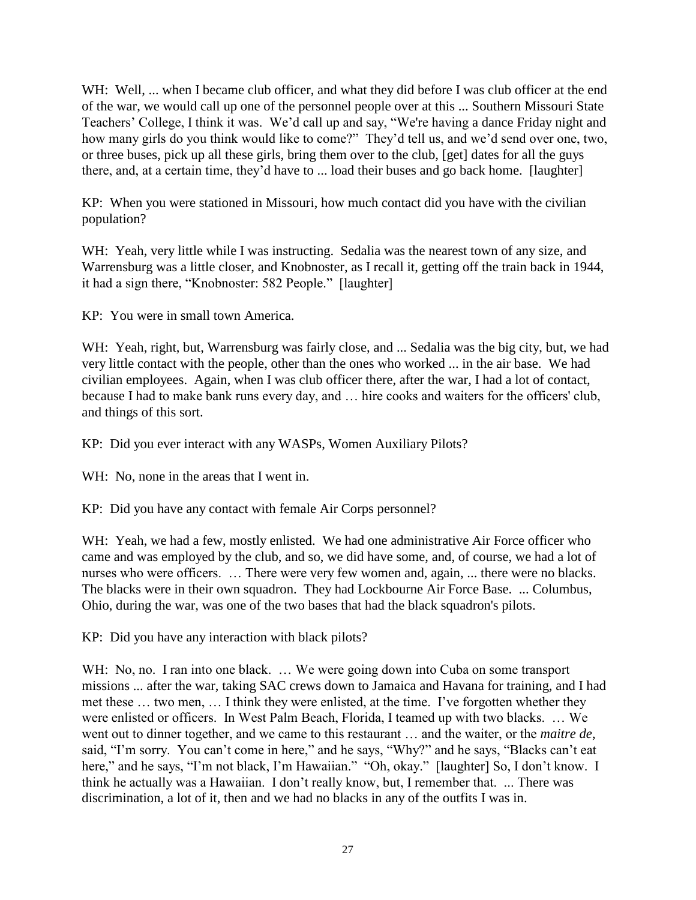WH: Well, ... when I became club officer, and what they did before I was club officer at the end of the war, we would call up one of the personnel people over at this ... Southern Missouri State Teachers' College, I think it was. We'd call up and say, "We're having a dance Friday night and how many girls do you think would like to come?" They'd tell us, and we'd send over one, two, or three buses, pick up all these girls, bring them over to the club, [get] dates for all the guys there, and, at a certain time, they'd have to ... load their buses and go back home. [laughter]

KP: When you were stationed in Missouri, how much contact did you have with the civilian population?

WH: Yeah, very little while I was instructing. Sedalia was the nearest town of any size, and Warrensburg was a little closer, and Knobnoster, as I recall it, getting off the train back in 1944, it had a sign there, "Knobnoster: 582 People." [laughter]

KP: You were in small town America.

WH: Yeah, right, but, Warrensburg was fairly close, and ... Sedalia was the big city, but, we had very little contact with the people, other than the ones who worked ... in the air base. We had civilian employees. Again, when I was club officer there, after the war, I had a lot of contact, because I had to make bank runs every day, and … hire cooks and waiters for the officers' club, and things of this sort.

KP: Did you ever interact with any WASPs, Women Auxiliary Pilots?

WH: No, none in the areas that I went in.

KP: Did you have any contact with female Air Corps personnel?

WH: Yeah, we had a few, mostly enlisted. We had one administrative Air Force officer who came and was employed by the club, and so, we did have some, and, of course, we had a lot of nurses who were officers. … There were very few women and, again, ... there were no blacks. The blacks were in their own squadron. They had Lockbourne Air Force Base. ... Columbus, Ohio, during the war, was one of the two bases that had the black squadron's pilots.

KP: Did you have any interaction with black pilots?

WH: No, no. I ran into one black. … We were going down into Cuba on some transport missions ... after the war, taking SAC crews down to Jamaica and Havana for training, and I had met these … two men, … I think they were enlisted, at the time. I've forgotten whether they were enlisted or officers. In West Palm Beach, Florida, I teamed up with two blacks. … We went out to dinner together, and we came to this restaurant … and the waiter, or the *maitre de*, said, "I'm sorry. You can't come in here," and he says, "Why?" and he says, "Blacks can't eat here," and he says, "I'm not black, I'm Hawaiian." "Oh, okay." [laughter] So, I don't know. I think he actually was a Hawaiian. I don't really know, but, I remember that. ... There was discrimination, a lot of it, then and we had no blacks in any of the outfits I was in.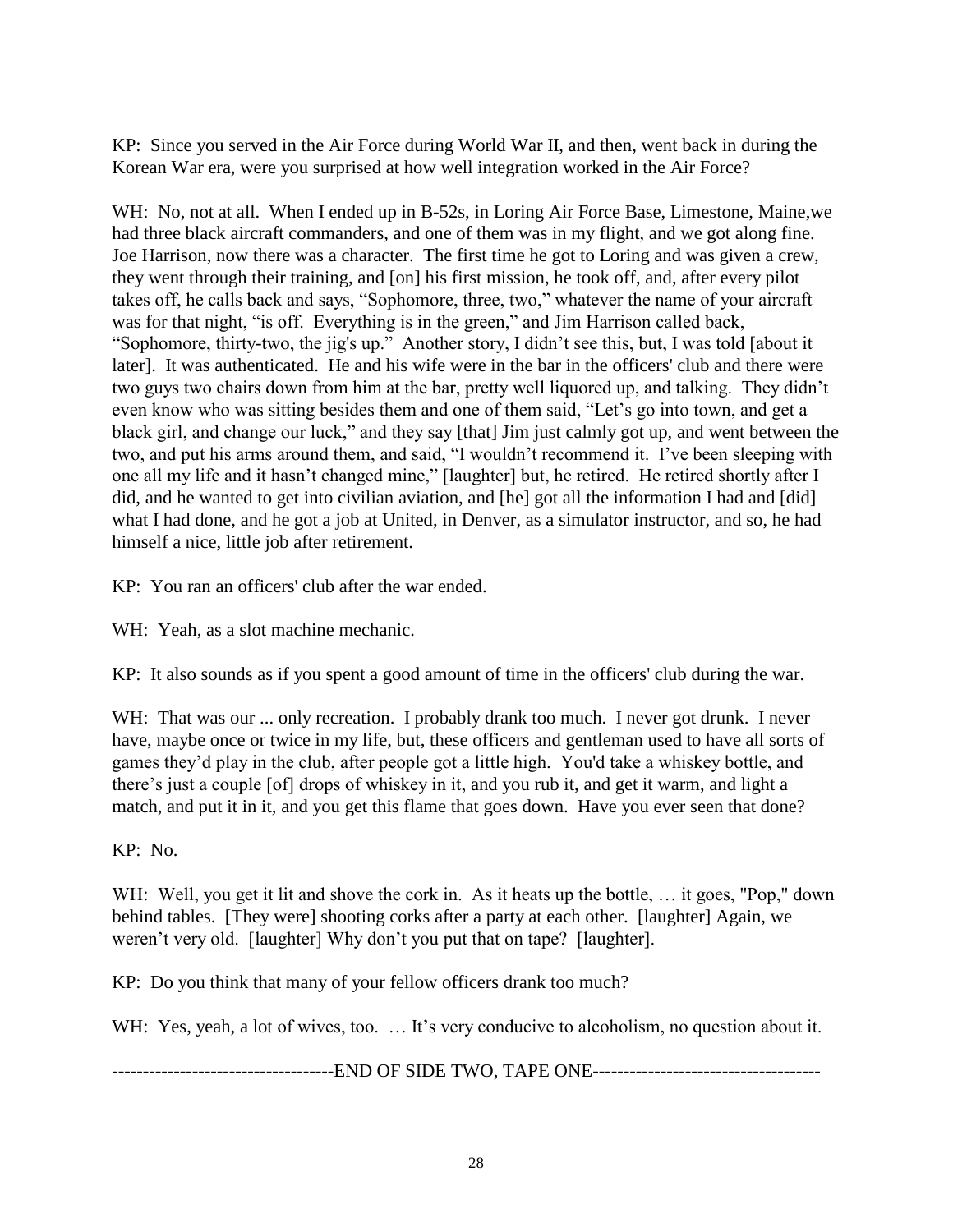KP: Since you served in the Air Force during World War II, and then, went back in during the Korean War era, were you surprised at how well integration worked in the Air Force?

WH: No, not at all. When I ended up in B-52s, in Loring Air Force Base, Limestone, Maine,we had three black aircraft commanders, and one of them was in my flight, and we got along fine. Joe Harrison, now there was a character. The first time he got to Loring and was given a crew, they went through their training, and [on] his first mission, he took off, and, after every pilot takes off, he calls back and says, "Sophomore, three, two," whatever the name of your aircraft was for that night, "is off. Everything is in the green," and Jim Harrison called back, "Sophomore, thirty-two, the jig's up." Another story, I didn't see this, but, I was told [about it later]. It was authenticated. He and his wife were in the bar in the officers' club and there were two guys two chairs down from him at the bar, pretty well liquored up, and talking. They didn't even know who was sitting besides them and one of them said, "Let's go into town, and get a black girl, and change our luck," and they say [that] Jim just calmly got up, and went between the two, and put his arms around them, and said, "I wouldn't recommend it. I've been sleeping with one all my life and it hasn't changed mine," [laughter] but, he retired. He retired shortly after I did, and he wanted to get into civilian aviation, and [he] got all the information I had and [did] what I had done, and he got a job at United, in Denver, as a simulator instructor, and so, he had himself a nice, little job after retirement.

KP: You ran an officers' club after the war ended.

WH: Yeah, as a slot machine mechanic.

KP: It also sounds as if you spent a good amount of time in the officers' club during the war.

WH: That was our ... only recreation. I probably drank too much. I never got drunk. I never have, maybe once or twice in my life, but, these officers and gentleman used to have all sorts of games they'd play in the club, after people got a little high. You'd take a whiskey bottle, and there's just a couple [of] drops of whiskey in it, and you rub it, and get it warm, and light a match, and put it in it, and you get this flame that goes down. Have you ever seen that done?

KP: No.

WH: Well, you get it lit and shove the cork in. As it heats up the bottle, … it goes, "Pop," down behind tables. [They were] shooting corks after a party at each other. [laughter] Again, we weren't very old. [laughter] Why don't you put that on tape? [laughter].

KP: Do you think that many of your fellow officers drank too much?

WH: Yes, yeah, a lot of wives, too. … It's very conducive to alcoholism, no question about it.

------------------------------------END OF SIDE TWO, TAPE ONE-------------------------------------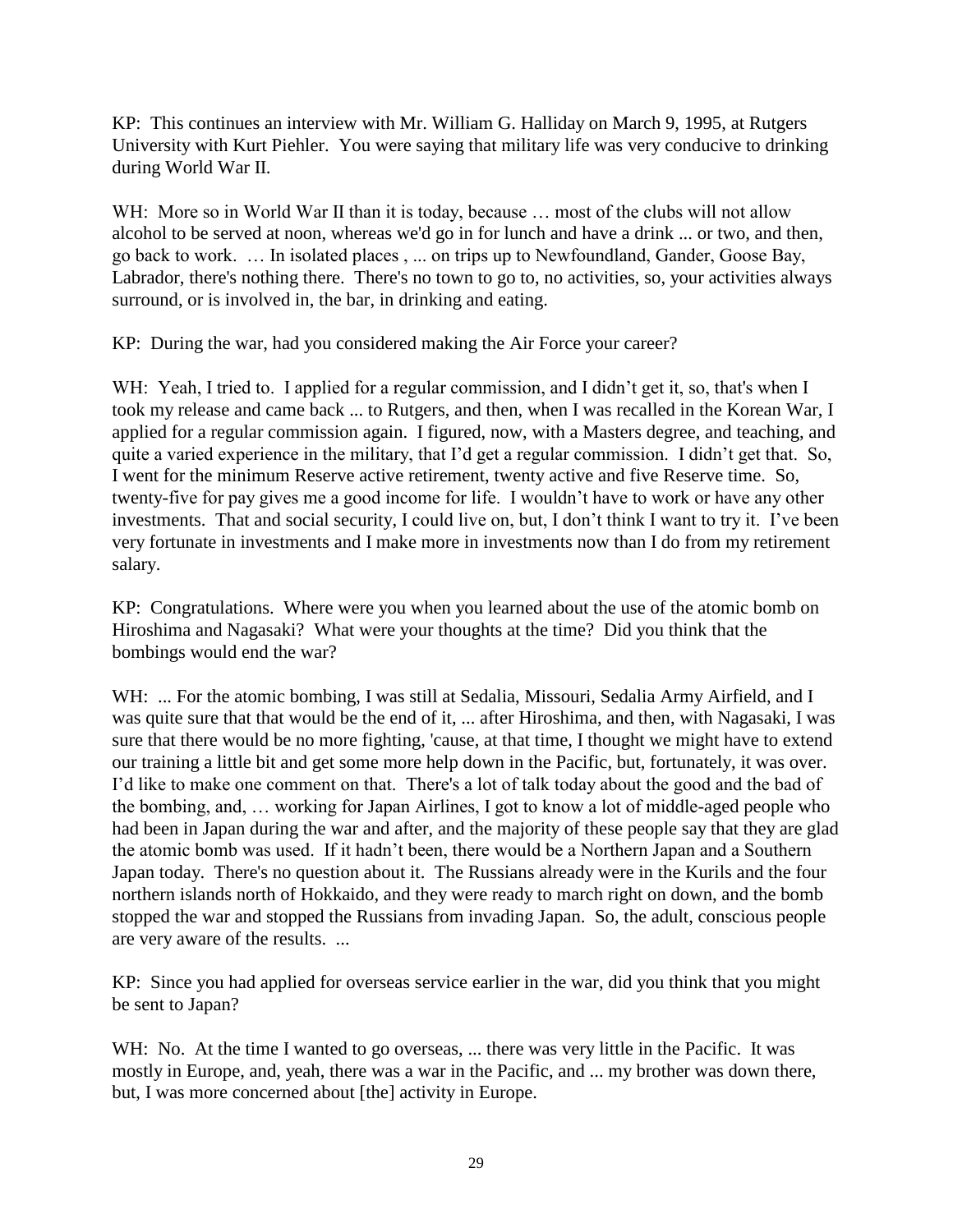KP: This continues an interview with Mr. William G. Halliday on March 9, 1995, at Rutgers University with Kurt Piehler. You were saying that military life was very conducive to drinking during World War II.

WH: More so in World War II than it is today, because … most of the clubs will not allow alcohol to be served at noon, whereas we'd go in for lunch and have a drink ... or two, and then, go back to work. … In isolated places , ... on trips up to Newfoundland, Gander, Goose Bay, Labrador, there's nothing there. There's no town to go to, no activities, so, your activities always surround, or is involved in, the bar, in drinking and eating.

KP: During the war, had you considered making the Air Force your career?

WH: Yeah, I tried to. I applied for a regular commission, and I didn't get it, so, that's when I took my release and came back ... to Rutgers, and then, when I was recalled in the Korean War, I applied for a regular commission again. I figured, now, with a Masters degree, and teaching, and quite a varied experience in the military, that I'd get a regular commission. I didn't get that. So, I went for the minimum Reserve active retirement, twenty active and five Reserve time. So, twenty-five for pay gives me a good income for life. I wouldn't have to work or have any other investments. That and social security, I could live on, but, I don't think I want to try it. I've been very fortunate in investments and I make more in investments now than I do from my retirement salary.

KP: Congratulations. Where were you when you learned about the use of the atomic bomb on Hiroshima and Nagasaki? What were your thoughts at the time? Did you think that the bombings would end the war?

WH: ... For the atomic bombing, I was still at Sedalia, Missouri, Sedalia Army Airfield, and I was quite sure that that would be the end of it, ... after Hiroshima, and then, with Nagasaki, I was sure that there would be no more fighting, 'cause, at that time, I thought we might have to extend our training a little bit and get some more help down in the Pacific, but, fortunately, it was over. I'd like to make one comment on that. There's a lot of talk today about the good and the bad of the bombing, and, … working for Japan Airlines, I got to know a lot of middle-aged people who had been in Japan during the war and after, and the majority of these people say that they are glad the atomic bomb was used. If it hadn't been, there would be a Northern Japan and a Southern Japan today. There's no question about it. The Russians already were in the Kurils and the four northern islands north of Hokkaido, and they were ready to march right on down, and the bomb stopped the war and stopped the Russians from invading Japan. So, the adult, conscious people are very aware of the results. ...

KP: Since you had applied for overseas service earlier in the war, did you think that you might be sent to Japan?

WH: No. At the time I wanted to go overseas, ... there was very little in the Pacific. It was mostly in Europe, and, yeah, there was a war in the Pacific, and ... my brother was down there, but, I was more concerned about [the] activity in Europe.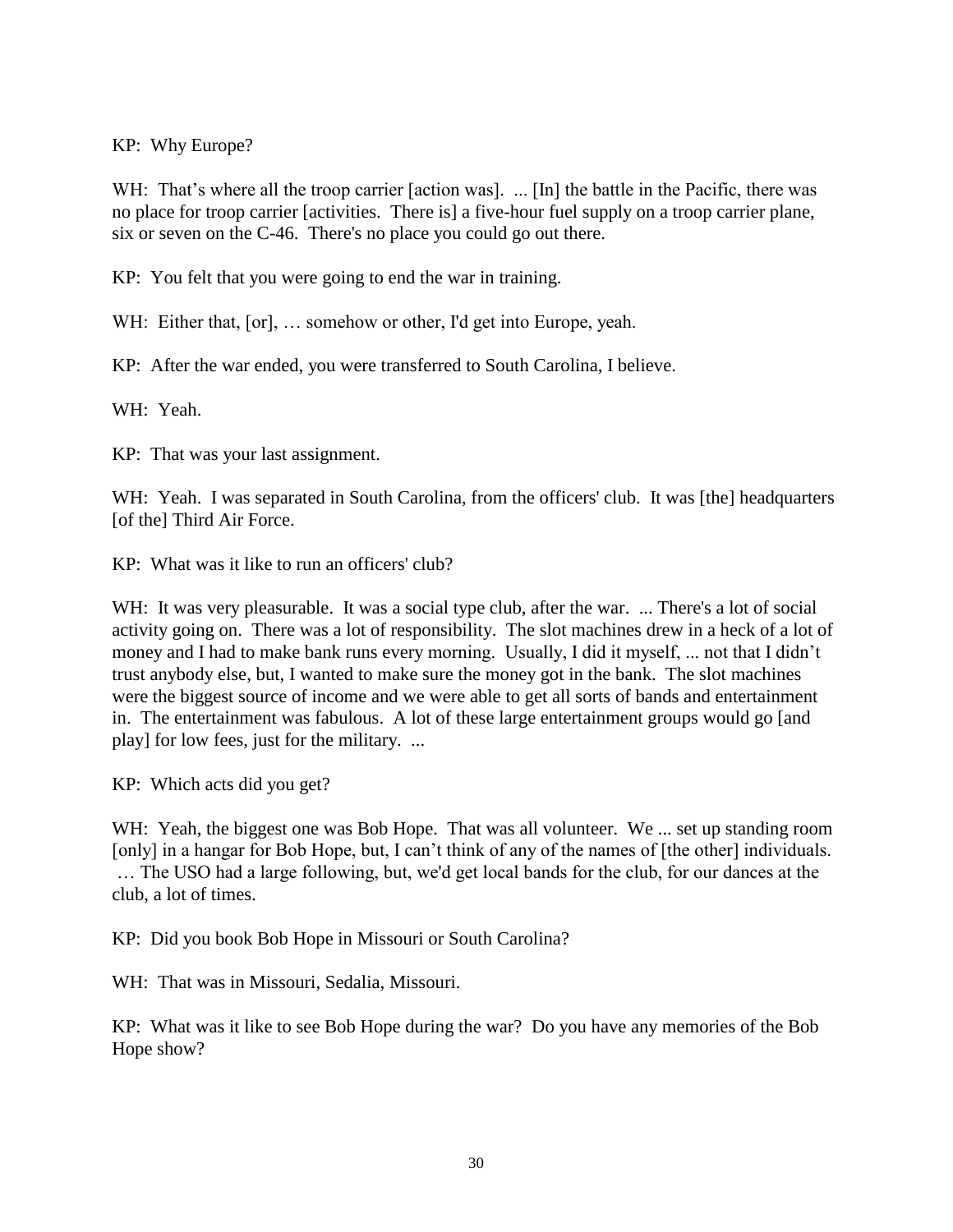KP: Why Europe?

WH: That's where all the troop carrier [action was]. ... [In] the battle in the Pacific, there was no place for troop carrier [activities. There is] a five-hour fuel supply on a troop carrier plane, six or seven on the C-46. There's no place you could go out there.

KP: You felt that you were going to end the war in training.

WH: Either that, [or], … somehow or other, I'd get into Europe, yeah.

KP: After the war ended, you were transferred to South Carolina, I believe.

WH: Yeah.

KP: That was your last assignment.

WH: Yeah. I was separated in South Carolina, from the officers' club. It was [the] headquarters [of the] Third Air Force.

KP: What was it like to run an officers' club?

WH: It was very pleasurable. It was a social type club, after the war. ... There's a lot of social activity going on. There was a lot of responsibility. The slot machines drew in a heck of a lot of money and I had to make bank runs every morning. Usually, I did it myself, ... not that I didn't trust anybody else, but, I wanted to make sure the money got in the bank. The slot machines were the biggest source of income and we were able to get all sorts of bands and entertainment in. The entertainment was fabulous. A lot of these large entertainment groups would go [and play] for low fees, just for the military. ...

KP: Which acts did you get?

WH: Yeah, the biggest one was Bob Hope. That was all volunteer. We ... set up standing room [only] in a hangar for Bob Hope, but, I can't think of any of the names of [the other] individuals. … The USO had a large following, but, we'd get local bands for the club, for our dances at the club, a lot of times.

KP: Did you book Bob Hope in Missouri or South Carolina?

WH: That was in Missouri, Sedalia, Missouri.

KP: What was it like to see Bob Hope during the war? Do you have any memories of the Bob Hope show?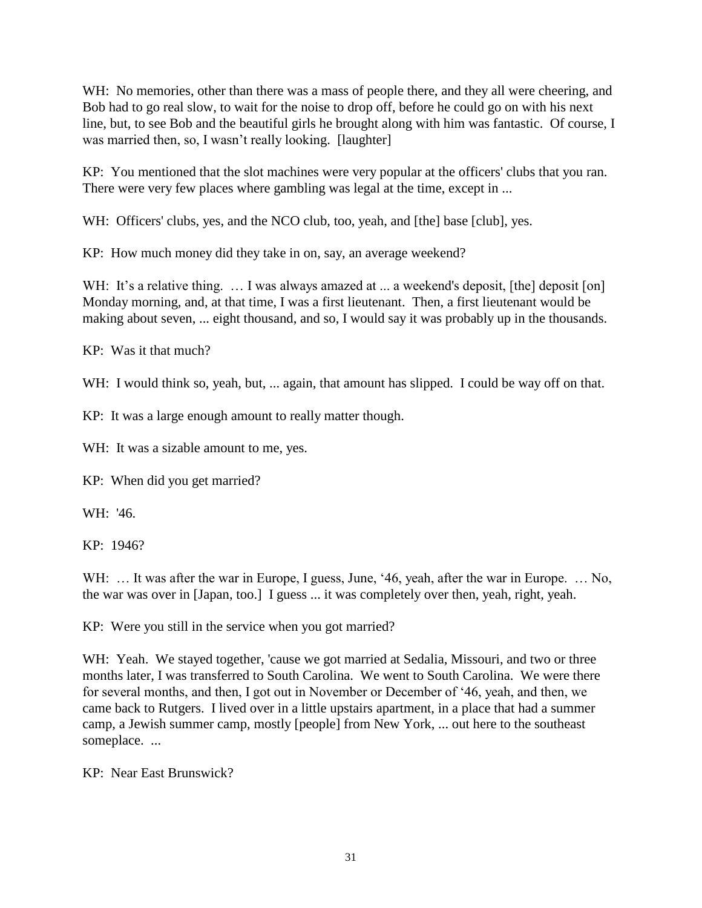WH: No memories, other than there was a mass of people there, and they all were cheering, and Bob had to go real slow, to wait for the noise to drop off, before he could go on with his next line, but, to see Bob and the beautiful girls he brought along with him was fantastic. Of course, I was married then, so, I wasn't really looking. [laughter]

KP: You mentioned that the slot machines were very popular at the officers' clubs that you ran. There were very few places where gambling was legal at the time, except in ...

WH: Officers' clubs, yes, and the NCO club, too, yeah, and [the] base [club], yes.

KP: How much money did they take in on, say, an average weekend?

WH: It's a relative thing. … I was always amazed at ... a weekend's deposit, [the] deposit [on] Monday morning, and, at that time, I was a first lieutenant. Then, a first lieutenant would be making about seven, ... eight thousand, and so, I would say it was probably up in the thousands.

KP: Was it that much?

WH: I would think so, yeah, but, ... again, that amount has slipped. I could be way off on that.

KP: It was a large enough amount to really matter though.

WH: It was a sizable amount to me, yes.

KP: When did you get married?

WH: '46.

KP: 1946?

WH: … It was after the war in Europe, I guess, June, '46, yeah, after the war in Europe. … No, the war was over in [Japan, too.] I guess ... it was completely over then, yeah, right, yeah.

KP: Were you still in the service when you got married?

WH: Yeah. We stayed together, 'cause we got married at Sedalia, Missouri, and two or three months later, I was transferred to South Carolina. We went to South Carolina. We were there for several months, and then, I got out in November or December of '46, yeah, and then, we came back to Rutgers. I lived over in a little upstairs apartment, in a place that had a summer camp, a Jewish summer camp, mostly [people] from New York, ... out here to the southeast someplace. ...

KP: Near East Brunswick?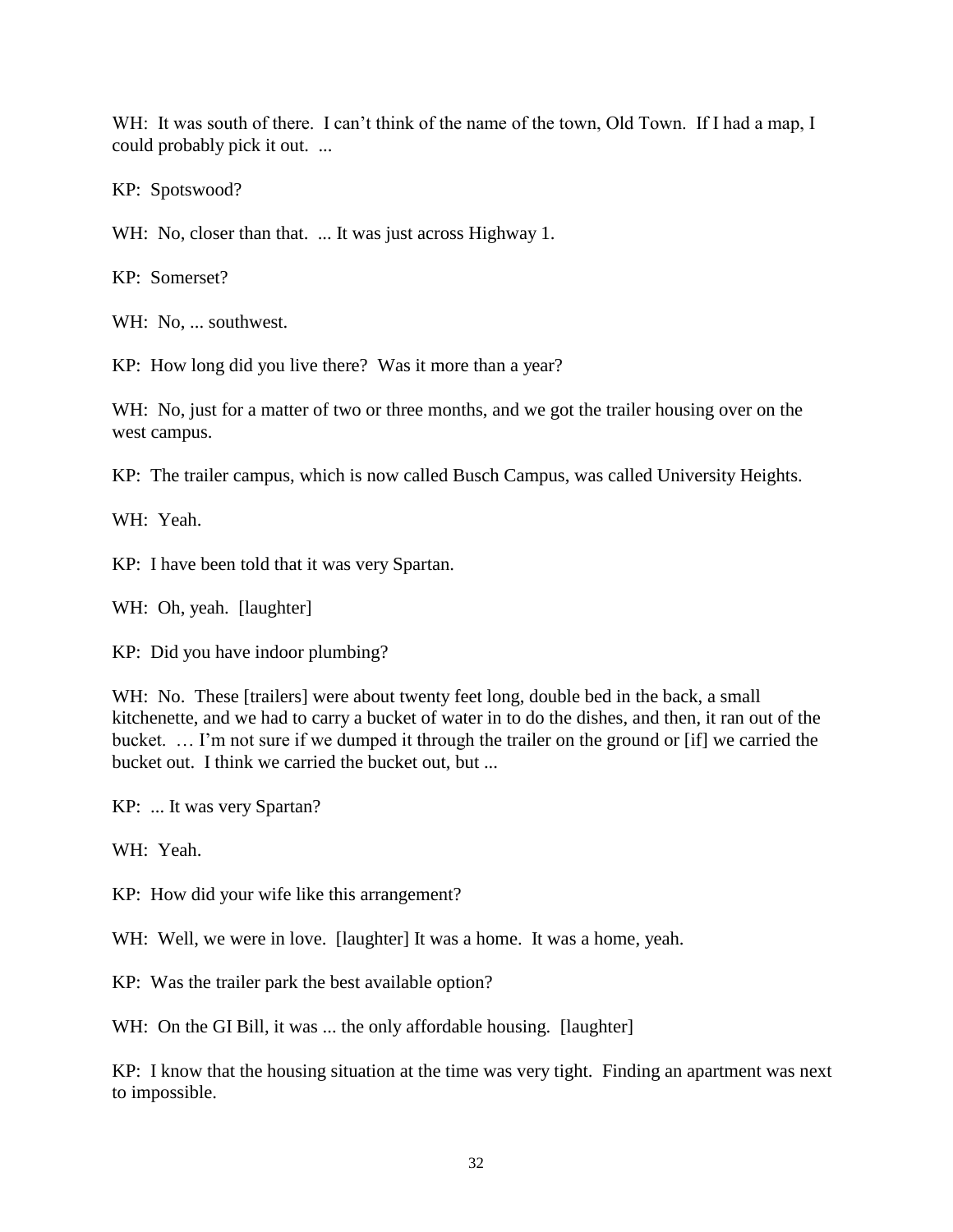WH: It was south of there. I can't think of the name of the town, Old Town. If I had a map, I could probably pick it out. ...

KP: Spotswood?

WH: No, closer than that. ... It was just across Highway 1.

KP: Somerset?

WH: No, ... southwest.

KP: How long did you live there? Was it more than a year?

WH: No, just for a matter of two or three months, and we got the trailer housing over on the west campus.

KP: The trailer campus, which is now called Busch Campus, was called University Heights.

WH: Yeah.

KP: I have been told that it was very Spartan.

WH: Oh, yeah. [laughter]

KP: Did you have indoor plumbing?

WH: No. These [trailers] were about twenty feet long, double bed in the back, a small kitchenette, and we had to carry a bucket of water in to do the dishes, and then, it ran out of the bucket. … I'm not sure if we dumped it through the trailer on the ground or [if] we carried the bucket out. I think we carried the bucket out, but ...

KP: ... It was very Spartan?

WH: Yeah.

KP: How did your wife like this arrangement?

WH: Well, we were in love. [laughter] It was a home. It was a home, yeah.

KP: Was the trailer park the best available option?

WH: On the GI Bill, it was ... the only affordable housing. [laughter]

KP: I know that the housing situation at the time was very tight. Finding an apartment was next to impossible.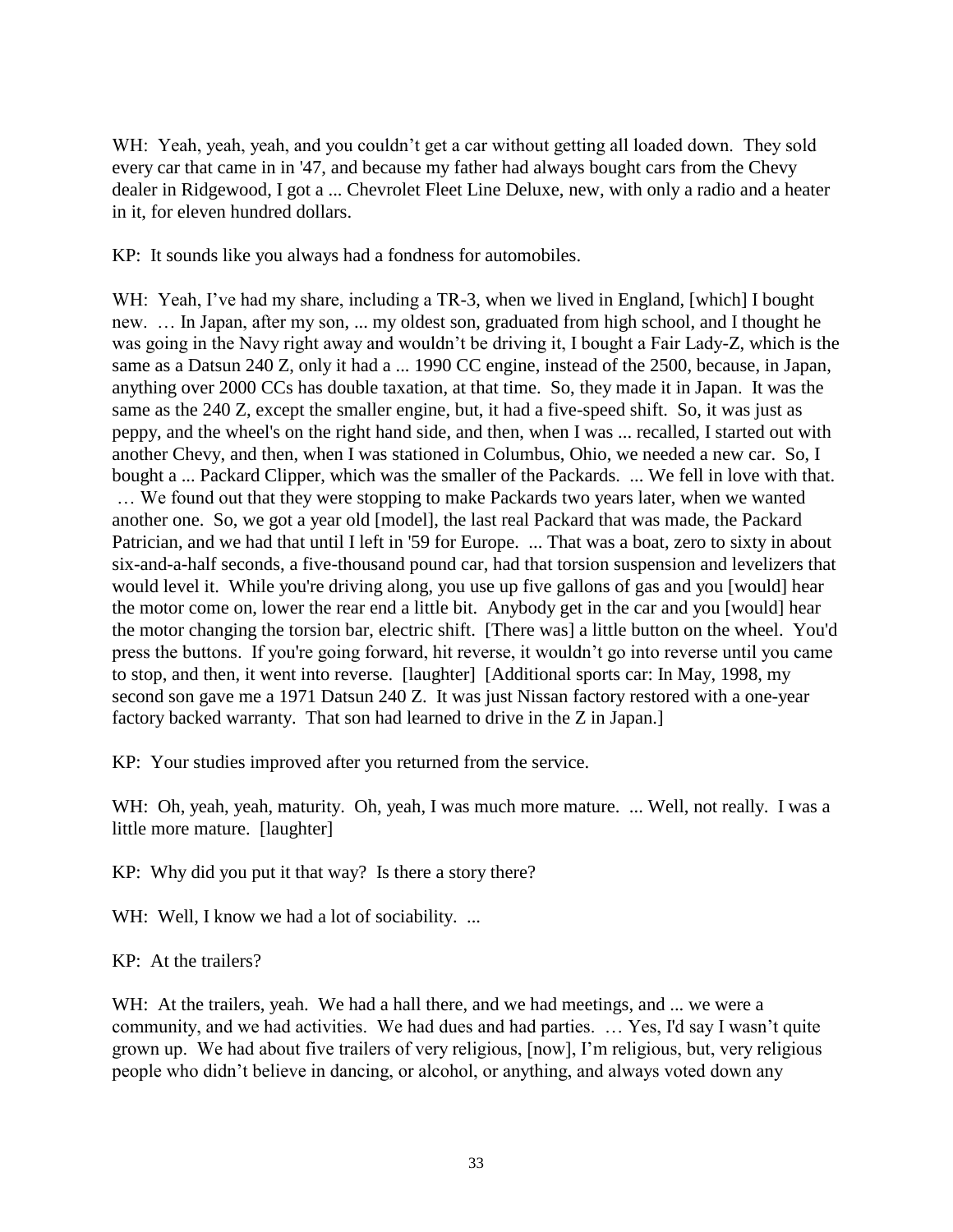WH: Yeah, yeah, yeah, and you couldn't get a car without getting all loaded down. They sold every car that came in in '47, and because my father had always bought cars from the Chevy dealer in Ridgewood, I got a ... Chevrolet Fleet Line Deluxe, new, with only a radio and a heater in it, for eleven hundred dollars.

KP: It sounds like you always had a fondness for automobiles.

WH: Yeah, I've had my share, including a TR-3, when we lived in England, [which] I bought new. … In Japan, after my son, ... my oldest son, graduated from high school, and I thought he was going in the Navy right away and wouldn't be driving it, I bought a Fair Lady-Z, which is the same as a Datsun 240 Z, only it had a ... 1990 CC engine, instead of the 2500, because, in Japan, anything over 2000 CCs has double taxation, at that time. So, they made it in Japan. It was the same as the 240 Z, except the smaller engine, but, it had a five-speed shift. So, it was just as peppy, and the wheel's on the right hand side, and then, when I was ... recalled, I started out with another Chevy, and then, when I was stationed in Columbus, Ohio, we needed a new car. So, I bought a ... Packard Clipper, which was the smaller of the Packards. ... We fell in love with that. … We found out that they were stopping to make Packards two years later, when we wanted another one. So, we got a year old [model], the last real Packard that was made, the Packard Patrician, and we had that until I left in '59 for Europe. ... That was a boat, zero to sixty in about six-and-a-half seconds, a five-thousand pound car, had that torsion suspension and levelizers that would level it. While you're driving along, you use up five gallons of gas and you [would] hear the motor come on, lower the rear end a little bit. Anybody get in the car and you [would] hear the motor changing the torsion bar, electric shift. [There was] a little button on the wheel. You'd press the buttons. If you're going forward, hit reverse, it wouldn't go into reverse until you came to stop, and then, it went into reverse. [laughter] [Additional sports car: In May, 1998, my second son gave me a 1971 Datsun 240 Z. It was just Nissan factory restored with a one-year factory backed warranty. That son had learned to drive in the Z in Japan.]

KP: Your studies improved after you returned from the service.

WH: Oh, yeah, yeah, maturity. Oh, yeah, I was much more mature. ... Well, not really. I was a little more mature. [laughter]

KP: Why did you put it that way? Is there a story there?

WH: Well, I know we had a lot of sociability. ...

KP: At the trailers?

WH: At the trailers, yeah. We had a hall there, and we had meetings, and ... we were a community, and we had activities. We had dues and had parties. … Yes, I'd say I wasn't quite grown up. We had about five trailers of very religious, [now], I'm religious, but, very religious people who didn't believe in dancing, or alcohol, or anything, and always voted down any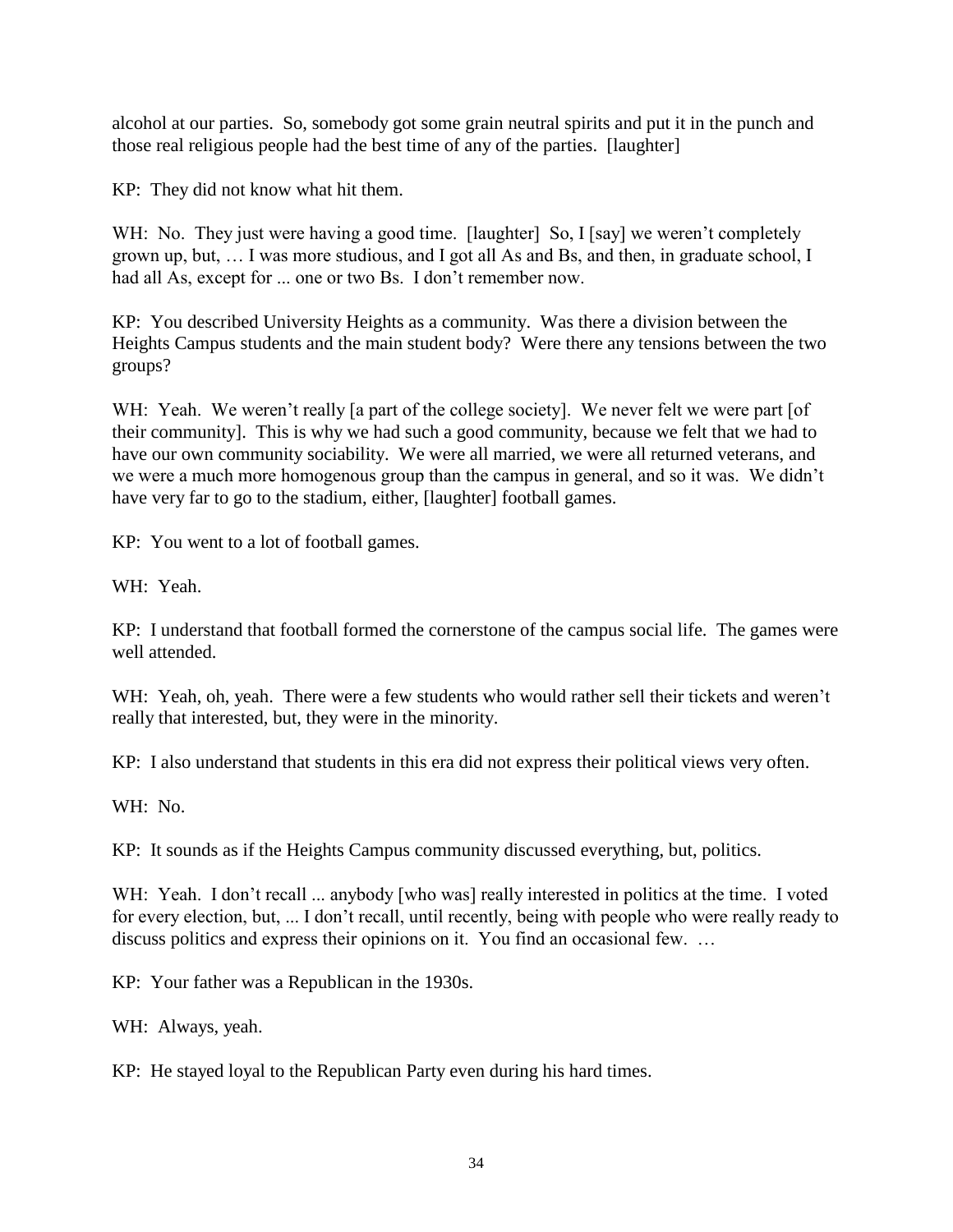alcohol at our parties. So, somebody got some grain neutral spirits and put it in the punch and those real religious people had the best time of any of the parties. [laughter]

KP: They did not know what hit them.

WH: No. They just were having a good time. [laughter] So, I [say] we weren't completely grown up, but, … I was more studious, and I got all As and Bs, and then, in graduate school, I had all As, except for ... one or two Bs. I don't remember now.

KP: You described University Heights as a community. Was there a division between the Heights Campus students and the main student body? Were there any tensions between the two groups?

WH: Yeah. We weren't really [a part of the college society]. We never felt we were part [of their community]. This is why we had such a good community, because we felt that we had to have our own community sociability. We were all married, we were all returned veterans, and we were a much more homogenous group than the campus in general, and so it was. We didn't have very far to go to the stadium, either, [laughter] football games.

KP: You went to a lot of football games.

WH: Yeah.

KP: I understand that football formed the cornerstone of the campus social life. The games were well attended.

WH: Yeah, oh, yeah. There were a few students who would rather sell their tickets and weren't really that interested, but, they were in the minority.

KP: I also understand that students in this era did not express their political views very often.

WH: No.

KP: It sounds as if the Heights Campus community discussed everything, but, politics.

WH: Yeah. I don't recall ... anybody [who was] really interested in politics at the time. I voted for every election, but, ... I don't recall, until recently, being with people who were really ready to discuss politics and express their opinions on it. You find an occasional few. …

KP: Your father was a Republican in the 1930s.

WH: Always, yeah.

KP: He stayed loyal to the Republican Party even during his hard times.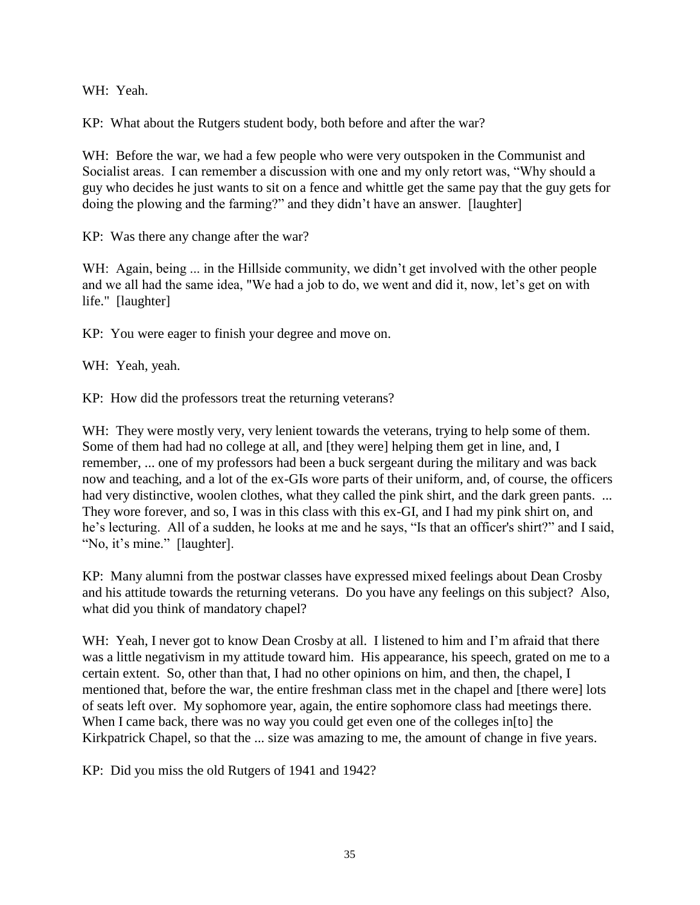WH: Yeah.

KP: What about the Rutgers student body, both before and after the war?

WH: Before the war, we had a few people who were very outspoken in the Communist and Socialist areas. I can remember a discussion with one and my only retort was, "Why should a guy who decides he just wants to sit on a fence and whittle get the same pay that the guy gets for doing the plowing and the farming?" and they didn't have an answer. [laughter]

KP: Was there any change after the war?

WH: Again, being ... in the Hillside community, we didn't get involved with the other people and we all had the same idea, "We had a job to do, we went and did it, now, let's get on with life." [laughter]

KP: You were eager to finish your degree and move on.

WH: Yeah, yeah.

KP: How did the professors treat the returning veterans?

WH: They were mostly very, very lenient towards the veterans, trying to help some of them. Some of them had had no college at all, and [they were] helping them get in line, and, I remember, ... one of my professors had been a buck sergeant during the military and was back now and teaching, and a lot of the ex-GIs wore parts of their uniform, and, of course, the officers had very distinctive, woolen clothes, what they called the pink shirt, and the dark green pants. ... They wore forever, and so, I was in this class with this ex-GI, and I had my pink shirt on, and he's lecturing. All of a sudden, he looks at me and he says, "Is that an officer's shirt?" and I said, "No, it's mine." [laughter].

KP: Many alumni from the postwar classes have expressed mixed feelings about Dean Crosby and his attitude towards the returning veterans. Do you have any feelings on this subject? Also, what did you think of mandatory chapel?

WH: Yeah, I never got to know Dean Crosby at all. I listened to him and I'm afraid that there was a little negativism in my attitude toward him. His appearance, his speech, grated on me to a certain extent. So, other than that, I had no other opinions on him, and then, the chapel, I mentioned that, before the war, the entire freshman class met in the chapel and [there were] lots of seats left over. My sophomore year, again, the entire sophomore class had meetings there. When I came back, there was no way you could get even one of the colleges in[to] the Kirkpatrick Chapel, so that the ... size was amazing to me, the amount of change in five years.

KP: Did you miss the old Rutgers of 1941 and 1942?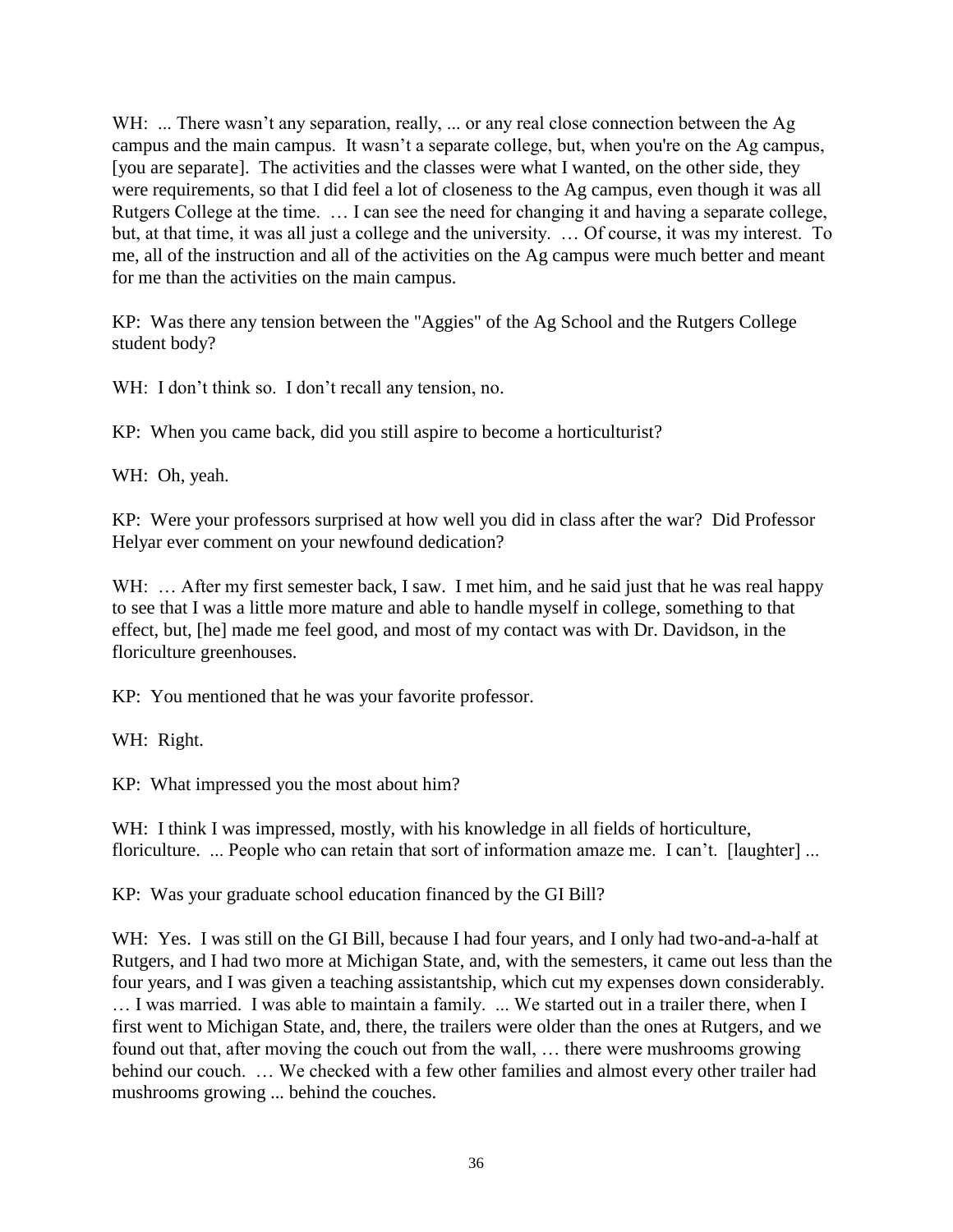WH: ... There wasn't any separation, really, ... or any real close connection between the Ag campus and the main campus. It wasn't a separate college, but, when you're on the Ag campus, [you are separate]. The activities and the classes were what I wanted, on the other side, they were requirements, so that I did feel a lot of closeness to the Ag campus, even though it was all Rutgers College at the time. … I can see the need for changing it and having a separate college, but, at that time, it was all just a college and the university. … Of course, it was my interest. To me, all of the instruction and all of the activities on the Ag campus were much better and meant for me than the activities on the main campus.

KP: Was there any tension between the "Aggies" of the Ag School and the Rutgers College student body?

WH: I don't think so. I don't recall any tension, no.

KP: When you came back, did you still aspire to become a horticulturist?

WH: Oh, yeah.

KP: Were your professors surprised at how well you did in class after the war? Did Professor Helyar ever comment on your newfound dedication?

WH: … After my first semester back, I saw. I met him, and he said just that he was real happy to see that I was a little more mature and able to handle myself in college, something to that effect, but, [he] made me feel good, and most of my contact was with Dr. Davidson, in the floriculture greenhouses.

KP: You mentioned that he was your favorite professor.

WH: Right.

KP: What impressed you the most about him?

WH: I think I was impressed, mostly, with his knowledge in all fields of horticulture, floriculture. ... People who can retain that sort of information amaze me. I can't. [laughter] ...

KP: Was your graduate school education financed by the GI Bill?

WH: Yes. I was still on the GI Bill, because I had four years, and I only had two-and-a-half at Rutgers, and I had two more at Michigan State, and, with the semesters, it came out less than the four years, and I was given a teaching assistantship, which cut my expenses down considerably. … I was married. I was able to maintain a family. ... We started out in a trailer there, when I first went to Michigan State, and, there, the trailers were older than the ones at Rutgers, and we found out that, after moving the couch out from the wall, … there were mushrooms growing behind our couch. … We checked with a few other families and almost every other trailer had mushrooms growing ... behind the couches.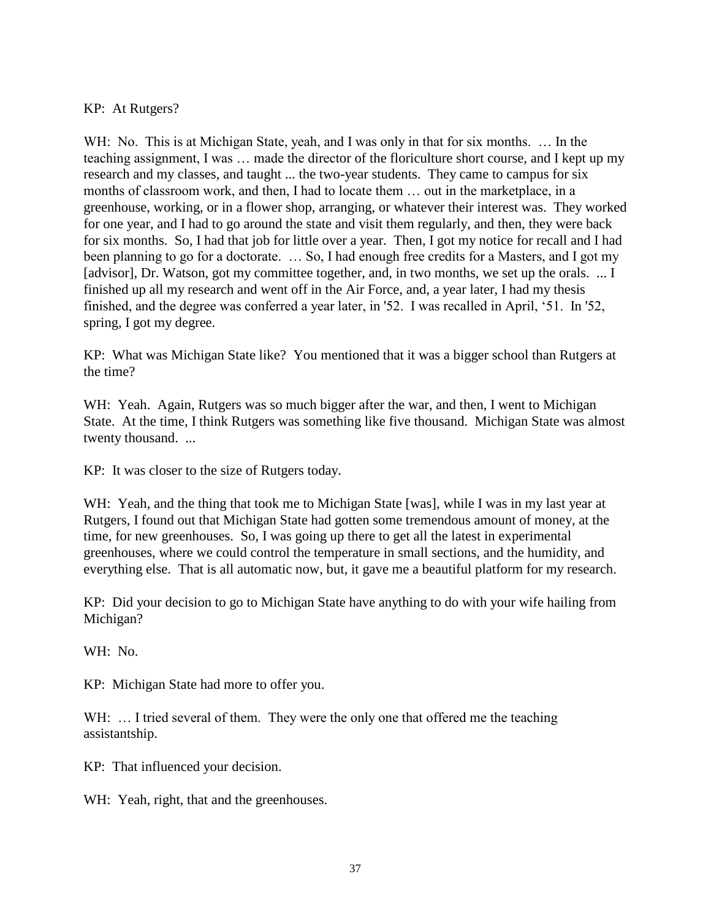KP: At Rutgers?

WH: No. This is at Michigan State, yeah, and I was only in that for six months. … In the teaching assignment, I was … made the director of the floriculture short course, and I kept up my research and my classes, and taught ... the two-year students. They came to campus for six months of classroom work, and then, I had to locate them … out in the marketplace, in a greenhouse, working, or in a flower shop, arranging, or whatever their interest was. They worked for one year, and I had to go around the state and visit them regularly, and then, they were back for six months. So, I had that job for little over a year. Then, I got my notice for recall and I had been planning to go for a doctorate. … So, I had enough free credits for a Masters, and I got my [advisor], Dr. Watson, got my committee together, and, in two months, we set up the orals. ... I finished up all my research and went off in the Air Force, and, a year later, I had my thesis finished, and the degree was conferred a year later, in '52. I was recalled in April, '51. In '52, spring, I got my degree.

KP: What was Michigan State like? You mentioned that it was a bigger school than Rutgers at the time?

WH: Yeah. Again, Rutgers was so much bigger after the war, and then, I went to Michigan State. At the time, I think Rutgers was something like five thousand. Michigan State was almost twenty thousand. ...

KP: It was closer to the size of Rutgers today.

WH: Yeah, and the thing that took me to Michigan State [was], while I was in my last year at Rutgers, I found out that Michigan State had gotten some tremendous amount of money, at the time, for new greenhouses. So, I was going up there to get all the latest in experimental greenhouses, where we could control the temperature in small sections, and the humidity, and everything else. That is all automatic now, but, it gave me a beautiful platform for my research.

KP: Did your decision to go to Michigan State have anything to do with your wife hailing from Michigan?

WH: No.

KP: Michigan State had more to offer you.

WH: … I tried several of them. They were the only one that offered me the teaching assistantship.

KP: That influenced your decision.

WH: Yeah, right, that and the greenhouses.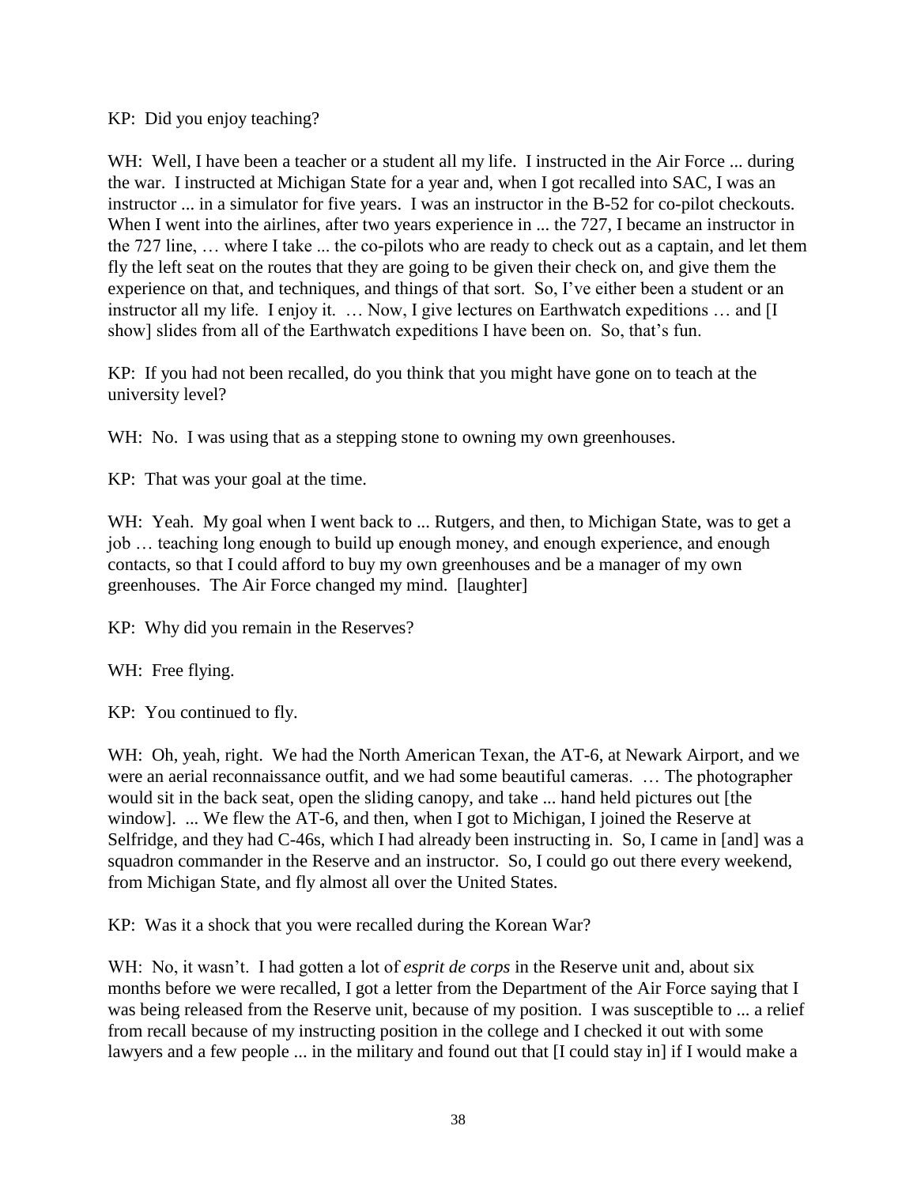KP: Did you enjoy teaching?

WH: Well, I have been a teacher or a student all my life. I instructed in the Air Force ... during the war. I instructed at Michigan State for a year and, when I got recalled into SAC, I was an instructor ... in a simulator for five years. I was an instructor in the B-52 for co-pilot checkouts. When I went into the airlines, after two years experience in ... the 727, I became an instructor in the 727 line, … where I take ... the co-pilots who are ready to check out as a captain, and let them fly the left seat on the routes that they are going to be given their check on, and give them the experience on that, and techniques, and things of that sort. So, I've either been a student or an instructor all my life. I enjoy it. … Now, I give lectures on Earthwatch expeditions … and [I show] slides from all of the Earthwatch expeditions I have been on. So, that's fun.

KP: If you had not been recalled, do you think that you might have gone on to teach at the university level?

WH: No. I was using that as a stepping stone to owning my own greenhouses.

KP: That was your goal at the time.

WH: Yeah. My goal when I went back to ... Rutgers, and then, to Michigan State, was to get a job … teaching long enough to build up enough money, and enough experience, and enough contacts, so that I could afford to buy my own greenhouses and be a manager of my own greenhouses. The Air Force changed my mind. [laughter]

KP: Why did you remain in the Reserves?

WH: Free flying.

KP: You continued to fly.

WH: Oh, yeah, right. We had the North American Texan, the AT-6, at Newark Airport, and we were an aerial reconnaissance outfit, and we had some beautiful cameras. … The photographer would sit in the back seat, open the sliding canopy, and take ... hand held pictures out [the window]. ... We flew the AT-6, and then, when I got to Michigan, I joined the Reserve at Selfridge, and they had C-46s, which I had already been instructing in. So, I came in [and] was a squadron commander in the Reserve and an instructor. So, I could go out there every weekend, from Michigan State, and fly almost all over the United States.

KP: Was it a shock that you were recalled during the Korean War?

WH: No, it wasn't. I had gotten a lot of *esprit de corps* in the Reserve unit and, about six months before we were recalled, I got a letter from the Department of the Air Force saying that I was being released from the Reserve unit, because of my position. I was susceptible to ... a relief from recall because of my instructing position in the college and I checked it out with some lawyers and a few people ... in the military and found out that [I could stay in] if I would make a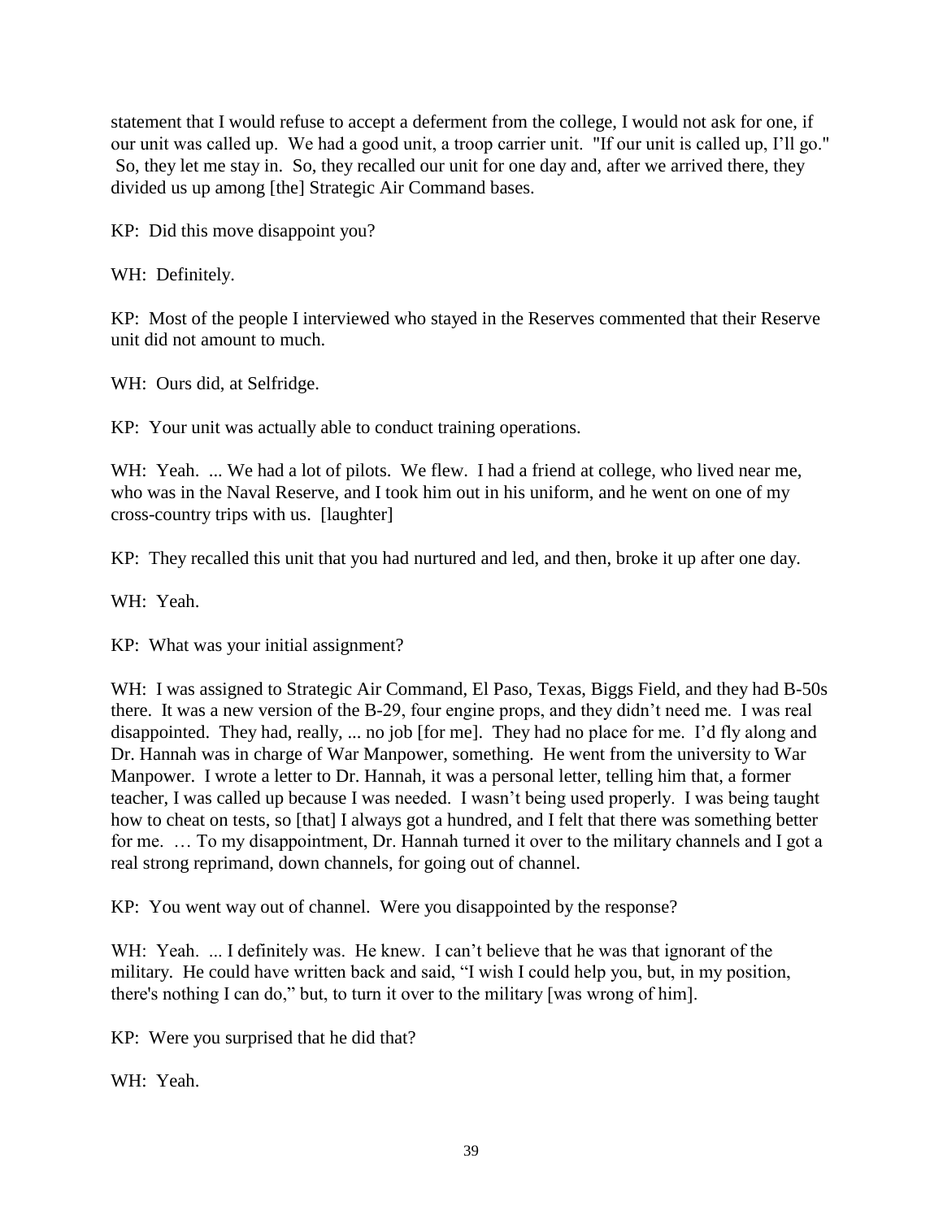statement that I would refuse to accept a deferment from the college, I would not ask for one, if our unit was called up. We had a good unit, a troop carrier unit. "If our unit is called up, I'll go." So, they let me stay in. So, they recalled our unit for one day and, after we arrived there, they divided us up among [the] Strategic Air Command bases.

KP: Did this move disappoint you?

WH: Definitely.

KP: Most of the people I interviewed who stayed in the Reserves commented that their Reserve unit did not amount to much.

WH: Ours did, at Selfridge.

KP: Your unit was actually able to conduct training operations.

WH: Yeah. ... We had a lot of pilots. We flew. I had a friend at college, who lived near me, who was in the Naval Reserve, and I took him out in his uniform, and he went on one of my cross-country trips with us. [laughter]

KP: They recalled this unit that you had nurtured and led, and then, broke it up after one day.

WH: Yeah.

KP: What was your initial assignment?

WH: I was assigned to Strategic Air Command, El Paso, Texas, Biggs Field, and they had B-50s there. It was a new version of the B-29, four engine props, and they didn't need me. I was real disappointed. They had, really, ... no job [for me]. They had no place for me. I'd fly along and Dr. Hannah was in charge of War Manpower, something. He went from the university to War Manpower. I wrote a letter to Dr. Hannah, it was a personal letter, telling him that, a former teacher, I was called up because I was needed. I wasn't being used properly. I was being taught how to cheat on tests, so [that] I always got a hundred, and I felt that there was something better for me. … To my disappointment, Dr. Hannah turned it over to the military channels and I got a real strong reprimand, down channels, for going out of channel.

KP: You went way out of channel. Were you disappointed by the response?

WH: Yeah. ... I definitely was. He knew. I can't believe that he was that ignorant of the military. He could have written back and said, "I wish I could help you, but, in my position, there's nothing I can do," but, to turn it over to the military [was wrong of him].

KP: Were you surprised that he did that?

WH: Yeah.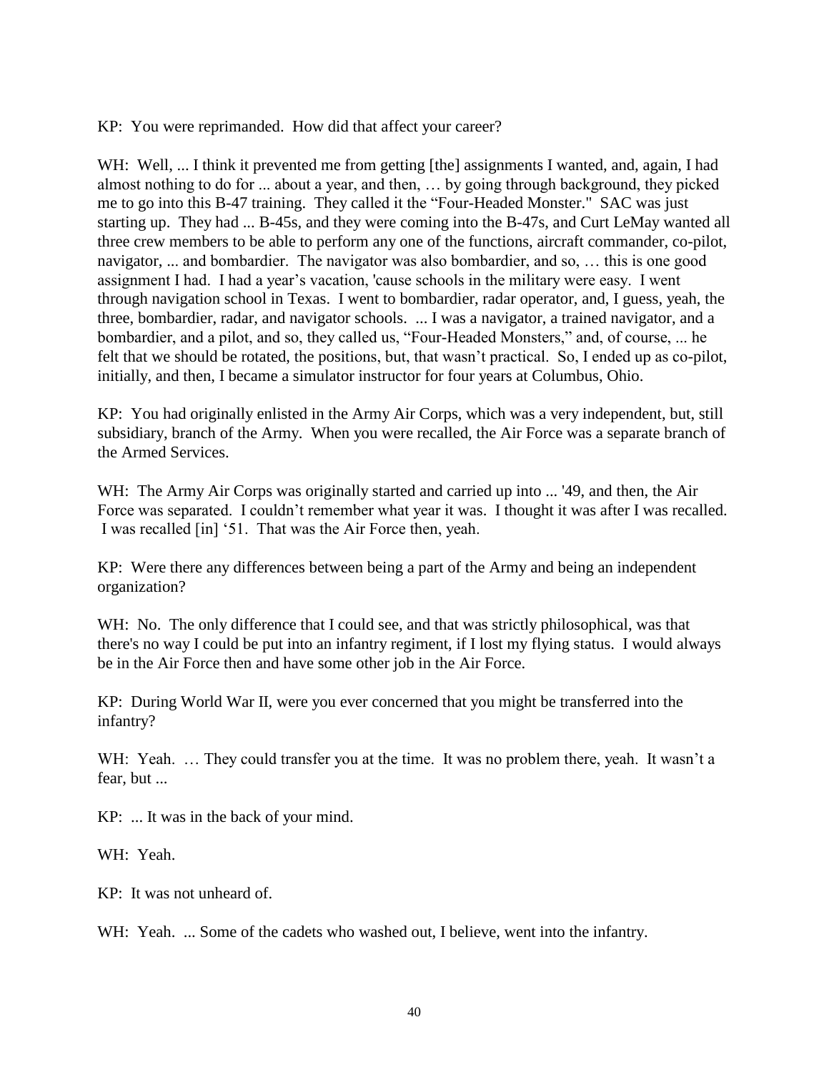KP: You were reprimanded. How did that affect your career?

WH: Well, ... I think it prevented me from getting [the] assignments I wanted, and, again, I had almost nothing to do for ... about a year, and then, … by going through background, they picked me to go into this B-47 training. They called it the "Four-Headed Monster." SAC was just starting up. They had ... B-45s, and they were coming into the B-47s, and Curt LeMay wanted all three crew members to be able to perform any one of the functions, aircraft commander, co-pilot, navigator, ... and bombardier. The navigator was also bombardier, and so, … this is one good assignment I had. I had a year's vacation, 'cause schools in the military were easy. I went through navigation school in Texas. I went to bombardier, radar operator, and, I guess, yeah, the three, bombardier, radar, and navigator schools. ... I was a navigator, a trained navigator, and a bombardier, and a pilot, and so, they called us, "Four-Headed Monsters," and, of course, ... he felt that we should be rotated, the positions, but, that wasn't practical. So, I ended up as co-pilot, initially, and then, I became a simulator instructor for four years at Columbus, Ohio.

KP: You had originally enlisted in the Army Air Corps, which was a very independent, but, still subsidiary, branch of the Army. When you were recalled, the Air Force was a separate branch of the Armed Services.

WH: The Army Air Corps was originally started and carried up into ... '49, and then, the Air Force was separated. I couldn't remember what year it was. I thought it was after I was recalled. I was recalled [in] '51. That was the Air Force then, yeah.

KP: Were there any differences between being a part of the Army and being an independent organization?

WH: No. The only difference that I could see, and that was strictly philosophical, was that there's no way I could be put into an infantry regiment, if I lost my flying status. I would always be in the Air Force then and have some other job in the Air Force.

KP: During World War II, were you ever concerned that you might be transferred into the infantry?

WH: Yeah. … They could transfer you at the time. It was no problem there, yeah. It wasn't a fear, but ...

KP: ... It was in the back of your mind.

WH: Yeah.

KP: It was not unheard of.

WH: Yeah. ... Some of the cadets who washed out, I believe, went into the infantry.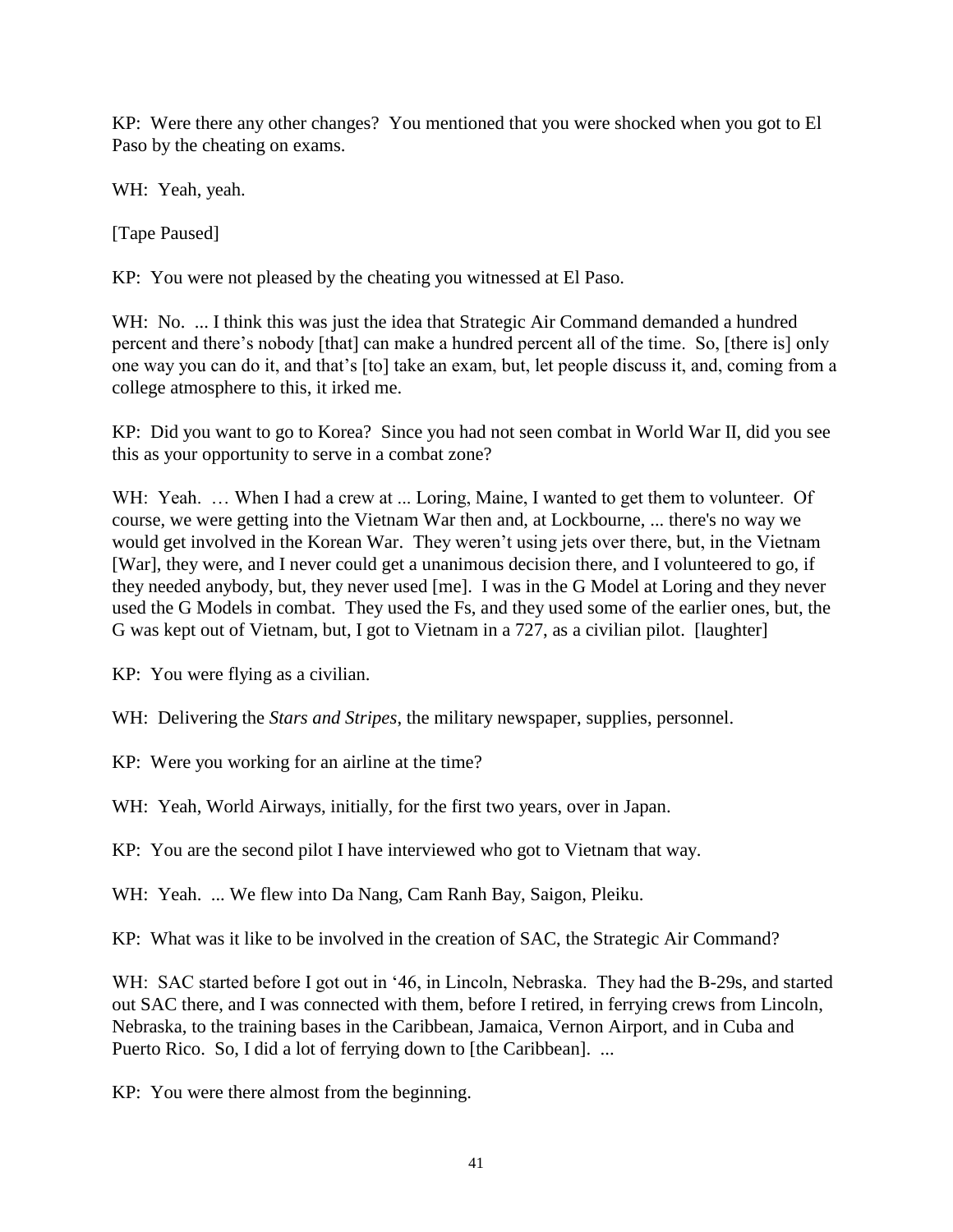KP: Were there any other changes? You mentioned that you were shocked when you got to El Paso by the cheating on exams.

WH: Yeah, yeah.

[Tape Paused]

KP: You were not pleased by the cheating you witnessed at El Paso.

WH: No. ... I think this was just the idea that Strategic Air Command demanded a hundred percent and there's nobody [that] can make a hundred percent all of the time. So, [there is] only one way you can do it, and that's [to] take an exam, but, let people discuss it, and, coming from a college atmosphere to this, it irked me.

KP: Did you want to go to Korea? Since you had not seen combat in World War II, did you see this as your opportunity to serve in a combat zone?

WH: Yeah. … When I had a crew at ... Loring, Maine, I wanted to get them to volunteer. Of course, we were getting into the Vietnam War then and, at Lockbourne, ... there's no way we would get involved in the Korean War. They weren't using jets over there, but, in the Vietnam [War], they were, and I never could get a unanimous decision there, and I volunteered to go, if they needed anybody, but, they never used [me]. I was in the G Model at Loring and they never used the G Models in combat. They used the Fs, and they used some of the earlier ones, but, the G was kept out of Vietnam, but, I got to Vietnam in a 727, as a civilian pilot. [laughter]

KP: You were flying as a civilian.

WH: Delivering the *Stars and Stripes*, the military newspaper, supplies, personnel.

KP: Were you working for an airline at the time?

WH: Yeah, World Airways, initially, for the first two years, over in Japan.

KP: You are the second pilot I have interviewed who got to Vietnam that way.

WH: Yeah. ... We flew into Da Nang, Cam Ranh Bay, Saigon, Pleiku.

KP: What was it like to be involved in the creation of SAC, the Strategic Air Command?

WH: SAC started before I got out in '46, in Lincoln, Nebraska. They had the B-29s, and started out SAC there, and I was connected with them, before I retired, in ferrying crews from Lincoln, Nebraska, to the training bases in the Caribbean, Jamaica, Vernon Airport, and in Cuba and Puerto Rico. So, I did a lot of ferrying down to [the Caribbean]. ...

KP: You were there almost from the beginning.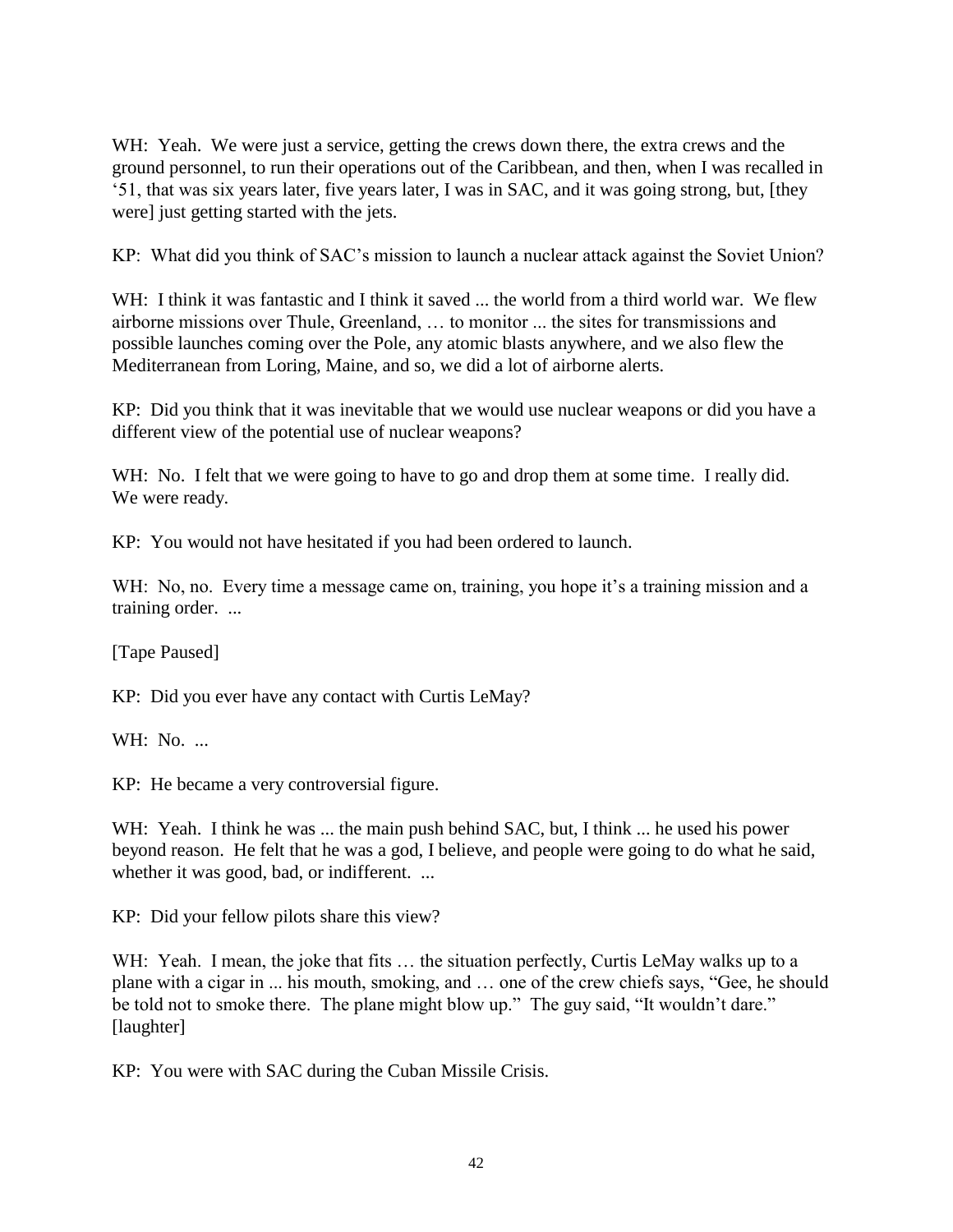WH: Yeah. We were just a service, getting the crews down there, the extra crews and the ground personnel, to run their operations out of the Caribbean, and then, when I was recalled in '51, that was six years later, five years later, I was in SAC, and it was going strong, but, [they were] just getting started with the jets.

KP: What did you think of SAC's mission to launch a nuclear attack against the Soviet Union?

WH: I think it was fantastic and I think it saved ... the world from a third world war. We flew airborne missions over Thule, Greenland, … to monitor ... the sites for transmissions and possible launches coming over the Pole, any atomic blasts anywhere, and we also flew the Mediterranean from Loring, Maine, and so, we did a lot of airborne alerts.

KP: Did you think that it was inevitable that we would use nuclear weapons or did you have a different view of the potential use of nuclear weapons?

WH: No. I felt that we were going to have to go and drop them at some time. I really did. We were ready.

KP: You would not have hesitated if you had been ordered to launch.

WH: No, no. Every time a message came on, training, you hope it's a training mission and a training order. ...

[Tape Paused]

KP: Did you ever have any contact with Curtis LeMay?

WH: No. ...

KP: He became a very controversial figure.

WH: Yeah. I think he was ... the main push behind SAC, but, I think ... he used his power beyond reason. He felt that he was a god, I believe, and people were going to do what he said, whether it was good, bad, or indifferent. ...

KP: Did your fellow pilots share this view?

WH: Yeah. I mean, the joke that fits … the situation perfectly, Curtis LeMay walks up to a plane with a cigar in ... his mouth, smoking, and … one of the crew chiefs says, "Gee, he should be told not to smoke there. The plane might blow up." The guy said, "It wouldn't dare." [laughter]

KP: You were with SAC during the Cuban Missile Crisis.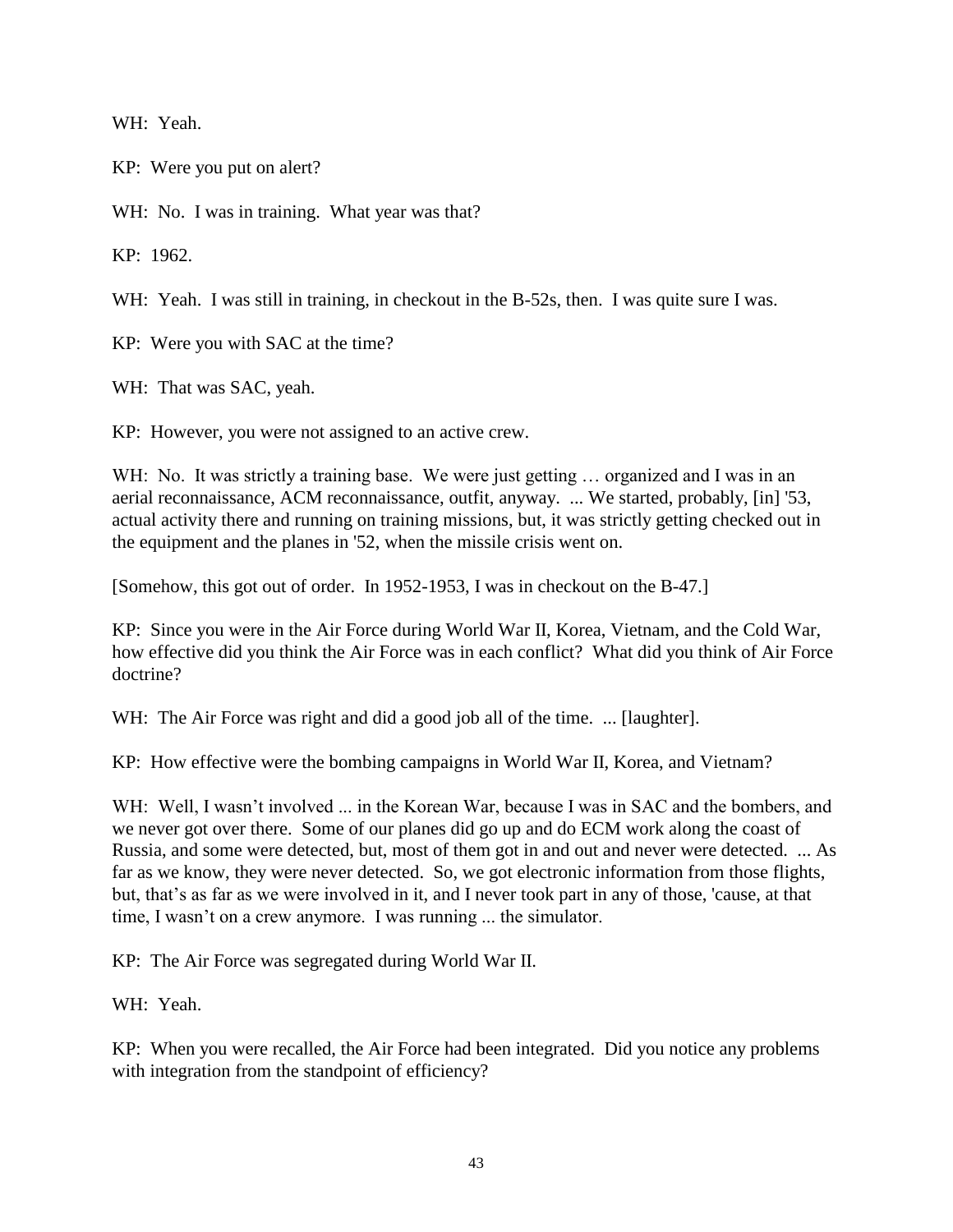WH: Yeah.

KP: Were you put on alert?

WH: No. I was in training. What year was that?

KP: 1962.

WH: Yeah. I was still in training, in checkout in the B-52s, then. I was quite sure I was.

KP: Were you with SAC at the time?

WH: That was SAC, yeah.

KP: However, you were not assigned to an active crew.

WH: No. It was strictly a training base. We were just getting … organized and I was in an aerial reconnaissance, ACM reconnaissance, outfit, anyway. ... We started, probably, [in] '53, actual activity there and running on training missions, but, it was strictly getting checked out in the equipment and the planes in '52, when the missile crisis went on.

[Somehow, this got out of order. In 1952-1953, I was in checkout on the B-47.]

KP: Since you were in the Air Force during World War II, Korea, Vietnam, and the Cold War, how effective did you think the Air Force was in each conflict? What did you think of Air Force doctrine?

WH: The Air Force was right and did a good job all of the time. ... [laughter].

KP: How effective were the bombing campaigns in World War II, Korea, and Vietnam?

WH: Well, I wasn't involved ... in the Korean War, because I was in SAC and the bombers, and we never got over there. Some of our planes did go up and do ECM work along the coast of Russia, and some were detected, but, most of them got in and out and never were detected. ... As far as we know, they were never detected. So, we got electronic information from those flights, but, that's as far as we were involved in it, and I never took part in any of those, 'cause, at that time, I wasn't on a crew anymore. I was running ... the simulator.

KP: The Air Force was segregated during World War II.

WH: Yeah.

KP: When you were recalled, the Air Force had been integrated. Did you notice any problems with integration from the standpoint of efficiency?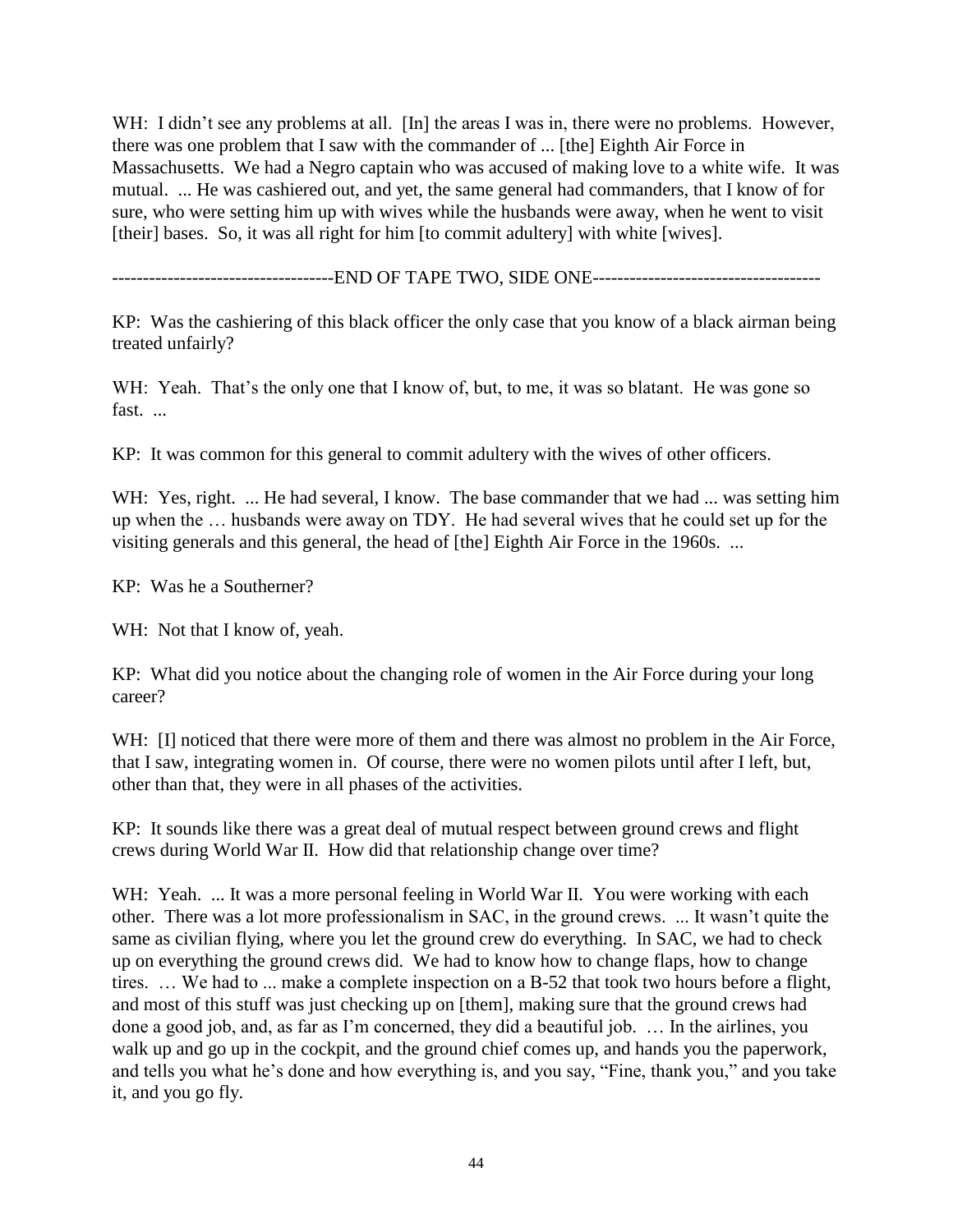WH: I didn't see any problems at all. [In] the areas I was in, there were no problems. However, there was one problem that I saw with the commander of ... [the] Eighth Air Force in Massachusetts. We had a Negro captain who was accused of making love to a white wife. It was mutual. ... He was cashiered out, and yet, the same general had commanders, that I know of for sure, who were setting him up with wives while the husbands were away, when he went to visit [their] bases. So, it was all right for him [to commit adultery] with white [wives].

-----------------------------------END OF TAPE TWO, SIDE ONE-------------------------------------

KP: Was the cashiering of this black officer the only case that you know of a black airman being treated unfairly?

WH: Yeah. That's the only one that I know of, but, to me, it was so blatant. He was gone so fast. ...

KP: It was common for this general to commit adultery with the wives of other officers.

WH: Yes, right. ... He had several, I know. The base commander that we had ... was setting him up when the … husbands were away on TDY. He had several wives that he could set up for the visiting generals and this general, the head of [the] Eighth Air Force in the 1960s. ...

KP: Was he a Southerner?

WH: Not that I know of, yeah.

KP: What did you notice about the changing role of women in the Air Force during your long career?

WH: [I] noticed that there were more of them and there was almost no problem in the Air Force, that I saw, integrating women in. Of course, there were no women pilots until after I left, but, other than that, they were in all phases of the activities.

KP: It sounds like there was a great deal of mutual respect between ground crews and flight crews during World War II. How did that relationship change over time?

WH: Yeah. ... It was a more personal feeling in World War II. You were working with each other. There was a lot more professionalism in SAC, in the ground crews. ... It wasn't quite the same as civilian flying, where you let the ground crew do everything. In SAC, we had to check up on everything the ground crews did. We had to know how to change flaps, how to change tires. … We had to ... make a complete inspection on a B-52 that took two hours before a flight, and most of this stuff was just checking up on [them], making sure that the ground crews had done a good job, and, as far as I'm concerned, they did a beautiful job. … In the airlines, you walk up and go up in the cockpit, and the ground chief comes up, and hands you the paperwork, and tells you what he's done and how everything is, and you say, "Fine, thank you," and you take it, and you go fly.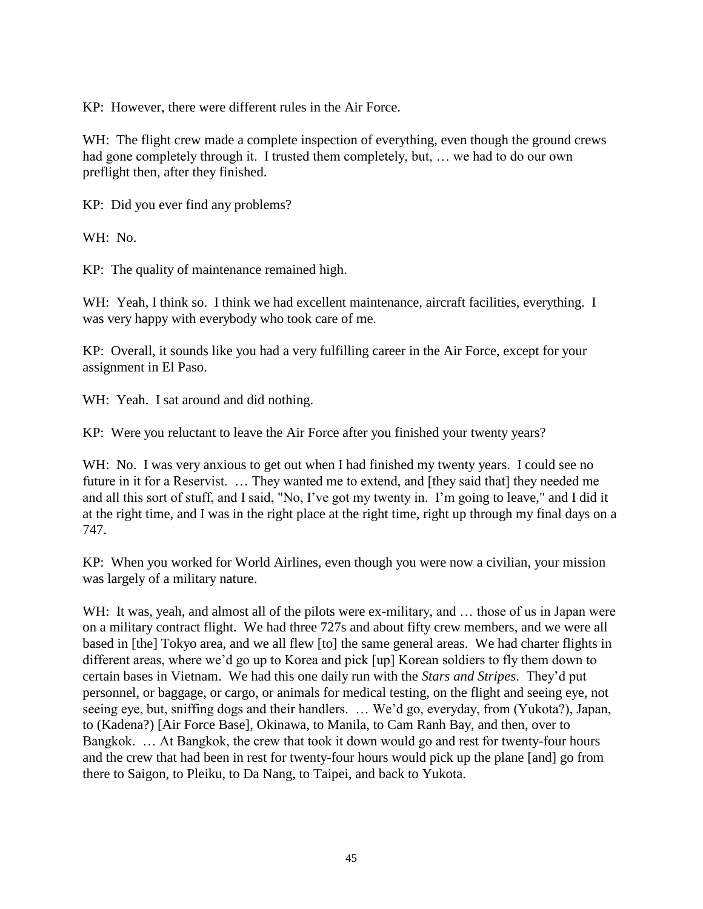KP: However, there were different rules in the Air Force.

WH: The flight crew made a complete inspection of everything, even though the ground crews had gone completely through it. I trusted them completely, but, … we had to do our own preflight then, after they finished.

KP: Did you ever find any problems?

WH: No.

KP: The quality of maintenance remained high.

WH: Yeah, I think so. I think we had excellent maintenance, aircraft facilities, everything. I was very happy with everybody who took care of me.

KP: Overall, it sounds like you had a very fulfilling career in the Air Force, except for your assignment in El Paso.

WH: Yeah. I sat around and did nothing.

KP: Were you reluctant to leave the Air Force after you finished your twenty years?

WH: No. I was very anxious to get out when I had finished my twenty years. I could see no future in it for a Reservist. … They wanted me to extend, and [they said that] they needed me and all this sort of stuff, and I said, "No, I've got my twenty in. I'm going to leave," and I did it at the right time, and I was in the right place at the right time, right up through my final days on a 747.

KP: When you worked for World Airlines, even though you were now a civilian, your mission was largely of a military nature.

WH: It was, yeah, and almost all of the pilots were ex-military, and … those of us in Japan were on a military contract flight. We had three 727s and about fifty crew members, and we were all based in [the] Tokyo area, and we all flew [to] the same general areas. We had charter flights in different areas, where we'd go up to Korea and pick [up] Korean soldiers to fly them down to certain bases in Vietnam. We had this one daily run with the *Stars and Stripes*. They'd put personnel, or baggage, or cargo, or animals for medical testing, on the flight and seeing eye, not seeing eye, but, sniffing dogs and their handlers. … We'd go, everyday, from (Yukota?), Japan, to (Kadena?) [Air Force Base], Okinawa, to Manila, to Cam Ranh Bay, and then, over to Bangkok. … At Bangkok, the crew that took it down would go and rest for twenty-four hours and the crew that had been in rest for twenty-four hours would pick up the plane [and] go from there to Saigon, to Pleiku, to Da Nang, to Taipei, and back to Yukota.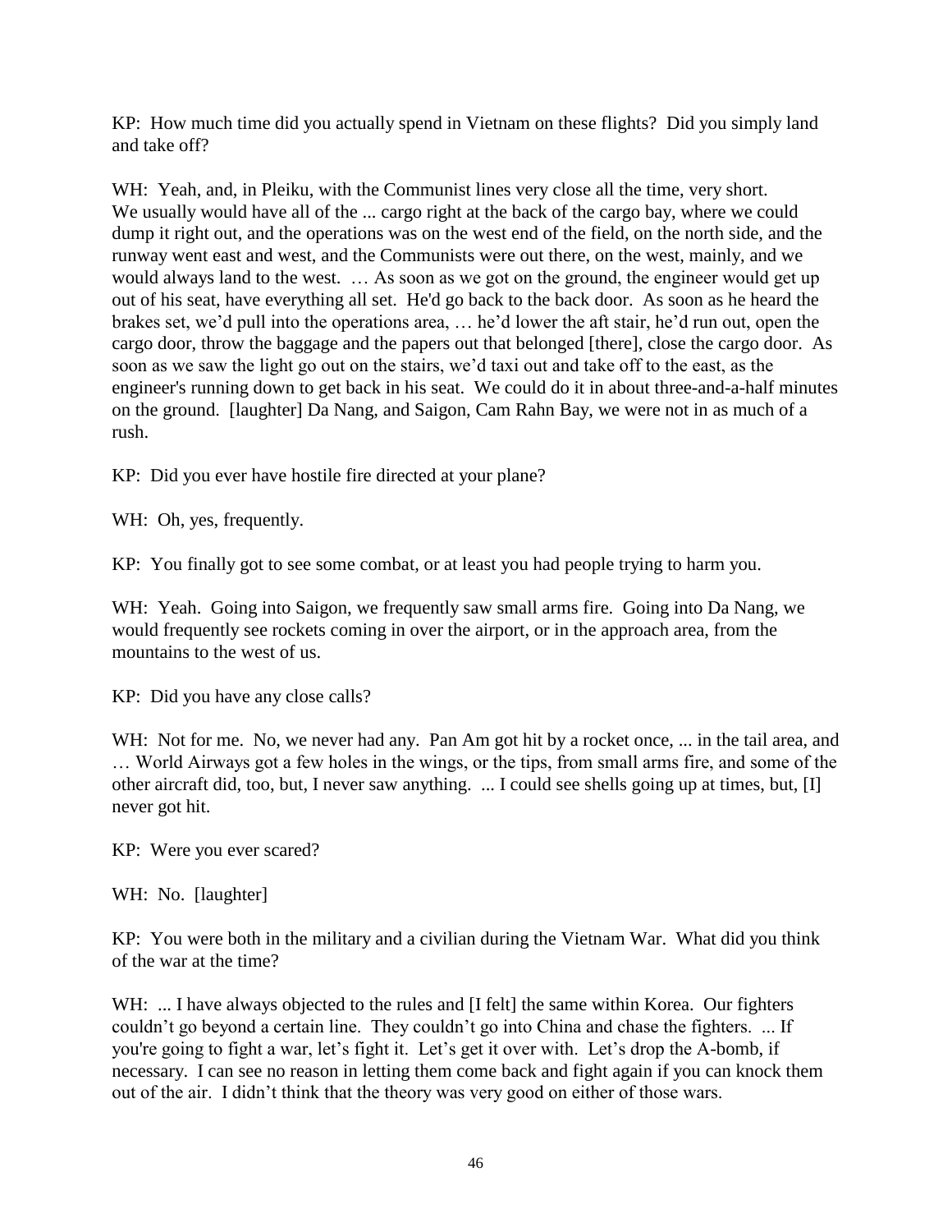KP: How much time did you actually spend in Vietnam on these flights? Did you simply land and take off?

WH: Yeah, and, in Pleiku, with the Communist lines very close all the time, very short. We usually would have all of the ... cargo right at the back of the cargo bay, where we could dump it right out, and the operations was on the west end of the field, on the north side, and the runway went east and west, and the Communists were out there, on the west, mainly, and we would always land to the west. … As soon as we got on the ground, the engineer would get up out of his seat, have everything all set. He'd go back to the back door. As soon as he heard the brakes set, we'd pull into the operations area, … he'd lower the aft stair, he'd run out, open the cargo door, throw the baggage and the papers out that belonged [there], close the cargo door. As soon as we saw the light go out on the stairs, we'd taxi out and take off to the east, as the engineer's running down to get back in his seat. We could do it in about three-and-a-half minutes on the ground. [laughter] Da Nang, and Saigon, Cam Rahn Bay, we were not in as much of a rush.

KP: Did you ever have hostile fire directed at your plane?

WH: Oh, yes, frequently.

KP: You finally got to see some combat, or at least you had people trying to harm you.

WH: Yeah. Going into Saigon, we frequently saw small arms fire. Going into Da Nang, we would frequently see rockets coming in over the airport, or in the approach area, from the mountains to the west of us.

KP: Did you have any close calls?

WH: Not for me. No, we never had any. Pan Am got hit by a rocket once, ... in the tail area, and … World Airways got a few holes in the wings, or the tips, from small arms fire, and some of the other aircraft did, too, but, I never saw anything. ... I could see shells going up at times, but, [I] never got hit.

KP: Were you ever scared?

WH: No. [laughter]

KP: You were both in the military and a civilian during the Vietnam War. What did you think of the war at the time?

WH: ... I have always objected to the rules and [I felt] the same within Korea. Our fighters couldn't go beyond a certain line. They couldn't go into China and chase the fighters. ... If you're going to fight a war, let's fight it. Let's get it over with. Let's drop the A-bomb, if necessary. I can see no reason in letting them come back and fight again if you can knock them out of the air. I didn't think that the theory was very good on either of those wars.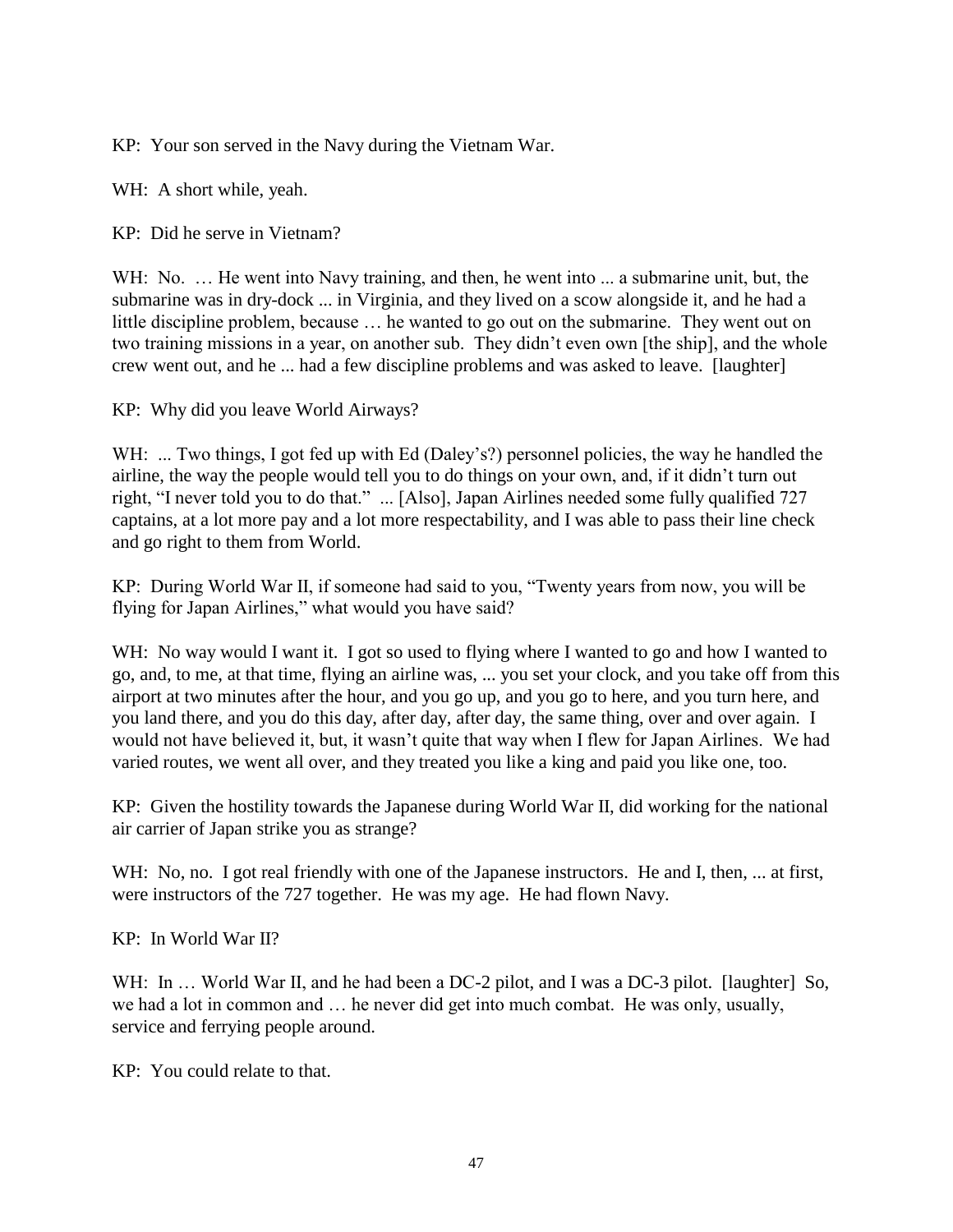KP: Your son served in the Navy during the Vietnam War.

WH: A short while, yeah.

KP: Did he serve in Vietnam?

WH: No. … He went into Navy training, and then, he went into ... a submarine unit, but, the submarine was in dry-dock ... in Virginia, and they lived on a scow alongside it, and he had a little discipline problem, because … he wanted to go out on the submarine. They went out on two training missions in a year, on another sub. They didn't even own [the ship], and the whole crew went out, and he ... had a few discipline problems and was asked to leave. [laughter]

KP: Why did you leave World Airways?

WH: ... Two things, I got fed up with Ed (Daley's?) personnel policies, the way he handled the airline, the way the people would tell you to do things on your own, and, if it didn't turn out right, "I never told you to do that." ... [Also], Japan Airlines needed some fully qualified 727 captains, at a lot more pay and a lot more respectability, and I was able to pass their line check and go right to them from World.

KP: During World War II, if someone had said to you, "Twenty years from now, you will be flying for Japan Airlines," what would you have said?

WH: No way would I want it. I got so used to flying where I wanted to go and how I wanted to go, and, to me, at that time, flying an airline was, ... you set your clock, and you take off from this airport at two minutes after the hour, and you go up, and you go to here, and you turn here, and you land there, and you do this day, after day, after day, the same thing, over and over again. I would not have believed it, but, it wasn't quite that way when I flew for Japan Airlines. We had varied routes, we went all over, and they treated you like a king and paid you like one, too.

KP: Given the hostility towards the Japanese during World War II, did working for the national air carrier of Japan strike you as strange?

WH: No, no. I got real friendly with one of the Japanese instructors. He and I, then, ... at first, were instructors of the 727 together. He was my age. He had flown Navy.

KP: In World War II?

WH: In … World War II, and he had been a DC-2 pilot, and I was a DC-3 pilot. [laughter] So, we had a lot in common and … he never did get into much combat. He was only, usually, service and ferrying people around.

KP: You could relate to that.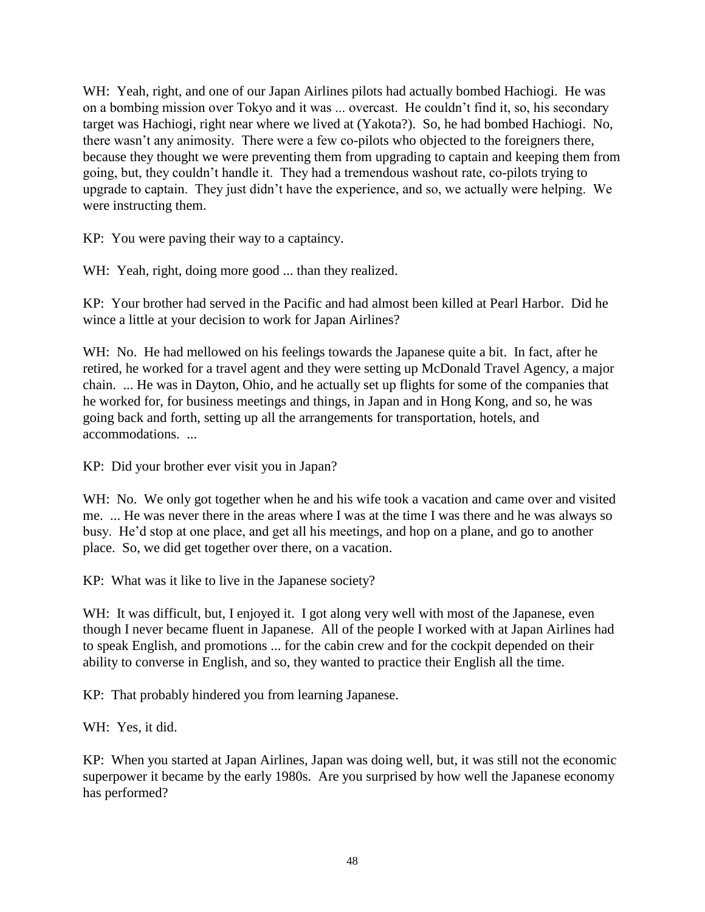WH: Yeah, right, and one of our Japan Airlines pilots had actually bombed Hachiogi. He was on a bombing mission over Tokyo and it was ... overcast. He couldn't find it, so, his secondary target was Hachiogi, right near where we lived at (Yakota?). So, he had bombed Hachiogi. No, there wasn't any animosity. There were a few co-pilots who objected to the foreigners there, because they thought we were preventing them from upgrading to captain and keeping them from going, but, they couldn't handle it. They had a tremendous washout rate, co-pilots trying to upgrade to captain. They just didn't have the experience, and so, we actually were helping. We were instructing them.

KP: You were paving their way to a captaincy.

WH: Yeah, right, doing more good ... than they realized.

KP: Your brother had served in the Pacific and had almost been killed at Pearl Harbor. Did he wince a little at your decision to work for Japan Airlines?

WH: No. He had mellowed on his feelings towards the Japanese quite a bit. In fact, after he retired, he worked for a travel agent and they were setting up McDonald Travel Agency, a major chain. ... He was in Dayton, Ohio, and he actually set up flights for some of the companies that he worked for, for business meetings and things, in Japan and in Hong Kong, and so, he was going back and forth, setting up all the arrangements for transportation, hotels, and accommodations. ...

KP: Did your brother ever visit you in Japan?

WH: No. We only got together when he and his wife took a vacation and came over and visited me. ... He was never there in the areas where I was at the time I was there and he was always so busy. He'd stop at one place, and get all his meetings, and hop on a plane, and go to another place. So, we did get together over there, on a vacation.

KP: What was it like to live in the Japanese society?

WH: It was difficult, but, I enjoyed it. I got along very well with most of the Japanese, even though I never became fluent in Japanese. All of the people I worked with at Japan Airlines had to speak English, and promotions ... for the cabin crew and for the cockpit depended on their ability to converse in English, and so, they wanted to practice their English all the time.

KP: That probably hindered you from learning Japanese.

WH: Yes, it did.

KP: When you started at Japan Airlines, Japan was doing well, but, it was still not the economic superpower it became by the early 1980s. Are you surprised by how well the Japanese economy has performed?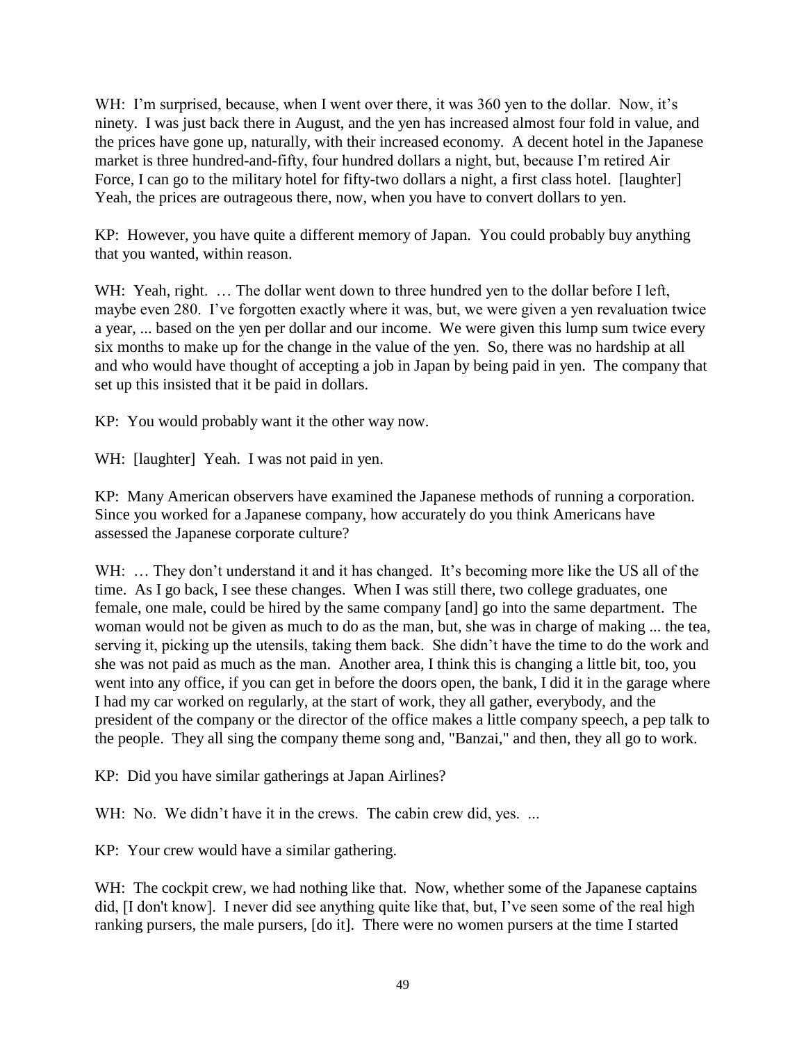WH: I'm surprised, because, when I went over there, it was 360 yen to the dollar. Now, it's ninety. I was just back there in August, and the yen has increased almost four fold in value, and the prices have gone up, naturally, with their increased economy. A decent hotel in the Japanese market is three hundred-and-fifty, four hundred dollars a night, but, because I'm retired Air Force, I can go to the military hotel for fifty-two dollars a night, a first class hotel. [laughter] Yeah, the prices are outrageous there, now, when you have to convert dollars to yen.

KP: However, you have quite a different memory of Japan. You could probably buy anything that you wanted, within reason.

WH: Yeah, right. … The dollar went down to three hundred yen to the dollar before I left, maybe even 280. I've forgotten exactly where it was, but, we were given a yen revaluation twice a year, ... based on the yen per dollar and our income. We were given this lump sum twice every six months to make up for the change in the value of the yen. So, there was no hardship at all and who would have thought of accepting a job in Japan by being paid in yen. The company that set up this insisted that it be paid in dollars.

KP: You would probably want it the other way now.

WH: [laughter] Yeah. I was not paid in yen.

KP: Many American observers have examined the Japanese methods of running a corporation. Since you worked for a Japanese company, how accurately do you think Americans have assessed the Japanese corporate culture?

WH: … They don't understand it and it has changed. It's becoming more like the US all of the time. As I go back, I see these changes. When I was still there, two college graduates, one female, one male, could be hired by the same company [and] go into the same department. The woman would not be given as much to do as the man, but, she was in charge of making ... the tea, serving it, picking up the utensils, taking them back. She didn't have the time to do the work and she was not paid as much as the man. Another area, I think this is changing a little bit, too, you went into any office, if you can get in before the doors open, the bank, I did it in the garage where I had my car worked on regularly, at the start of work, they all gather, everybody, and the president of the company or the director of the office makes a little company speech, a pep talk to the people. They all sing the company theme song and, "Banzai," and then, they all go to work.

KP: Did you have similar gatherings at Japan Airlines?

WH: No. We didn't have it in the crews. The cabin crew did, yes. ...

KP: Your crew would have a similar gathering.

WH: The cockpit crew, we had nothing like that. Now, whether some of the Japanese captains did, [I don't know]. I never did see anything quite like that, but, I've seen some of the real high ranking pursers, the male pursers, [do it]. There were no women pursers at the time I started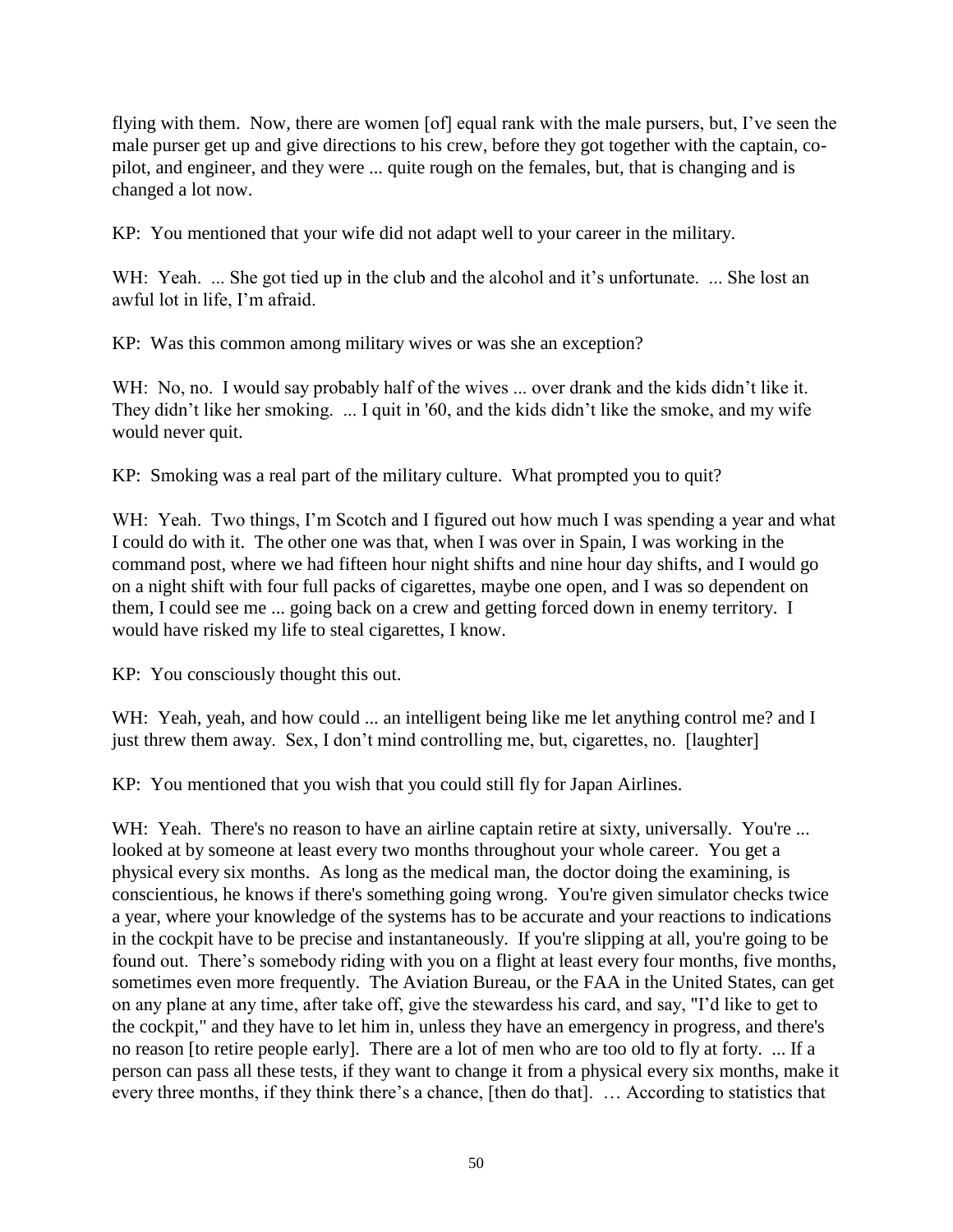flying with them. Now, there are women [of] equal rank with the male pursers, but, I've seen the male purser get up and give directions to his crew, before they got together with the captain, co-pilot, and engineer, and they were ... quite rough on the females, but, that is changing and is changed a lot now.

KP: You mentioned that your wife did not adapt well to your career in the military.

WH: Yeah. ... She got tied up in the club and the alcohol and it's unfortunate. ... She lost an awful lot in life, I'm afraid.

KP: Was this common among military wives or was she an exception?

WH: No, no. I would say probably half of the wives ... over drank and the kids didn't like it. They didn't like her smoking. ... I quit in '60, and the kids didn't like the smoke, and my wife would never quit.

KP: Smoking was a real part of the military culture. What prompted you to quit?

WH: Yeah. Two things, I'm Scotch and I figured out how much I was spending a year and what I could do with it. The other one was that, when I was over in Spain, I was working in the command post, where we had fifteen hour night shifts and nine hour day shifts, and I would go on a night shift with four full packs of cigarettes, maybe one open, and I was so dependent on them, I could see me ... going back on a crew and getting forced down in enemy territory. I would have risked my life to steal cigarettes, I know.

KP: You consciously thought this out.

WH: Yeah, yeah, and how could ... an intelligent being like me let anything control me? and I just threw them away. Sex, I don't mind controlling me, but, cigarettes, no. [laughter]

KP: You mentioned that you wish that you could still fly for Japan Airlines.

WH: Yeah. There's no reason to have an airline captain retire at sixty, universally. You're ... looked at by someone at least every two months throughout your whole career. You get a physical every six months. As long as the medical man, the doctor doing the examining, is conscientious, he knows if there's something going wrong. You're given simulator checks twice a year, where your knowledge of the systems has to be accurate and your reactions to indications in the cockpit have to be precise and instantaneously. If you're slipping at all, you're going to be found out. There's somebody riding with you on a flight at least every four months, five months, sometimes even more frequently. The Aviation Bureau, or the FAA in the United States, can get on any plane at any time, after take off, give the stewardess his card, and say, "I'd like to get to the cockpit," and they have to let him in, unless they have an emergency in progress, and there's no reason [to retire people early]. There are a lot of men who are too old to fly at forty. ... If a person can pass all these tests, if they want to change it from a physical every six months, make it every three months, if they think there's a chance, [then do that]. … According to statistics that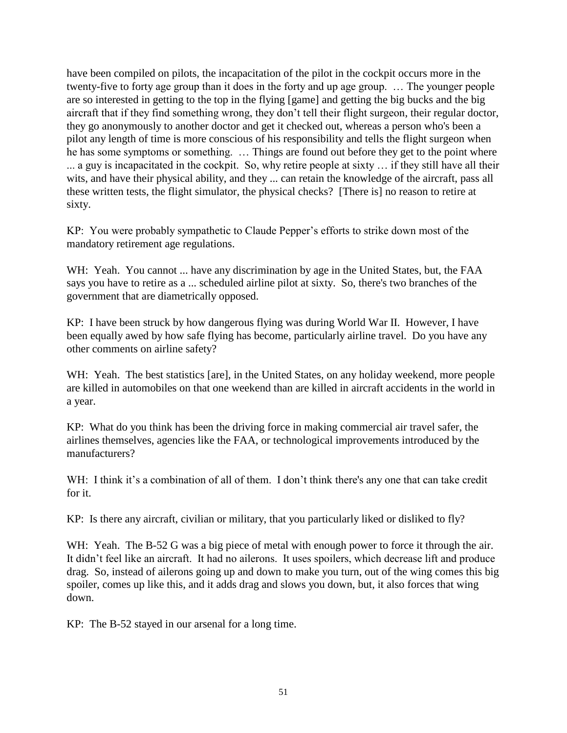have been compiled on pilots, the incapacitation of the pilot in the cockpit occurs more in the twenty-five to forty age group than it does in the forty and up age group. … The younger people are so interested in getting to the top in the flying [game] and getting the big bucks and the big aircraft that if they find something wrong, they don't tell their flight surgeon, their regular doctor, they go anonymously to another doctor and get it checked out, whereas a person who's been a pilot any length of time is more conscious of his responsibility and tells the flight surgeon when he has some symptoms or something. … Things are found out before they get to the point where ... a guy is incapacitated in the cockpit. So, why retire people at sixty … if they still have all their wits, and have their physical ability, and they ... can retain the knowledge of the aircraft, pass all these written tests, the flight simulator, the physical checks? [There is] no reason to retire at sixty.

KP: You were probably sympathetic to Claude Pepper's efforts to strike down most of the mandatory retirement age regulations.

WH: Yeah. You cannot ... have any discrimination by age in the United States, but, the FAA says you have to retire as a ... scheduled airline pilot at sixty. So, there's two branches of the government that are diametrically opposed.

KP: I have been struck by how dangerous flying was during World War II. However, I have been equally awed by how safe flying has become, particularly airline travel. Do you have any other comments on airline safety?

WH: Yeah. The best statistics [are], in the United States, on any holiday weekend, more people are killed in automobiles on that one weekend than are killed in aircraft accidents in the world in a year.

KP: What do you think has been the driving force in making commercial air travel safer, the airlines themselves, agencies like the FAA, or technological improvements introduced by the manufacturers?

WH: I think it's a combination of all of them. I don't think there's any one that can take credit for it.

KP: Is there any aircraft, civilian or military, that you particularly liked or disliked to fly?

WH: Yeah. The B-52 G was a big piece of metal with enough power to force it through the air. It didn't feel like an aircraft. It had no ailerons. It uses spoilers, which decrease lift and produce drag. So, instead of ailerons going up and down to make you turn, out of the wing comes this big spoiler, comes up like this, and it adds drag and slows you down, but, it also forces that wing down.

KP: The B-52 stayed in our arsenal for a long time.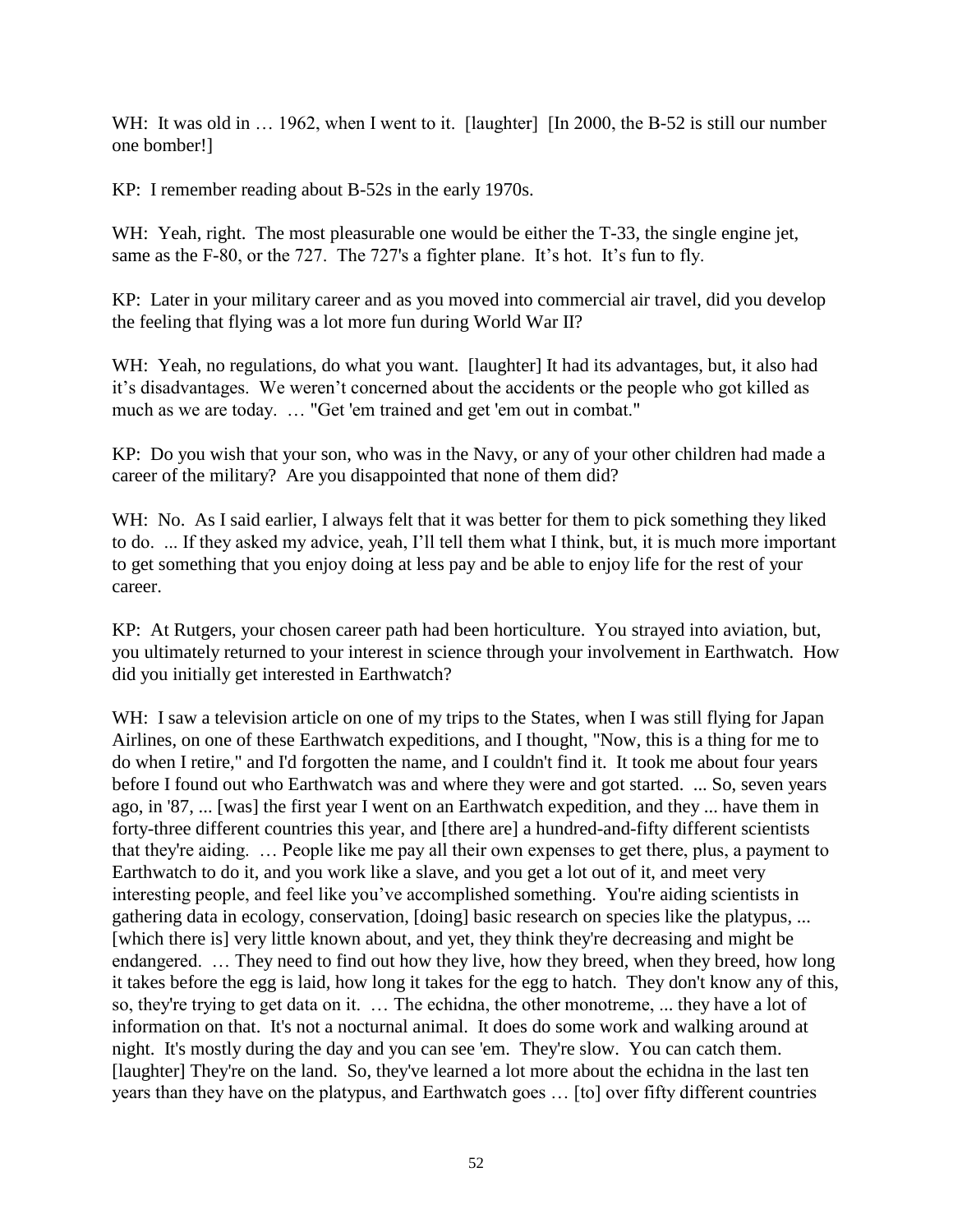WH: It was old in … 1962, when I went to it. [laughter] [In 2000, the B-52 is still our number one bomber!]

KP: I remember reading about B-52s in the early 1970s.

WH: Yeah, right. The most pleasurable one would be either the T-33, the single engine jet, same as the F-80, or the 727. The 727's a fighter plane. It's hot. It's fun to fly.

KP: Later in your military career and as you moved into commercial air travel, did you develop the feeling that flying was a lot more fun during World War II?

WH: Yeah, no regulations, do what you want. [laughter] It had its advantages, but, it also had it's disadvantages. We weren't concerned about the accidents or the people who got killed as much as we are today. … "Get 'em trained and get 'em out in combat."

KP: Do you wish that your son, who was in the Navy, or any of your other children had made a career of the military? Are you disappointed that none of them did?

WH: No. As I said earlier, I always felt that it was better for them to pick something they liked to do. ... If they asked my advice, yeah, I'll tell them what I think, but, it is much more important to get something that you enjoy doing at less pay and be able to enjoy life for the rest of your career.

KP: At Rutgers, your chosen career path had been horticulture. You strayed into aviation, but, you ultimately returned to your interest in science through your involvement in Earthwatch. How did you initially get interested in Earthwatch?

WH: I saw a television article on one of my trips to the States, when I was still flying for Japan Airlines, on one of these Earthwatch expeditions, and I thought, "Now, this is a thing for me to do when I retire," and I'd forgotten the name, and I couldn't find it. It took me about four years before I found out who Earthwatch was and where they were and got started. ... So, seven years ago, in '87, ... [was] the first year I went on an Earthwatch expedition, and they ... have them in forty-three different countries this year, and [there are] a hundred-and-fifty different scientists that they're aiding. … People like me pay all their own expenses to get there, plus, a payment to Earthwatch to do it, and you work like a slave, and you get a lot out of it, and meet very interesting people, and feel like you've accomplished something. You're aiding scientists in gathering data in ecology, conservation, [doing] basic research on species like the platypus, ... [which there is] very little known about, and yet, they think they're decreasing and might be endangered. … They need to find out how they live, how they breed, when they breed, how long it takes before the egg is laid, how long it takes for the egg to hatch. They don't know any of this, so, they're trying to get data on it. … The echidna, the other monotreme, ... they have a lot of information on that. It's not a nocturnal animal. It does do some work and walking around at night. It's mostly during the day and you can see 'em. They're slow. You can catch them. [laughter] They're on the land. So, they've learned a lot more about the echidna in the last ten years than they have on the platypus, and Earthwatch goes … [to] over fifty different countries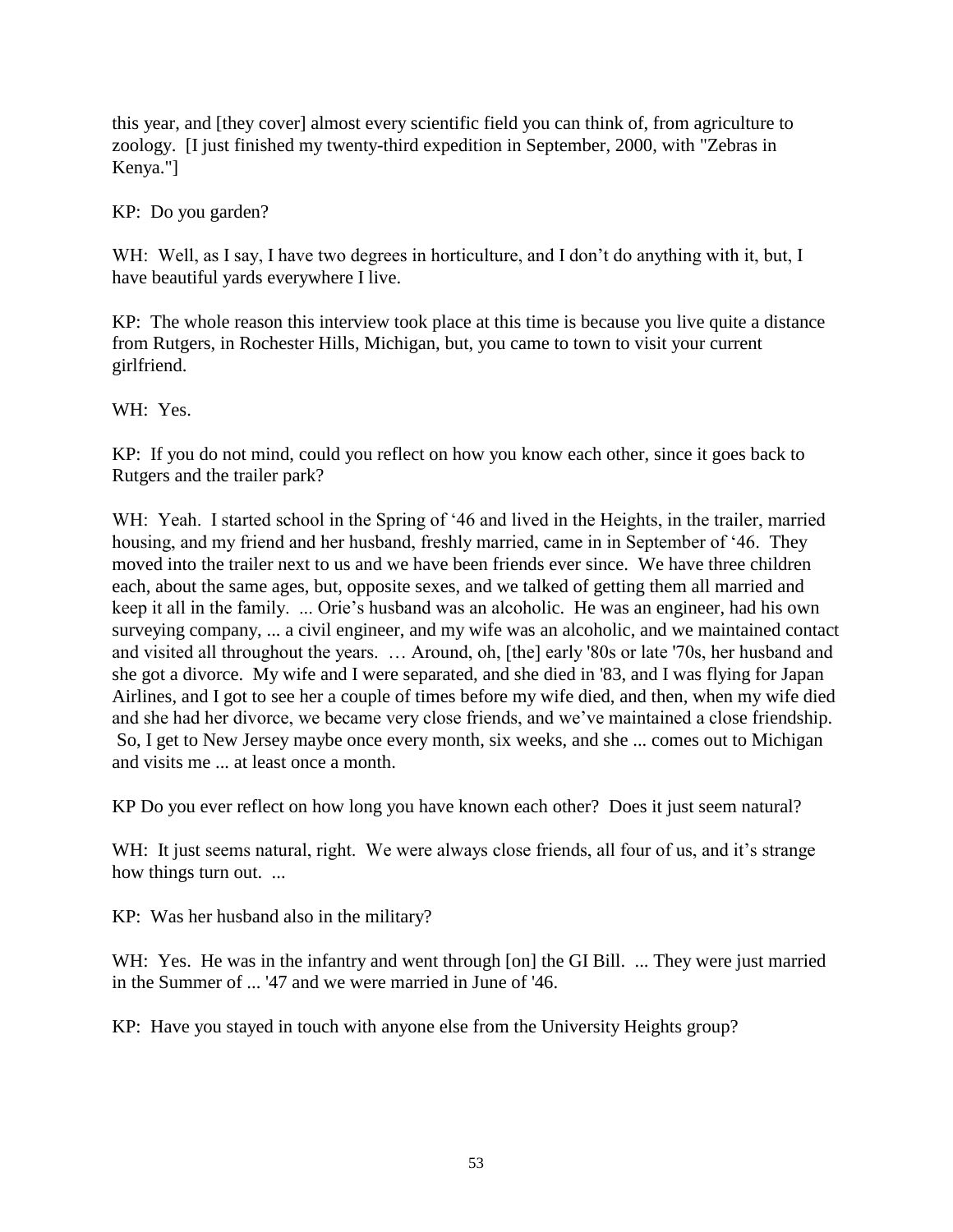this year, and [they cover] almost every scientific field you can think of, from agriculture to zoology. [I just finished my twenty-third expedition in September, 2000, with "Zebras in Kenya."]

KP: Do you garden?

WH: Well, as I say, I have two degrees in horticulture, and I don't do anything with it, but, I have beautiful yards everywhere I live.

KP: The whole reason this interview took place at this time is because you live quite a distance from Rutgers, in Rochester Hills, Michigan, but, you came to town to visit your current girlfriend.

WH: Yes.

KP: If you do not mind, could you reflect on how you know each other, since it goes back to Rutgers and the trailer park?

WH: Yeah. I started school in the Spring of '46 and lived in the Heights, in the trailer, married housing, and my friend and her husband, freshly married, came in in September of '46. They moved into the trailer next to us and we have been friends ever since. We have three children each, about the same ages, but, opposite sexes, and we talked of getting them all married and keep it all in the family. ... Orie's husband was an alcoholic. He was an engineer, had his own surveying company, ... a civil engineer, and my wife was an alcoholic, and we maintained contact and visited all throughout the years. … Around, oh, [the] early '80s or late '70s, her husband and she got a divorce. My wife and I were separated, and she died in '83, and I was flying for Japan Airlines, and I got to see her a couple of times before my wife died, and then, when my wife died and she had her divorce, we became very close friends, and we've maintained a close friendship. So, I get to New Jersey maybe once every month, six weeks, and she ... comes out to Michigan and visits me ... at least once a month.

KP Do you ever reflect on how long you have known each other? Does it just seem natural?

WH: It just seems natural, right. We were always close friends, all four of us, and it's strange how things turn out. ...

KP: Was her husband also in the military?

WH: Yes. He was in the infantry and went through [on] the GI Bill. ... They were just married in the Summer of ... '47 and we were married in June of '46.

KP: Have you stayed in touch with anyone else from the University Heights group?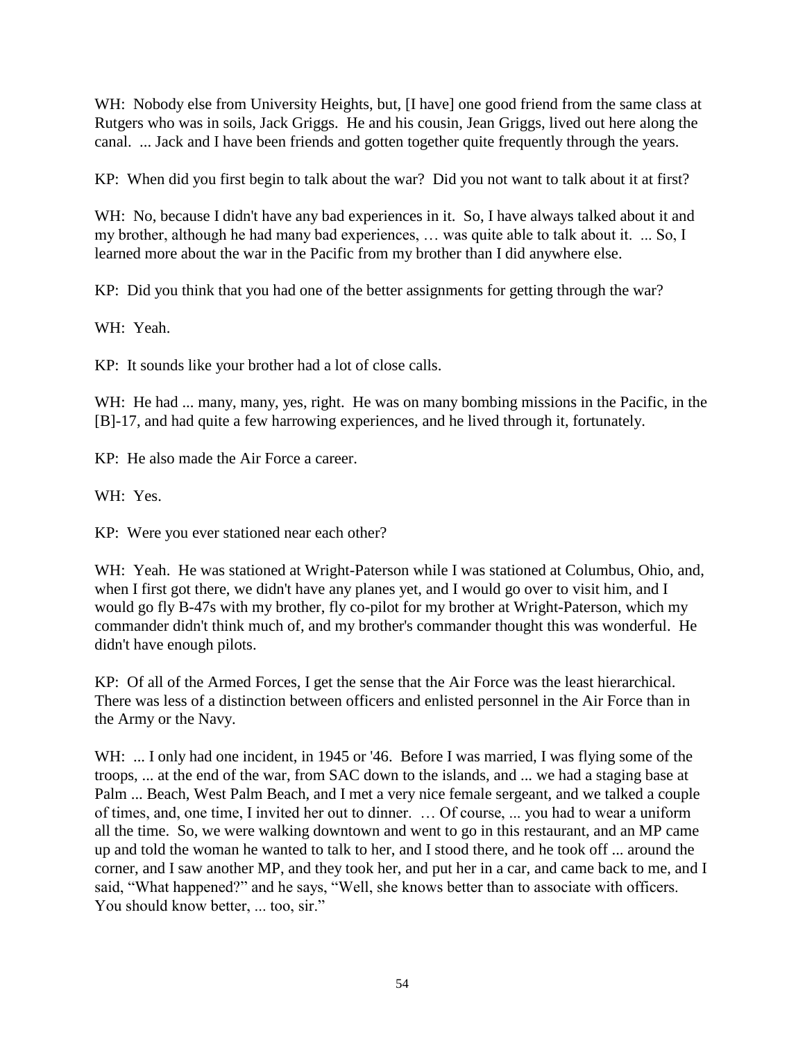WH: Nobody else from University Heights, but, [I have] one good friend from the same class at Rutgers who was in soils, Jack Griggs. He and his cousin, Jean Griggs, lived out here along the canal. ... Jack and I have been friends and gotten together quite frequently through the years.

KP: When did you first begin to talk about the war? Did you not want to talk about it at first?

WH: No, because I didn't have any bad experiences in it. So, I have always talked about it and my brother, although he had many bad experiences, … was quite able to talk about it. ... So, I learned more about the war in the Pacific from my brother than I did anywhere else.

KP: Did you think that you had one of the better assignments for getting through the war?

WH: Yeah.

KP: It sounds like your brother had a lot of close calls.

WH: He had ... many, many, yes, right. He was on many bombing missions in the Pacific, in the [B]-17, and had quite a few harrowing experiences, and he lived through it, fortunately.

KP: He also made the Air Force a career.

WH: Yes.

KP: Were you ever stationed near each other?

WH: Yeah. He was stationed at Wright-Paterson while I was stationed at Columbus, Ohio, and, when I first got there, we didn't have any planes yet, and I would go over to visit him, and I would go fly B-47s with my brother, fly co-pilot for my brother at Wright-Paterson, which my commander didn't think much of, and my brother's commander thought this was wonderful. He didn't have enough pilots.

KP: Of all of the Armed Forces, I get the sense that the Air Force was the least hierarchical. There was less of a distinction between officers and enlisted personnel in the Air Force than in the Army or the Navy.

WH: ... I only had one incident, in 1945 or '46. Before I was married, I was flying some of the troops, ... at the end of the war, from SAC down to the islands, and ... we had a staging base at Palm ... Beach, West Palm Beach, and I met a very nice female sergeant, and we talked a couple of times, and, one time, I invited her out to dinner. … Of course, ... you had to wear a uniform all the time. So, we were walking downtown and went to go in this restaurant, and an MP came up and told the woman he wanted to talk to her, and I stood there, and he took off ... around the corner, and I saw another MP, and they took her, and put her in a car, and came back to me, and I said, "What happened?" and he says, "Well, she knows better than to associate with officers. You should know better, ... too, sir."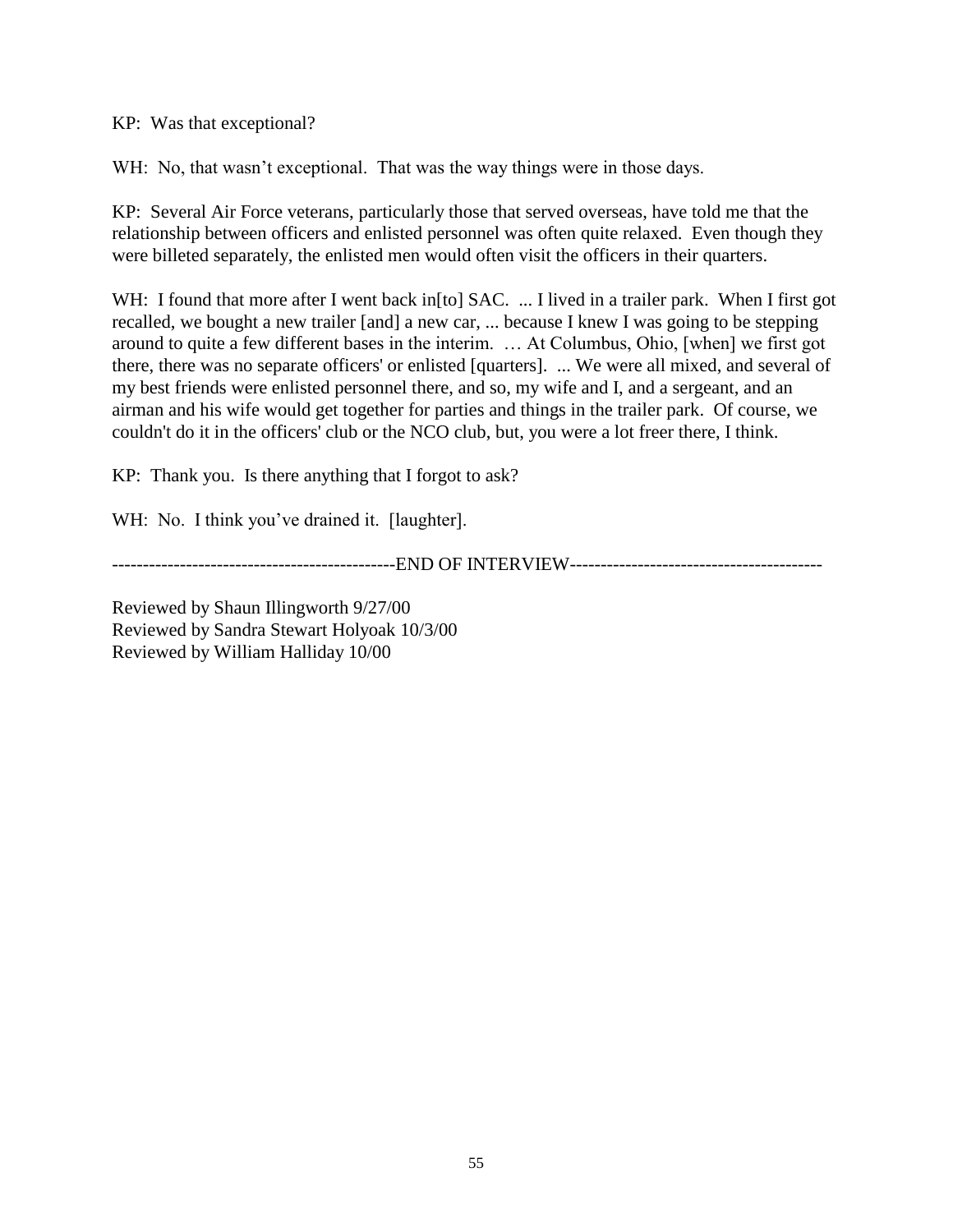KP: Was that exceptional?

WH: No, that wasn't exceptional. That was the way things were in those days.

KP: Several Air Force veterans, particularly those that served overseas, have told me that the relationship between officers and enlisted personnel was often quite relaxed. Even though they were billeted separately, the enlisted men would often visit the officers in their quarters.

WH: I found that more after I went back in[to] SAC. ... I lived in a trailer park. When I first got recalled, we bought a new trailer [and] a new car, ... because I knew I was going to be stepping around to quite a few different bases in the interim. … At Columbus, Ohio, [when] we first got there, there was no separate officers' or enlisted [quarters]. ... We were all mixed, and several of my best friends were enlisted personnel there, and so, my wife and I, and a sergeant, and an airman and his wife would get together for parties and things in the trailer park. Of course, we couldn't do it in the officers' club or the NCO club, but, you were a lot freer there, I think.

KP: Thank you. Is there anything that I forgot to ask?

WH: No. I think you've drained it. [laughter].

---------------------------------------------END OF INTERVIEW----------------------------------------

Reviewed by Shaun Illingworth 9/27/00
Reviewed by Sandra Stewart Holyoak 10/3/00
Reviewed by William Halliday 10/00